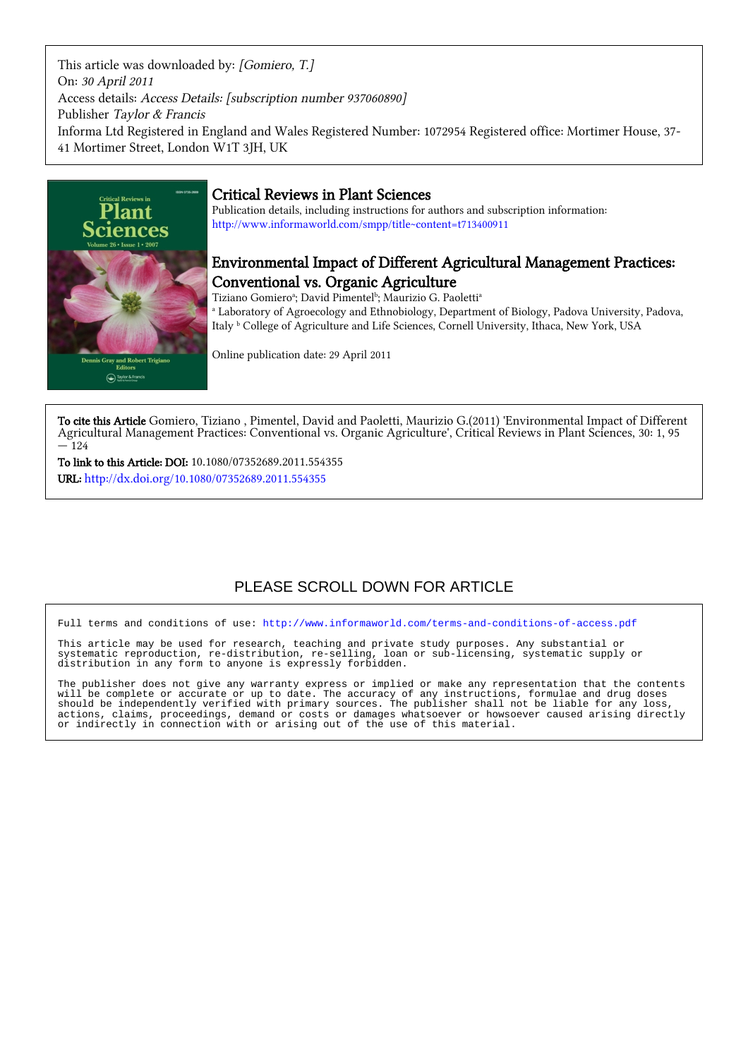This article was downloaded by: *[Gomiero, T.]*
On: *30 April 2011*
Access details: *Access Details: [subscription number 937060890]*
Publisher *Taylor & Francis*
Informa Ltd Registered in England and Wales Registered Number: 1072954 Registered office: Mortimer House, 37-41 Mortimer Street, London W1T 3JH, UK

## Critical Reviews in Plant Sciences

Publication details, including instructions for authors and subscription information:
http://www.informaworld.com/smpp/title~content=t713400911

# Environmental Impact of Different Agricultural Management Practices: Conventional vs. Organic Agriculture

Tiziano Gomiero[a]; David Pimentel[b]; Maurizio G. Paoletti[a]

[a] Laboratory of Agroecology and Ethnobiology, Department of Biology, Padova University, Padova, Italy [b] College of Agriculture and Life Sciences, Cornell University, Ithaca, New York, USA

Online publication date: 29 April 2011

**To cite this Article** Gomiero, Tiziano , Pimentel, David and Paoletti, Maurizio G.(2011) 'Environmental Impact of Different Agricultural Management Practices: Conventional vs. Organic Agriculture', Critical Reviews in Plant Sciences, 30: 1, 95 — 124

**To link to this Article: DOI:** 10.1080/07352689.2011.554355

**URL:** http://dx.doi.org/10.1080/07352689.2011.554355

PLEASE SCROLL DOWN FOR ARTICLE

Full terms and conditions of use: http://www.informaworld.com/terms-and-conditions-of-access.pdf

This article may be used for research, teaching and private study purposes. Any substantial or systematic reproduction, re-distribution, re-selling, loan or sub-licensing, systematic supply or distribution in any form to anyone is expressly forbidden.

The publisher does not give any warranty express or implied or make any representation that the contents will be complete or accurate or up to date. The accuracy of any instructions, formulae and drug doses should be independently verified with primary sources. The publisher shall not be liable for any loss, actions, claims, proceedings, demand or costs or damages whatsoever or howsoever caused arising directly or indirectly in connection with or arising out of the use of this material.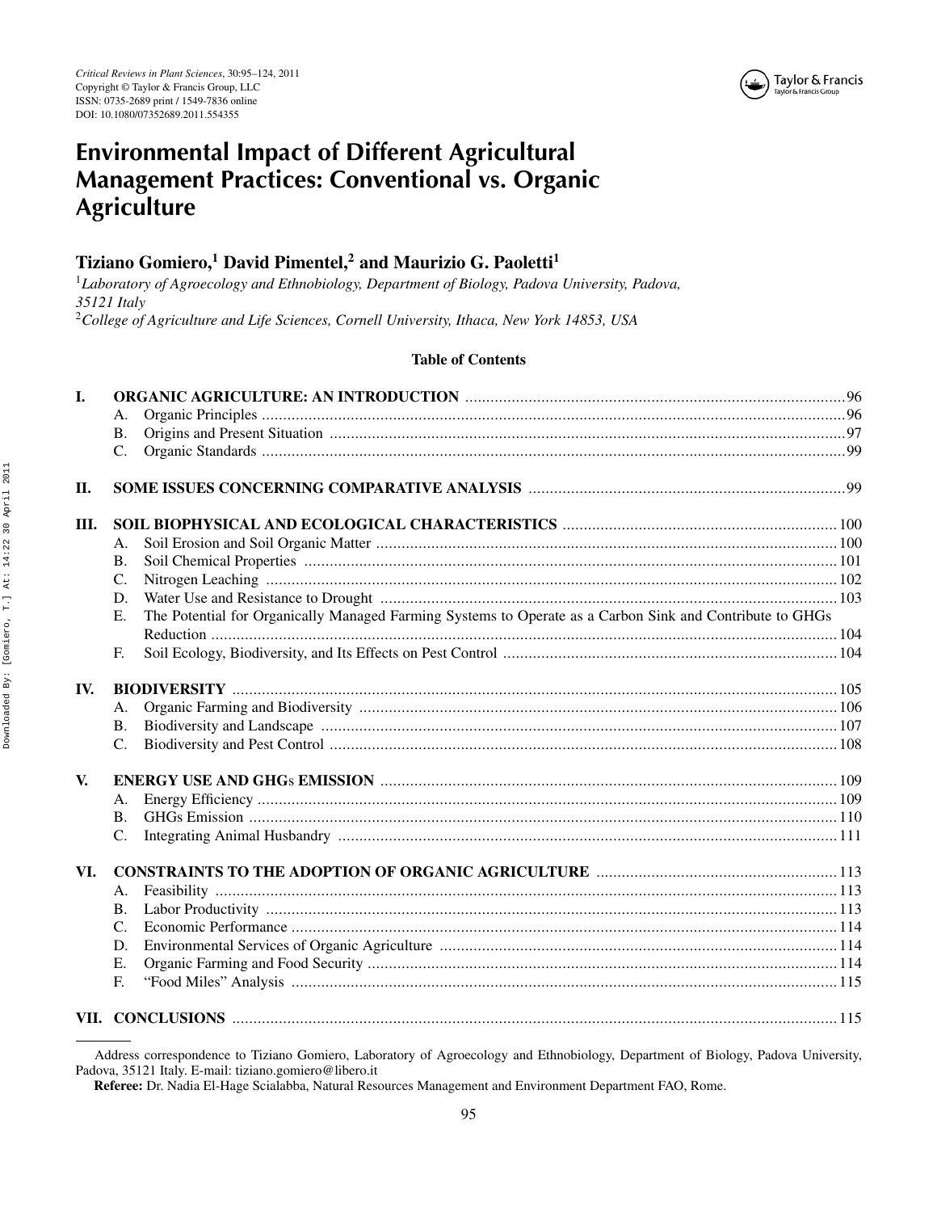# Environmental Impact of Different Agricultural Management Practices: Conventional vs. Organic Agriculture

**Tiziano Gomiero,[1] David Pimentel,[2] and Maurizio G. Paoletti[1]**

[1]*Laboratory of Agroecology and Ethnobiology, Department of Biology, Padova University, Padova, 35121 Italy*
[2]*College of Agriculture and Life Sciences, Cornell University, Ithaca, New York 14853, USA*

**Table of Contents**

| | | |
|---|---|---|
| **I.** | **ORGANIC AGRICULTURE: AN INTRODUCTION** | 96 |
| | A. Organic Principles | 96 |
| | B. Origins and Present Situation | 97 |
| | C. Organic Standards | 99 |
| **II.** | **SOME ISSUES CONCERNING COMPARATIVE ANALYSIS** | 99 |
| **III.** | **SOIL BIOPHYSICAL AND ECOLOGICAL CHARACTERISTICS** | 100 |
| | A. Soil Erosion and Soil Organic Matter | 100 |
| | B. Soil Chemical Properties | 101 |
| | C. Nitrogen Leaching | 102 |
| | D. Water Use and Resistance to Drought | 103 |
| | E. The Potential for Organically Managed Farming Systems to Operate as a Carbon Sink and Contribute to GHGs Reduction | 104 |
| | F. Soil Ecology, Biodiversity, and Its Effects on Pest Control | 104 |
| **IV.** | **BIODIVERSITY** | 105 |
| | A. Organic Farming and Biodiversity | 106 |
| | B. Biodiversity and Landscape | 107 |
| | C. Biodiversity and Pest Control | 108 |
| **V.** | **ENERGY USE AND GHGs EMISSION** | 109 |
| | A. Energy Efficiency | 109 |
| | B. GHGs Emission | 110 |
| | C. Integrating Animal Husbandry | 111 |
| **VI.** | **CONSTRAINTS TO THE ADOPTION OF ORGANIC AGRICULTURE** | 113 |
| | A. Feasibility | 113 |
| | B. Labor Productivity | 113 |
| | C. Economic Performance | 114 |
| | D. Environmental Services of Organic Agriculture | 114 |
| | E. Organic Farming and Food Security | 114 |
| | F. "Food Miles" Analysis | 115 |
| **VII.** | **CONCLUSIONS** | 115 |

Address correspondence to Tiziano Gomiero, Laboratory of Agroecology and Ethnobiology, Department of Biology, Padova University, Padova, 35121 Italy. E-mail: tiziano.gomiero@libero.it

**Referee:** Dr. Nadia El-Hage Scialabba, Natural Resources Management and Environment Department FAO, Rome.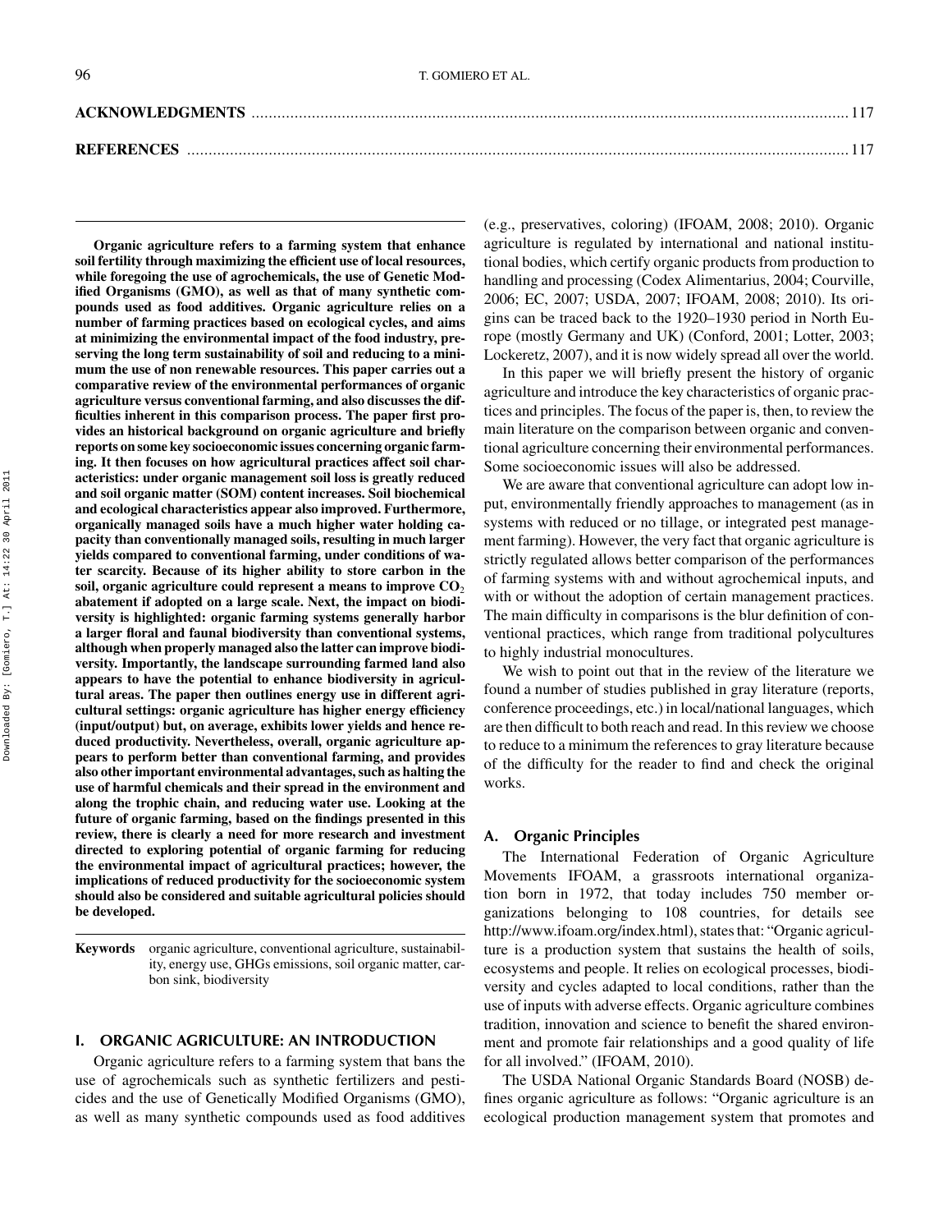**ACKNOWLEDGMENTS** .......... 117

**REFERENCES** .......... 117

**Organic agriculture refers to a farming system that enhance soil fertility through maximizing the efficient use of local resources, while foregoing the use of agrochemicals, the use of Genetic Modified Organisms (GMO), as well as that of many synthetic compounds used as food additives. Organic agriculture relies on a number of farming practices based on ecological cycles, and aims at minimizing the environmental impact of the food industry, preserving the long term sustainability of soil and reducing to a minimum the use of non renewable resources. This paper carries out a comparative review of the environmental performances of organic agriculture versus conventional farming, and also discusses the difficulties inherent in this comparison process. The paper first provides an historical background on organic agriculture and briefly reports on some key socioeconomic issues concerning organic farming. It then focuses on how agricultural practices affect soil characteristics: under organic management soil loss is greatly reduced and soil organic matter (SOM) content increases. Soil biochemical and ecological characteristics appear also improved. Furthermore, organically managed soils have a much higher water holding capacity than conventionally managed soils, resulting in much larger yields compared to conventional farming, under conditions of water scarcity. Because of its higher ability to store carbon in the soil, organic agriculture could represent a means to improve $CO_2$ abatement if adopted on a large scale. Next, the impact on biodiversity is highlighted: organic farming systems generally harbor a larger floral and faunal biodiversity than conventional systems, although when properly managed also the latter can improve biodiversity. Importantly, the landscape surrounding farmed land also appears to have the potential to enhance biodiversity in agricultural areas. The paper then outlines energy use in different agricultural settings: organic agriculture has higher energy efficiency (input/output) but, on average, exhibits lower yields and hence reduced productivity. Nevertheless, overall, organic agriculture appears to perform better than conventional farming, and provides also other important environmental advantages, such as halting the use of harmful chemicals and their spread in the environment and along the trophic chain, and reducing water use. Looking at the future of organic farming, based on the findings presented in this review, there is clearly a need for more research and investment directed to exploring potential of organic farming for reducing the environmental impact of agricultural practices; however, the implications of reduced productivity for the socioeconomic system should also be considered and suitable agricultural policies should be developed.**

**Keywords** organic agriculture, conventional agriculture, sustainability, energy use, GHGs emissions, soil organic matter, carbon sink, biodiversity

## I. ORGANIC AGRICULTURE: AN INTRODUCTION

Organic agriculture refers to a farming system that bans the use of agrochemicals such as synthetic fertilizers and pesticides and the use of Genetically Modified Organisms (GMO), as well as many synthetic compounds used as food additives (e.g., preservatives, coloring) (IFOAM, 2008; 2010). Organic agriculture is regulated by international and national institutional bodies, which certify organic products from production to handling and processing (Codex Alimentarius, 2004; Courville, 2006; EC, 2007; USDA, 2007; IFOAM, 2008; 2010). Its origins can be traced back to the 1920–1930 period in North Europe (mostly Germany and UK) (Conford, 2001; Lotter, 2003; Lockeretz, 2007), and it is now widely spread all over the world.

In this paper we will briefly present the history of organic agriculture and introduce the key characteristics of organic practices and principles. The focus of the paper is, then, to review the main literature on the comparison between organic and conventional agriculture concerning their environmental performances. Some socioeconomic issues will also be addressed.

We are aware that conventional agriculture can adopt low input, environmentally friendly approaches to management (as in systems with reduced or no tillage, or integrated pest management farming). However, the very fact that organic agriculture is strictly regulated allows better comparison of the performances of farming systems with and without agrochemical inputs, and with or without the adoption of certain management practices. The main difficulty in comparisons is the blur definition of conventional practices, which range from traditional polycultures to highly industrial monocultures.

We wish to point out that in the review of the literature we found a number of studies published in gray literature (reports, conference proceedings, etc.) in local/national languages, which are then difficult to both reach and read. In this review we choose to reduce to a minimum the references to gray literature because of the difficulty for the reader to find and check the original works.

### A. Organic Principles

The International Federation of Organic Agriculture Movements IFOAM, a grassroots international organization born in 1972, that today includes 750 member organizations belonging to 108 countries, for details see http://www.ifoam.org/index.html), states that: "Organic agriculture is a production system that sustains the health of soils, ecosystems and people. It relies on ecological processes, biodiversity and cycles adapted to local conditions, rather than the use of inputs with adverse effects. Organic agriculture combines tradition, innovation and science to benefit the shared environment and promote fair relationships and a good quality of life for all involved." (IFOAM, 2010).

The USDA National Organic Standards Board (NOSB) defines organic agriculture as follows: "Organic agriculture is an ecological production management system that promotes and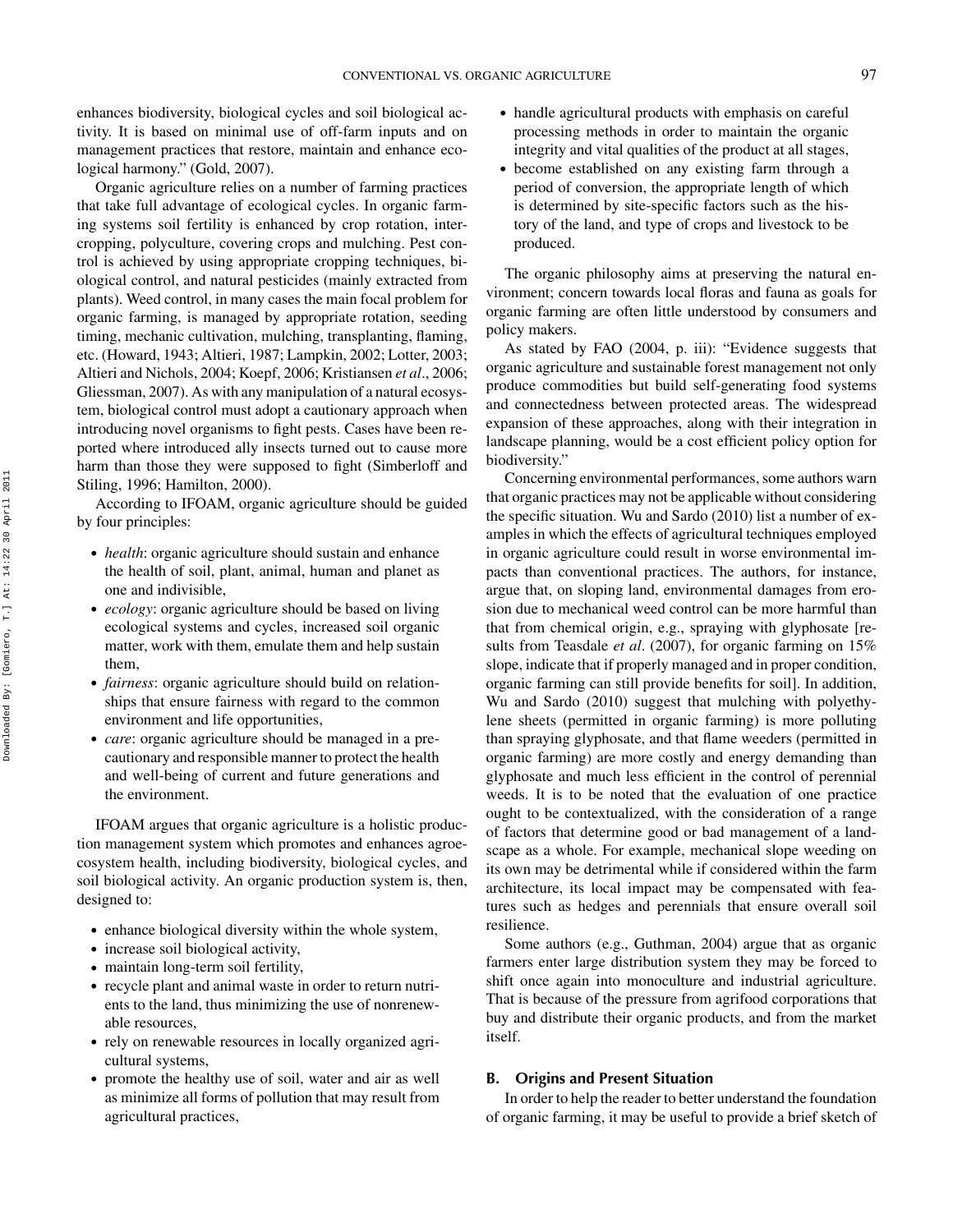enhances biodiversity, biological cycles and soil biological activity. It is based on minimal use of off-farm inputs and on management practices that restore, maintain and enhance ecological harmony." (Gold, 2007).

Organic agriculture relies on a number of farming practices that take full advantage of ecological cycles. In organic farming systems soil fertility is enhanced by crop rotation, intercropping, polyculture, covering crops and mulching. Pest control is achieved by using appropriate cropping techniques, biological control, and natural pesticides (mainly extracted from plants). Weed control, in many cases the main focal problem for organic farming, is managed by appropriate rotation, seeding timing, mechanic cultivation, mulching, transplanting, flaming, etc. (Howard, 1943; Altieri, 1987; Lampkin, 2002; Lotter, 2003; Altieri and Nichols, 2004; Koepf, 2006; Kristiansen *et al*., 2006; Gliessman, 2007). As with any manipulation of a natural ecosystem, biological control must adopt a cautionary approach when introducing novel organisms to fight pests. Cases have been reported where introduced ally insects turned out to cause more harm than those they were supposed to fight (Simberloff and Stiling, 1996; Hamilton, 2000).

According to IFOAM, organic agriculture should be guided by four principles:

- *health*: organic agriculture should sustain and enhance the health of soil, plant, animal, human and planet as one and indivisible,
- *ecology*: organic agriculture should be based on living ecological systems and cycles, increased soil organic matter, work with them, emulate them and help sustain them,
- *fairness*: organic agriculture should build on relationships that ensure fairness with regard to the common environment and life opportunities,
- *care*: organic agriculture should be managed in a precautionary and responsible manner to protect the health and well-being of current and future generations and the environment.

IFOAM argues that organic agriculture is a holistic production management system which promotes and enhances agroecosystem health, including biodiversity, biological cycles, and soil biological activity. An organic production system is, then, designed to:

- enhance biological diversity within the whole system,
- increase soil biological activity,
- maintain long-term soil fertility,
- recycle plant and animal waste in order to return nutrients to the land, thus minimizing the use of nonrenewable resources,
- rely on renewable resources in locally organized agricultural systems,
- promote the healthy use of soil, water and air as well as minimize all forms of pollution that may result from agricultural practices,
- handle agricultural products with emphasis on careful processing methods in order to maintain the organic integrity and vital qualities of the product at all stages,
- become established on any existing farm through a period of conversion, the appropriate length of which is determined by site-specific factors such as the history of the land, and type of crops and livestock to be produced.

The organic philosophy aims at preserving the natural environment; concern towards local floras and fauna as goals for organic farming are often little understood by consumers and policy makers.

As stated by FAO (2004, p. iii): "Evidence suggests that organic agriculture and sustainable forest management not only produce commodities but build self-generating food systems and connectedness between protected areas. The widespread expansion of these approaches, along with their integration in landscape planning, would be a cost efficient policy option for biodiversity."

Concerning environmental performances, some authors warn that organic practices may not be applicable without considering the specific situation. Wu and Sardo (2010) list a number of examples in which the effects of agricultural techniques employed in organic agriculture could result in worse environmental impacts than conventional practices. The authors, for instance, argue that, on sloping land, environmental damages from erosion due to mechanical weed control can be more harmful than that from chemical origin, e.g., spraying with glyphosate [results from Teasdale *et al*. (2007), for organic farming on 15% slope, indicate that if properly managed and in proper condition, organic farming can still provide benefits for soil]. In addition, Wu and Sardo (2010) suggest that mulching with polyethylene sheets (permitted in organic farming) is more polluting than spraying glyphosate, and that flame weeders (permitted in organic farming) are more costly and energy demanding than glyphosate and much less efficient in the control of perennial weeds. It is to be noted that the evaluation of one practice ought to be contextualized, with the consideration of a range of factors that determine good or bad management of a landscape as a whole. For example, mechanical slope weeding on its own may be detrimental while if considered within the farm architecture, its local impact may be compensated with features such as hedges and perennials that ensure overall soil resilience.

Some authors (e.g., Guthman, 2004) argue that as organic farmers enter large distribution system they may be forced to shift once again into monoculture and industrial agriculture. That is because of the pressure from agrifood corporations that buy and distribute their organic products, and from the market itself.

### B. Origins and Present Situation

In order to help the reader to better understand the foundation of organic farming, it may be useful to provide a brief sketch of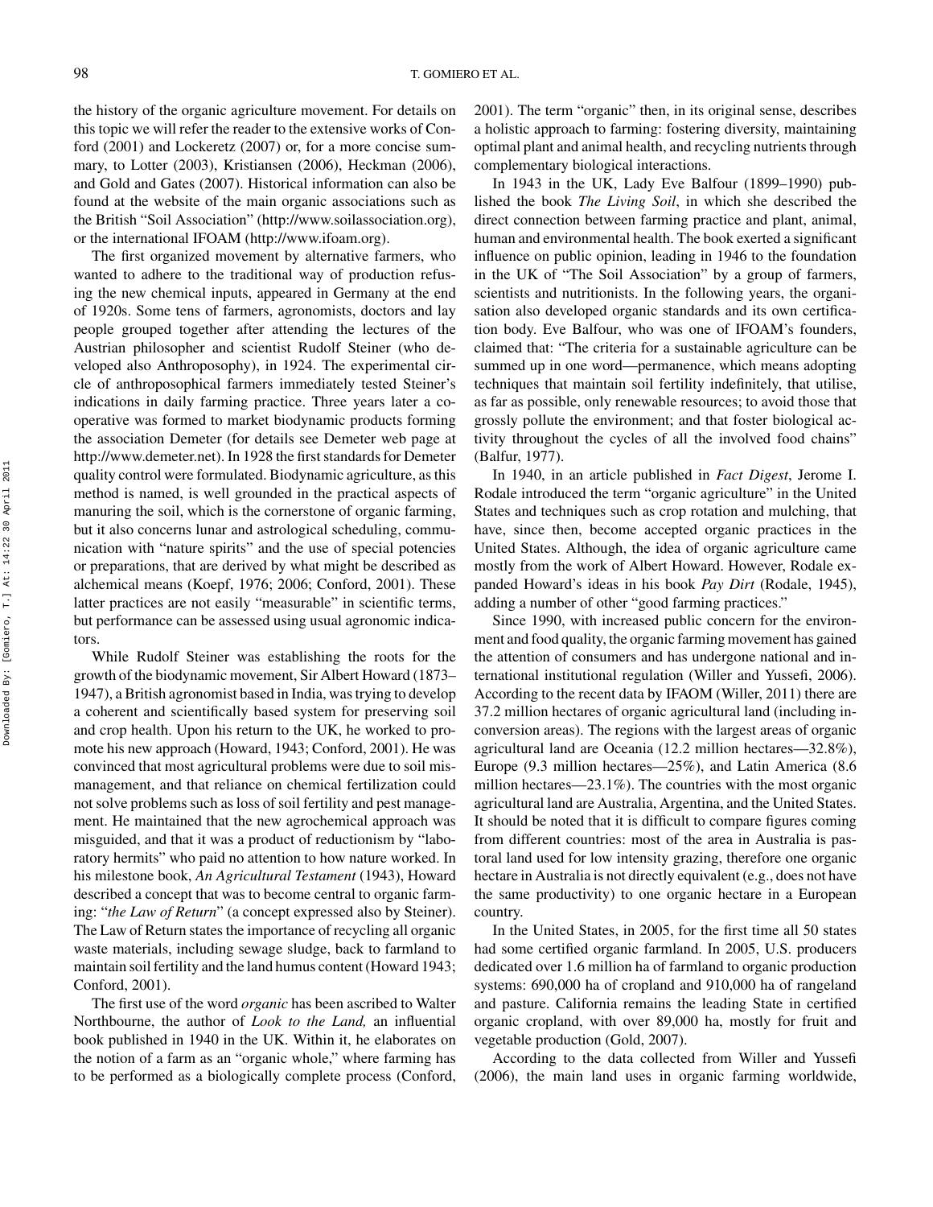the history of the organic agriculture movement. For details on this topic we will refer the reader to the extensive works of Conford (2001) and Lockeretz (2007) or, for a more concise summary, to Lotter (2003), Kristiansen (2006), Heckman (2006), and Gold and Gates (2007). Historical information can also be found at the website of the main organic associations such as the British "Soil Association" (http://www.soilassociation.org), or the international IFOAM (http://www.ifoam.org).

The first organized movement by alternative farmers, who wanted to adhere to the traditional way of production refusing the new chemical inputs, appeared in Germany at the end of 1920s. Some tens of farmers, agronomists, doctors and lay people grouped together after attending the lectures of the Austrian philosopher and scientist Rudolf Steiner (who developed also Anthroposophy), in 1924. The experimental circle of anthroposophical farmers immediately tested Steiner's indications in daily farming practice. Three years later a cooperative was formed to market biodynamic products forming the association Demeter (for details see Demeter web page at http://www.demeter.net). In 1928 the first standards for Demeter quality control were formulated. Biodynamic agriculture, as this method is named, is well grounded in the practical aspects of manuring the soil, which is the cornerstone of organic farming, but it also concerns lunar and astrological scheduling, communication with "nature spirits" and the use of special potencies or preparations, that are derived by what might be described as alchemical means (Koepf, 1976; 2006; Conford, 2001). These latter practices are not easily "measurable" in scientific terms, but performance can be assessed using usual agronomic indicators.

While Rudolf Steiner was establishing the roots for the growth of the biodynamic movement, Sir Albert Howard (1873–1947), a British agronomist based in India, was trying to develop a coherent and scientifically based system for preserving soil and crop health. Upon his return to the UK, he worked to promote his new approach (Howard, 1943; Conford, 2001). He was convinced that most agricultural problems were due to soil mismanagement, and that reliance on chemical fertilization could not solve problems such as loss of soil fertility and pest management. He maintained that the new agrochemical approach was misguided, and that it was a product of reductionism by "laboratory hermits" who paid no attention to how nature worked. In his milestone book, *An Agricultural Testament* (1943), Howard described a concept that was to become central to organic farming: "*the Law of Return*" (a concept expressed also by Steiner). The Law of Return states the importance of recycling all organic waste materials, including sewage sludge, back to farmland to maintain soil fertility and the land humus content (Howard 1943; Conford, 2001).

The first use of the word *organic* has been ascribed to Walter Northbourne, the author of *Look to the Land,* an influential book published in 1940 in the UK. Within it, he elaborates on the notion of a farm as an "organic whole," where farming has to be performed as a biologically complete process (Conford, 2001). The term "organic" then, in its original sense, describes a holistic approach to farming: fostering diversity, maintaining optimal plant and animal health, and recycling nutrients through complementary biological interactions.

In 1943 in the UK, Lady Eve Balfour (1899–1990) published the book *The Living Soil*, in which she described the direct connection between farming practice and plant, animal, human and environmental health. The book exerted a significant influence on public opinion, leading in 1946 to the foundation in the UK of "The Soil Association" by a group of farmers, scientists and nutritionists. In the following years, the organisation also developed organic standards and its own certification body. Eve Balfour, who was one of IFOAM's founders, claimed that: "The criteria for a sustainable agriculture can be summed up in one word—permanence, which means adopting techniques that maintain soil fertility indefinitely, that utilise, as far as possible, only renewable resources; to avoid those that grossly pollute the environment; and that foster biological activity throughout the cycles of all the involved food chains" (Balfur, 1977).

In 1940, in an article published in *Fact Digest*, Jerome I. Rodale introduced the term "organic agriculture" in the United States and techniques such as crop rotation and mulching, that have, since then, become accepted organic practices in the United States. Although, the idea of organic agriculture came mostly from the work of Albert Howard. However, Rodale expanded Howard's ideas in his book *Pay Dirt* (Rodale, 1945), adding a number of other "good farming practices."

Since 1990, with increased public concern for the environment and food quality, the organic farming movement has gained the attention of consumers and has undergone national and international institutional regulation (Willer and Yussefi, 2006). According to the recent data by IFAOM (Willer, 2011) there are 37.2 million hectares of organic agricultural land (including in-conversion areas). The regions with the largest areas of organic agricultural land are Oceania (12.2 million hectares—32.8%), Europe (9.3 million hectares—25%), and Latin America (8.6 million hectares—23.1%). The countries with the most organic agricultural land are Australia, Argentina, and the United States. It should be noted that it is difficult to compare figures coming from different countries: most of the area in Australia is pastoral land used for low intensity grazing, therefore one organic hectare in Australia is not directly equivalent (e.g., does not have the same productivity) to one organic hectare in a European country.

In the United States, in 2005, for the first time all 50 states had some certified organic farmland. In 2005, U.S. producers dedicated over 1.6 million ha of farmland to organic production systems: 690,000 ha of cropland and 910,000 ha of rangeland and pasture. California remains the leading State in certified organic cropland, with over 89,000 ha, mostly for fruit and vegetable production (Gold, 2007).

According to the data collected from Willer and Yussefi (2006), the main land uses in organic farming worldwide,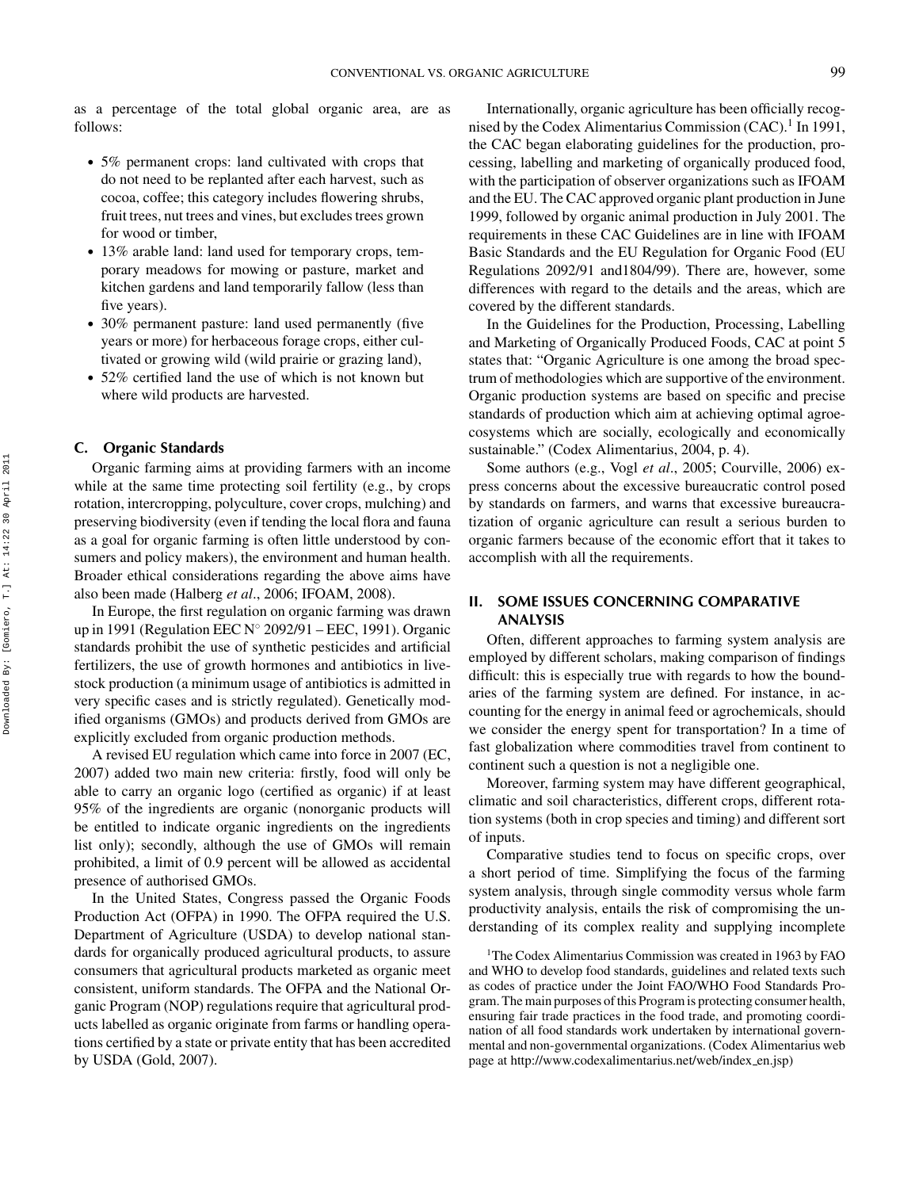as a percentage of the total global organic area, are as follows:

- 5% permanent crops: land cultivated with crops that do not need to be replanted after each harvest, such as cocoa, coffee; this category includes flowering shrubs, fruit trees, nut trees and vines, but excludes trees grown for wood or timber,
- 13% arable land: land used for temporary crops, temporary meadows for mowing or pasture, market and kitchen gardens and land temporarily fallow (less than five years).
- 30% permanent pasture: land used permanently (five years or more) for herbaceous forage crops, either cultivated or growing wild (wild prairie or grazing land),
- 52% certified land the use of which is not known but where wild products are harvested.

### C. Organic Standards

Organic farming aims at providing farmers with an income while at the same time protecting soil fertility (e.g., by crops rotation, intercropping, polyculture, cover crops, mulching) and preserving biodiversity (even if tending the local flora and fauna as a goal for organic farming is often little understood by consumers and policy makers), the environment and human health. Broader ethical considerations regarding the above aims have also been made (Halberg *et al*., 2006; IFOAM, 2008).

In Europe, the first regulation on organic farming was drawn up in 1991 (Regulation EEC N° 2092/91 – EEC, 1991). Organic standards prohibit the use of synthetic pesticides and artificial fertilizers, the use of growth hormones and antibiotics in livestock production (a minimum usage of antibiotics is admitted in very specific cases and is strictly regulated). Genetically modified organisms (GMOs) and products derived from GMOs are explicitly excluded from organic production methods.

A revised EU regulation which came into force in 2007 (EC, 2007) added two main new criteria: firstly, food will only be able to carry an organic logo (certified as organic) if at least 95% of the ingredients are organic (nonorganic products will be entitled to indicate organic ingredients on the ingredients list only); secondly, although the use of GMOs will remain prohibited, a limit of 0.9 percent will be allowed as accidental presence of authorised GMOs.

In the United States, Congress passed the Organic Foods Production Act (OFPA) in 1990. The OFPA required the U.S. Department of Agriculture (USDA) to develop national standards for organically produced agricultural products, to assure consumers that agricultural products marketed as organic meet consistent, uniform standards. The OFPA and the National Organic Program (NOP) regulations require that agricultural products labelled as organic originate from farms or handling operations certified by a state or private entity that has been accredited by USDA (Gold, 2007).

Internationally, organic agriculture has been officially recognised by the Codex Alimentarius Commission (CAC).[1] In 1991, the CAC began elaborating guidelines for the production, processing, labelling and marketing of organically produced food, with the participation of observer organizations such as IFOAM and the EU. The CAC approved organic plant production in June 1999, followed by organic animal production in July 2001. The requirements in these CAC Guidelines are in line with IFOAM Basic Standards and the EU Regulation for Organic Food (EU Regulations 2092/91 and1804/99). There are, however, some differences with regard to the details and the areas, which are covered by the different standards.

In the Guidelines for the Production, Processing, Labelling and Marketing of Organically Produced Foods, CAC at point 5 states that: "Organic Agriculture is one among the broad spectrum of methodologies which are supportive of the environment. Organic production systems are based on specific and precise standards of production which aim at achieving optimal agroecosystems which are socially, ecologically and economically sustainable." (Codex Alimentarius, 2004, p. 4).

Some authors (e.g., Vogl *et al*., 2005; Courville, 2006) express concerns about the excessive bureaucratic control posed by standards on farmers, and warns that excessive bureaucratization of organic agriculture can result a serious burden to organic farmers because of the economic effort that it takes to accomplish with all the requirements.

## II. SOME ISSUES CONCERNING COMPARATIVE ANALYSIS

Often, different approaches to farming system analysis are employed by different scholars, making comparison of findings difficult: this is especially true with regards to how the boundaries of the farming system are defined. For instance, in accounting for the energy in animal feed or agrochemicals, should we consider the energy spent for transportation? In a time of fast globalization where commodities travel from continent to continent such a question is not a negligible one.

Moreover, farming system may have different geographical, climatic and soil characteristics, different crops, different rotation systems (both in crop species and timing) and different sort of inputs.

Comparative studies tend to focus on specific crops, over a short period of time. Simplifying the focus of the farming system analysis, through single commodity versus whole farm productivity analysis, entails the risk of compromising the understanding of its complex reality and supplying incomplete

[1]The Codex Alimentarius Commission was created in 1963 by FAO and WHO to develop food standards, guidelines and related texts such as codes of practice under the Joint FAO/WHO Food Standards Program. The main purposes of this Program is protecting consumer health, ensuring fair trade practices in the food trade, and promoting coordination of all food standards work undertaken by international governmental and non-governmental organizations. (Codex Alimentarius web page at http://www.codexalimentarius.net/web/index_en.jsp)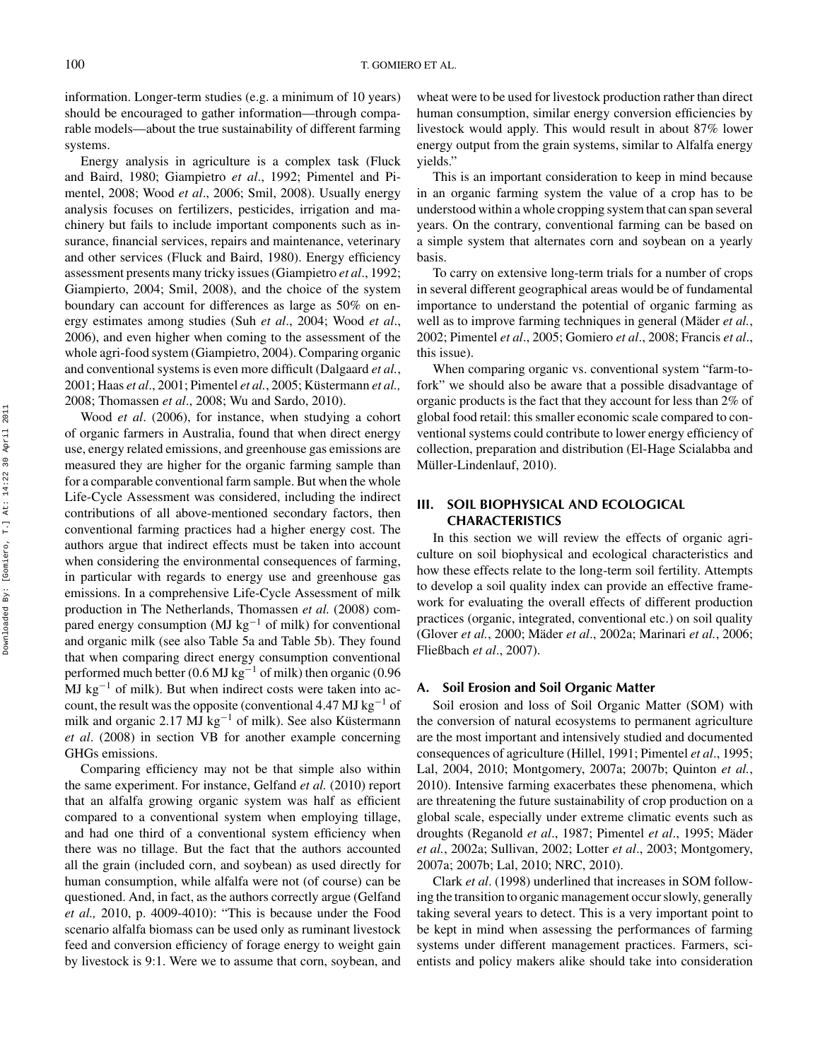information. Longer-term studies (e.g. a minimum of 10 years) should be encouraged to gather information—through comparable models—about the true sustainability of different farming systems.

Energy analysis in agriculture is a complex task (Fluck and Baird, 1980; Giampietro *et al*., 1992; Pimentel and Pimentel, 2008; Wood *et al*., 2006; Smil, 2008). Usually energy analysis focuses on fertilizers, pesticides, irrigation and machinery but fails to include important components such as insurance, financial services, repairs and maintenance, veterinary and other services (Fluck and Baird, 1980). Energy efficiency assessment presents many tricky issues (Giampietro *et al*., 1992; Giampierto, 2004; Smil, 2008), and the choice of the system boundary can account for differences as large as 50% on energy estimates among studies (Suh *et al*., 2004; Wood *et al*., 2006), and even higher when coming to the assessment of the whole agri-food system (Giampietro, 2004). Comparing organic and conventional systems is even more difficult (Dalgaard *et al.*, 2001; Haas *et al*., 2001; Pimentel *et al.*, 2005; Küstermann *et al.,* 2008; Thomassen *et al*., 2008; Wu and Sardo, 2010).

Wood *et al*. (2006), for instance, when studying a cohort of organic farmers in Australia, found that when direct energy use, energy related emissions, and greenhouse gas emissions are measured they are higher for the organic farming sample than for a comparable conventional farm sample. But when the whole Life-Cycle Assessment was considered, including the indirect contributions of all above-mentioned secondary factors, then conventional farming practices had a higher energy cost. The authors argue that indirect effects must be taken into account when considering the environmental consequences of farming, in particular with regards to energy use and greenhouse gas emissions. In a comprehensive Life-Cycle Assessment of milk production in The Netherlands, Thomassen *et al.* (2008) compared energy consumption (MJ $kg^{-1}$ of milk) for conventional and organic milk (see also Table 5a and Table 5b). They found that when comparing direct energy consumption conventional performed much better (0.6 MJ $kg^{-1}$ of milk) then organic (0.96 MJ $kg^{-1}$ of milk). But when indirect costs were taken into account, the result was the opposite (conventional 4.47 MJ $kg^{-1}$ of milk and organic 2.17 MJ $kg^{-1}$ of milk). See also Küstermann *et al*. (2008) in section VB for another example concerning GHGs emissions.

Comparing efficiency may not be that simple also within the same experiment. For instance, Gelfand *et al.* (2010) report that an alfalfa growing organic system was half as efficient compared to a conventional system when employing tillage, and had one third of a conventional system efficiency when there was no tillage. But the fact that the authors accounted all the grain (included corn, and soybean) as used directly for human consumption, while alfalfa were not (of course) can be questioned. And, in fact, as the authors correctly argue (Gelfand *et al.,* 2010, p. 4009-4010): "This is because under the Food scenario alfalfa biomass can be used only as ruminant livestock feed and conversion efficiency of forage energy to weight gain by livestock is 9:1. Were we to assume that corn, soybean, and wheat were to be used for livestock production rather than direct human consumption, similar energy conversion efficiencies by livestock would apply. This would result in about 87% lower energy output from the grain systems, similar to Alfalfa energy yields."

This is an important consideration to keep in mind because in an organic farming system the value of a crop has to be understood within a whole cropping system that can span several years. On the contrary, conventional farming can be based on a simple system that alternates corn and soybean on a yearly basis.

To carry on extensive long-term trials for a number of crops in several different geographical areas would be of fundamental importance to understand the potential of organic farming as well as to improve farming techniques in general (Mäder *et al.*, 2002; Pimentel *et al*., 2005; Gomiero *et al*., 2008; Francis *et al*., this issue).

When comparing organic vs. conventional system "farm-to-fork" we should also be aware that a possible disadvantage of organic products is the fact that they account for less than 2% of global food retail: this smaller economic scale compared to conventional systems could contribute to lower energy efficiency of collection, preparation and distribution (El-Hage Scialabba and Müller-Lindenlauf, 2010).

## III. SOIL BIOPHYSICAL AND ECOLOGICAL CHARACTERISTICS

In this section we will review the effects of organic agriculture on soil biophysical and ecological characteristics and how these effects relate to the long-term soil fertility. Attempts to develop a soil quality index can provide an effective framework for evaluating the overall effects of different production practices (organic, integrated, conventional etc.) on soil quality (Glover *et al.*, 2000; Mäder *et al*., 2002a; Marinari *et al.*, 2006; Fließbach *et al*., 2007).

### A. Soil Erosion and Soil Organic Matter

Soil erosion and loss of Soil Organic Matter (SOM) with the conversion of natural ecosystems to permanent agriculture are the most important and intensively studied and documented consequences of agriculture (Hillel, 1991; Pimentel *et al*., 1995; Lal, 2004, 2010; Montgomery, 2007a; 2007b; Quinton *et al.*, 2010). Intensive farming exacerbates these phenomena, which are threatening the future sustainability of crop production on a global scale, especially under extreme climatic events such as droughts (Reganold *et al*., 1987; Pimentel *et al*., 1995; Mäder *et al.*, 2002a; Sullivan, 2002; Lotter *et al*., 2003; Montgomery, 2007a; 2007b; Lal, 2010; NRC, 2010).

Clark *et al*. (1998) underlined that increases in SOM following the transition to organic management occur slowly, generally taking several years to detect. This is a very important point to be kept in mind when assessing the performances of farming systems under different management practices. Farmers, scientists and policy makers alike should take into consideration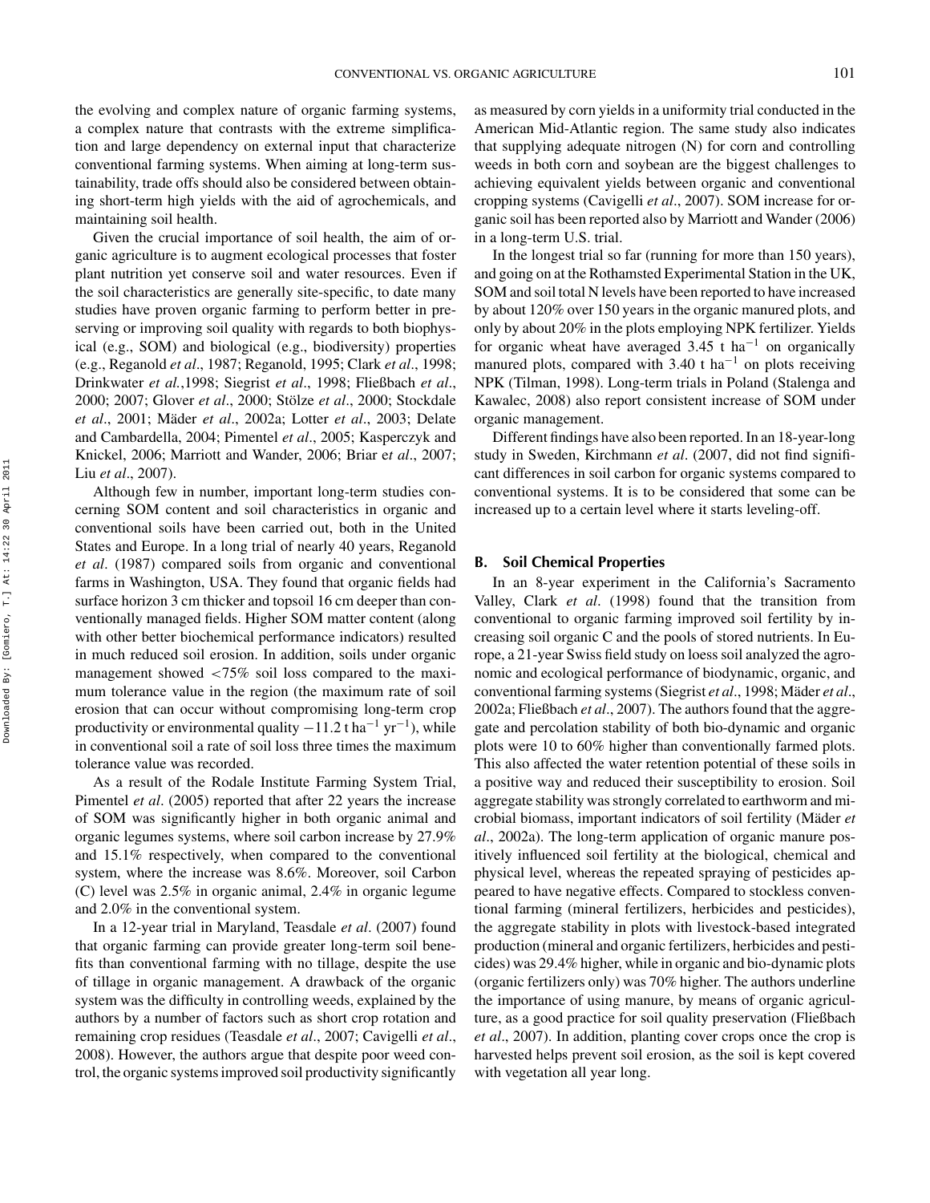the evolving and complex nature of organic farming systems, a complex nature that contrasts with the extreme simplification and large dependency on external input that characterize conventional farming systems. When aiming at long-term sustainability, trade offs should also be considered between obtaining short-term high yields with the aid of agrochemicals, and maintaining soil health.

Given the crucial importance of soil health, the aim of organic agriculture is to augment ecological processes that foster plant nutrition yet conserve soil and water resources. Even if the soil characteristics are generally site-specific, to date many studies have proven organic farming to perform better in preserving or improving soil quality with regards to both biophysical (e.g., SOM) and biological (e.g., biodiversity) properties (e.g., Reganold *et al*., 1987; Reganold, 1995; Clark *et al*., 1998; Drinkwater *et al.*,1998; Siegrist *et al*., 1998; Fließbach *et al*., 2000; 2007; Glover *et al*., 2000; Stölze *et al*., 2000; Stockdale *et al*., 2001; Mäder *et al*., 2002a; Lotter *et al*., 2003; Delate and Cambardella, 2004; Pimentel *et al*., 2005; Kasperczyk and Knickel, 2006; Marriott and Wander, 2006; Briar e*t al*., 2007; Liu *et al*., 2007).

Although few in number, important long-term studies concerning SOM content and soil characteristics in organic and conventional soils have been carried out, both in the United States and Europe. In a long trial of nearly 40 years, Reganold *et al*. (1987) compared soils from organic and conventional farms in Washington, USA. They found that organic fields had surface horizon 3 cm thicker and topsoil 16 cm deeper than conventionally managed fields. Higher SOM matter content (along with other better biochemical performance indicators) resulted in much reduced soil erosion. In addition, soils under organic management showed <75% soil loss compared to the maximum tolerance value in the region (the maximum rate of soil erosion that can occur without compromising long-term crop productivity or environmental quality $-11.2$ t ha$^{-1}$ yr$^{-1}$), while in conventional soil a rate of soil loss three times the maximum tolerance value was recorded.

As a result of the Rodale Institute Farming System Trial, Pimentel *et al*. (2005) reported that after 22 years the increase of SOM was significantly higher in both organic animal and organic legumes systems, where soil carbon increase by 27.9% and 15.1% respectively, when compared to the conventional system, where the increase was 8.6%. Moreover, soil Carbon (C) level was 2.5% in organic animal, 2.4% in organic legume and 2.0% in the conventional system.

In a 12-year trial in Maryland, Teasdale *et al*. (2007) found that organic farming can provide greater long-term soil benefits than conventional farming with no tillage, despite the use of tillage in organic management. A drawback of the organic system was the difficulty in controlling weeds, explained by the authors by a number of factors such as short crop rotation and remaining crop residues (Teasdale *et al*., 2007; Cavigelli *et al*., 2008). However, the authors argue that despite poor weed control, the organic systems improved soil productivity significantly as measured by corn yields in a uniformity trial conducted in the American Mid-Atlantic region. The same study also indicates that supplying adequate nitrogen (N) for corn and controlling weeds in both corn and soybean are the biggest challenges to achieving equivalent yields between organic and conventional cropping systems (Cavigelli *et al*., 2007). SOM increase for organic soil has been reported also by Marriott and Wander (2006) in a long-term U.S. trial.

In the longest trial so far (running for more than 150 years), and going on at the Rothamsted Experimental Station in the UK, SOM and soil total N levels have been reported to have increased by about 120% over 150 years in the organic manured plots, and only by about 20% in the plots employing NPK fertilizer. Yields for organic wheat have averaged 3.45 t ha$^{-1}$ on organically manured plots, compared with 3.40 t ha$^{-1}$ on plots receiving NPK (Tilman, 1998). Long-term trials in Poland (Stalenga and Kawalec, 2008) also report consistent increase of SOM under organic management.

Different findings have also been reported. In an 18-year-long study in Sweden, Kirchmann *et al*. (2007, did not find significant differences in soil carbon for organic systems compared to conventional systems. It is to be considered that some can be increased up to a certain level where it starts leveling-off.

## B. Soil Chemical Properties

In an 8-year experiment in the California's Sacramento Valley, Clark *et al*. (1998) found that the transition from conventional to organic farming improved soil fertility by increasing soil organic C and the pools of stored nutrients. In Europe, a 21-year Swiss field study on loess soil analyzed the agronomic and ecological performance of biodynamic, organic, and conventional farming systems (Siegrist *et al*., 1998; Mäder *et al*., 2002a; Fließbach *et al*., 2007). The authors found that the aggregate and percolation stability of both bio-dynamic and organic plots were 10 to 60% higher than conventionally farmed plots. This also affected the water retention potential of these soils in a positive way and reduced their susceptibility to erosion. Soil aggregate stability was strongly correlated to earthworm and microbial biomass, important indicators of soil fertility (Mäder *et al*., 2002a). The long-term application of organic manure positively influenced soil fertility at the biological, chemical and physical level, whereas the repeated spraying of pesticides appeared to have negative effects. Compared to stockless conventional farming (mineral fertilizers, herbicides and pesticides), the aggregate stability in plots with livestock-based integrated production (mineral and organic fertilizers, herbicides and pesticides) was 29.4% higher, while in organic and bio-dynamic plots (organic fertilizers only) was 70% higher. The authors underline the importance of using manure, by means of organic agriculture, as a good practice for soil quality preservation (Fließbach *et al*., 2007). In addition, planting cover crops once the crop is harvested helps prevent soil erosion, as the soil is kept covered with vegetation all year long.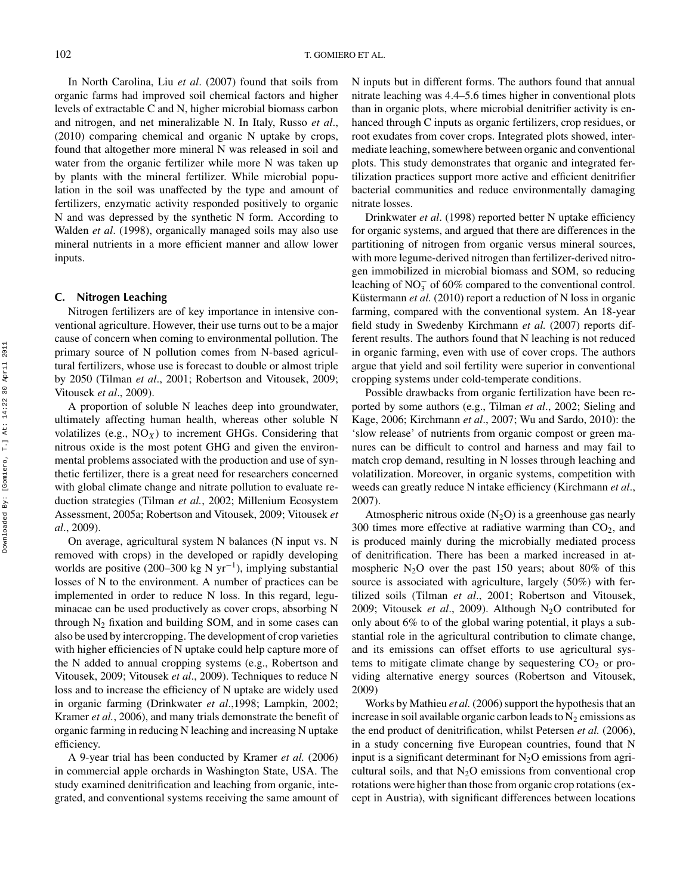In North Carolina, Liu *et al*. (2007) found that soils from organic farms had improved soil chemical factors and higher levels of extractable C and N, higher microbial biomass carbon and nitrogen, and net mineralizable N. In Italy, Russo *et al*., (2010) comparing chemical and organic N uptake by crops, found that altogether more mineral N was released in soil and water from the organic fertilizer while more N was taken up by plants with the mineral fertilizer. While microbial population in the soil was unaffected by the type and amount of fertilizers, enzymatic activity responded positively to organic N and was depressed by the synthetic N form. According to Walden *et al*. (1998), organically managed soils may also use mineral nutrients in a more efficient manner and allow lower inputs.

### C. Nitrogen Leaching

Nitrogen fertilizers are of key importance in intensive conventional agriculture. However, their use turns out to be a major cause of concern when coming to environmental pollution. The primary source of N pollution comes from N-based agricultural fertilizers, whose use is forecast to double or almost triple by 2050 (Tilman *et al*., 2001; Robertson and Vitousek, 2009; Vitousek *et al*., 2009).

A proportion of soluble N leaches deep into groundwater, ultimately affecting human health, whereas other soluble N volatilizes (e.g., $NO_X$) to increment GHGs. Considering that nitrous oxide is the most potent GHG and given the environmental problems associated with the production and use of synthetic fertilizer, there is a great need for researchers concerned with global climate change and nitrate pollution to evaluate reduction strategies (Tilman *et al.*, 2002; Millenium Ecosystem Assessment, 2005a; Robertson and Vitousek, 2009; Vitousek *et al*., 2009).

On average, agricultural system N balances (N input vs. N removed with crops) in the developed or rapidly developing worlds are positive (200–300 kg N $yr^{-1}$), implying substantial losses of N to the environment. A number of practices can be implemented in order to reduce N loss. In this regard, leguminacae can be used productively as cover crops, absorbing N through $N_2$ fixation and building SOM, and in some cases can also be used by intercropping. The development of crop varieties with higher efficiencies of N uptake could help capture more of the N added to annual cropping systems (e.g., Robertson and Vitousek, 2009; Vitousek *et al*., 2009). Techniques to reduce N loss and to increase the efficiency of N uptake are widely used in organic farming (Drinkwater *et al*.,1998; Lampkin, 2002; Kramer *et al.*, 2006), and many trials demonstrate the benefit of organic farming in reducing N leaching and increasing N uptake efficiency.

A 9-year trial has been conducted by Kramer *et al.* (2006) in commercial apple orchards in Washington State, USA. The study examined denitrification and leaching from organic, integrated, and conventional systems receiving the same amount of N inputs but in different forms. The authors found that annual nitrate leaching was 4.4–5.6 times higher in conventional plots than in organic plots, where microbial denitrifier activity is enhanced through C inputs as organic fertilizers, crop residues, or root exudates from cover crops. Integrated plots showed, intermediate leaching, somewhere between organic and conventional plots. This study demonstrates that organic and integrated fertilization practices support more active and efficient denitrifier bacterial communities and reduce environmentally damaging nitrate losses.

Drinkwater *et al*. (1998) reported better N uptake efficiency for organic systems, and argued that there are differences in the partitioning of nitrogen from organic versus mineral sources, with more legume-derived nitrogen than fertilizer-derived nitrogen immobilized in microbial biomass and SOM, so reducing leaching of $NO_3^-$ of 60% compared to the conventional control. Küstermann *et al.* (2010) report a reduction of N loss in organic farming, compared with the conventional system. An 18-year field study in Swedenby Kirchmann *et al.* (2007) reports different results. The authors found that N leaching is not reduced in organic farming, even with use of cover crops. The authors argue that yield and soil fertility were superior in conventional cropping systems under cold-temperate conditions.

Possible drawbacks from organic fertilization have been reported by some authors (e.g., Tilman *et al*., 2002; Sieling and Kage, 2006; Kirchmann *et al*., 2007; Wu and Sardo, 2010): the 'slow release' of nutrients from organic compost or green manures can be difficult to control and harness and may fail to match crop demand, resulting in N losses through leaching and volatilization. Moreover, in organic systems, competition with weeds can greatly reduce N intake efficiency (Kirchmann *et al*., 2007).

Atmospheric nitrous oxide ($N_2O$) is a greenhouse gas nearly 300 times more effective at radiative warming than $CO_2$, and is produced mainly during the microbially mediated process of denitrification. There has been a marked increased in atmospheric $N_2O$ over the past 150 years; about 80% of this source is associated with agriculture, largely (50%) with fertilized soils (Tilman *et al*., 2001; Robertson and Vitousek, 2009; Vitousek *et al*., 2009). Although $N_2O$ contributed for only about 6% to of the global waring potential, it plays a substantial role in the agricultural contribution to climate change, and its emissions can offset efforts to use agricultural systems to mitigate climate change by sequestering $CO_2$ or providing alternative energy sources (Robertson and Vitousek, 2009)

Works by Mathieu *et al.* (2006) support the hypothesis that an increase in soil available organic carbon leads to $N_2$ emissions as the end product of denitrification, whilst Petersen *et al.* (2006), in a study concerning five European countries, found that N input is a significant determinant for $N_2O$ emissions from agricultural soils, and that $N_2O$ emissions from conventional crop rotations were higher than those from organic crop rotations (except in Austria), with significant differences between locations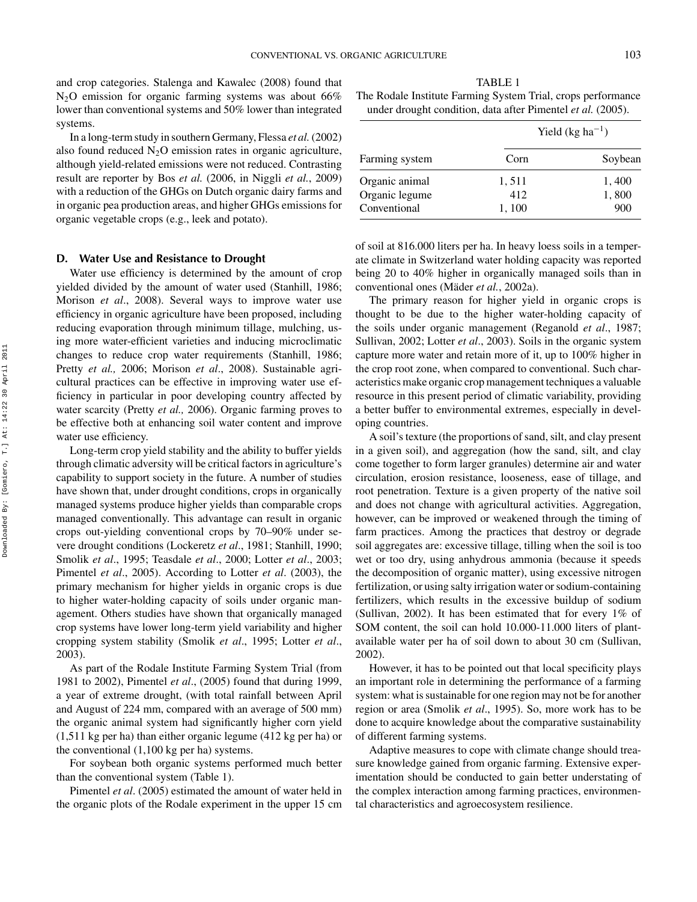and crop categories. Stalenga and Kawalec (2008) found that $N_2O$ emission for organic farming systems was about 66% lower than conventional systems and 50% lower than integrated systems.

In a long-term study in southern Germany, Flessa *et al.* (2002) also found reduced $N_2O$ emission rates in organic agriculture, although yield-related emissions were not reduced. Contrasting result are reporter by Bos *et al.* (2006, in Niggli *et al.*, 2009) with a reduction of the GHGs on Dutch organic dairy farms and in organic pea production areas, and higher GHGs emissions for organic vegetable crops (e.g., leek and potato).

### D. Water Use and Resistance to Drought

Water use efficiency is determined by the amount of crop yielded divided by the amount of water used (Stanhill, 1986; Morison *et al*., 2008). Several ways to improve water use efficiency in organic agriculture have been proposed, including reducing evaporation through minimum tillage, mulching, using more water-efficient varieties and inducing microclimatic changes to reduce crop water requirements (Stanhill, 1986; Pretty *et al.,* 2006; Morison *et al*., 2008). Sustainable agricultural practices can be effective in improving water use efficiency in particular in poor developing country affected by water scarcity (Pretty *et al.,* 2006). Organic farming proves to be effective both at enhancing soil water content and improve water use efficiency.

Long-term crop yield stability and the ability to buffer yields through climatic adversity will be critical factors in agriculture's capability to support society in the future. A number of studies have shown that, under drought conditions, crops in organically managed systems produce higher yields than comparable crops managed conventionally. This advantage can result in organic crops out-yielding conventional crops by 70–90% under severe drought conditions (Lockeretz *et al*., 1981; Stanhill, 1990; Smolik *et al*., 1995; Teasdale *et al*., 2000; Lotter *et al*., 2003; Pimentel *et al*., 2005). According to Lotter *et al*. (2003), the primary mechanism for higher yields in organic crops is due to higher water-holding capacity of soils under organic management. Others studies have shown that organically managed crop systems have lower long-term yield variability and higher cropping system stability (Smolik *et al*., 1995; Lotter *et al*., 2003).

As part of the Rodale Institute Farming System Trial (from 1981 to 2002), Pimentel *et al*., (2005) found that during 1999, a year of extreme drought, (with total rainfall between April and August of 224 mm, compared with an average of 500 mm) the organic animal system had significantly higher corn yield (1,511 kg per ha) than either organic legume (412 kg per ha) or the conventional (1,100 kg per ha) systems.

For soybean both organic systems performed much better than the conventional system (Table 1).

TABLE 1
The Rodale Institute Farming System Trial, crops performance under drought condition, data after Pimentel *et al.* (2005).

| Farming system | Yield (kg $ha^{-1}$) | |
|---|---|---|
| | Corn | Soybean |
| Organic animal | 1, 511 | 1, 400 |
| Organic legume | 412 | 1, 800 |
| Conventional | 1, 100 | 900 |

Pimentel *et al*. (2005) estimated the amount of water held in the organic plots of the Rodale experiment in the upper 15 cm of soil at 816.000 liters per ha. In heavy loess soils in a temperate climate in Switzerland water holding capacity was reported being 20 to 40% higher in organically managed soils than in conventional ones (Mäder *et al.*, 2002a).

The primary reason for higher yield in organic crops is thought to be due to the higher water-holding capacity of the soils under organic management (Reganold *et al*., 1987; Sullivan, 2002; Lotter *et al*., 2003). Soils in the organic system capture more water and retain more of it, up to 100% higher in the crop root zone, when compared to conventional. Such characteristics make organic crop management techniques a valuable resource in this present period of climatic variability, providing a better buffer to environmental extremes, especially in developing countries.

A soil's texture (the proportions of sand, silt, and clay present in a given soil), and aggregation (how the sand, silt, and clay come together to form larger granules) determine air and water circulation, erosion resistance, looseness, ease of tillage, and root penetration. Texture is a given property of the native soil and does not change with agricultural activities. Aggregation, however, can be improved or weakened through the timing of farm practices. Among the practices that destroy or degrade soil aggregates are: excessive tillage, tilling when the soil is too wet or too dry, using anhydrous ammonia (because it speeds the decomposition of organic matter), using excessive nitrogen fertilization, or using salty irrigation water or sodium-containing fertilizers, which results in the excessive buildup of sodium (Sullivan, 2002). It has been estimated that for every 1% of SOM content, the soil can hold 10.000-11.000 liters of plant-available water per ha of soil down to about 30 cm (Sullivan, 2002).

However, it has to be pointed out that local specificity plays an important role in determining the performance of a farming system: what is sustainable for one region may not be for another region or area (Smolik *et al*., 1995). So, more work has to be done to acquire knowledge about the comparative sustainability of different farming systems.

Adaptive measures to cope with climate change should treasure knowledge gained from organic farming. Extensive experimentation should be conducted to gain better understating of the complex interaction among farming practices, environmental characteristics and agroecosystem resilience.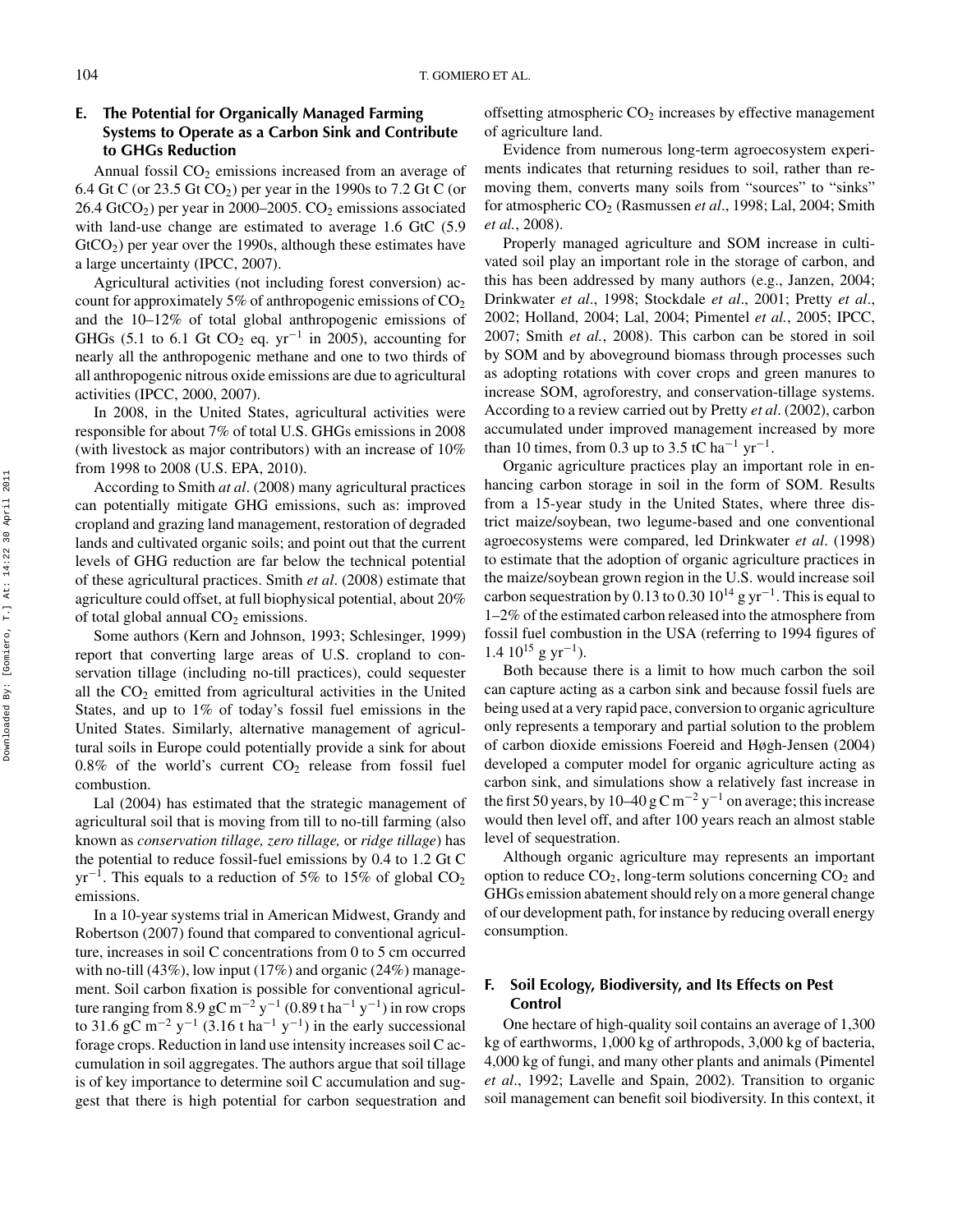### E. The Potential for Organically Managed Farming Systems to Operate as a Carbon Sink and Contribute to GHGs Reduction

Annual fossil $CO_2$ emissions increased from an average of 6.4 Gt C (or 23.5 Gt $CO_2$) per year in the 1990s to 7.2 Gt C (or 26.4 $GtCO_2$) per year in 2000–2005. $CO_2$ emissions associated with land-use change are estimated to average 1.6 GtC (5.9 $GtCO_2$) per year over the 1990s, although these estimates have a large uncertainty (IPCC, 2007).

Agricultural activities (not including forest conversion) account for approximately 5% of anthropogenic emissions of $CO_2$ and the 10–12% of total global anthropogenic emissions of GHGs (5.1 to 6.1 Gt $CO_2$ eq. $yr^{-1}$ in 2005), accounting for nearly all the anthropogenic methane and one to two thirds of all anthropogenic nitrous oxide emissions are due to agricultural activities (IPCC, 2000, 2007).

In 2008, in the United States, agricultural activities were responsible for about 7% of total U.S. GHGs emissions in 2008 (with livestock as major contributors) with an increase of 10% from 1998 to 2008 (U.S. EPA, 2010).

According to Smith *at al*. (2008) many agricultural practices can potentially mitigate GHG emissions, such as: improved cropland and grazing land management, restoration of degraded lands and cultivated organic soils; and point out that the current levels of GHG reduction are far below the technical potential of these agricultural practices. Smith *et al*. (2008) estimate that agriculture could offset, at full biophysical potential, about 20% of total global annual $CO_2$ emissions.

Some authors (Kern and Johnson, 1993; Schlesinger, 1999) report that converting large areas of U.S. cropland to conservation tillage (including no-till practices), could sequester all the $CO_2$ emitted from agricultural activities in the United States, and up to 1% of today's fossil fuel emissions in the United States. Similarly, alternative management of agricultural soils in Europe could potentially provide a sink for about 0.8% of the world's current $CO_2$ release from fossil fuel combustion.

Lal (2004) has estimated that the strategic management of agricultural soil that is moving from till to no-till farming (also known as *conservation tillage, zero tillage,* or *ridge tillage*) has the potential to reduce fossil-fuel emissions by 0.4 to 1.2 Gt C $yr^{-1}$. This equals to a reduction of 5% to 15% of global $CO_2$ emissions.

In a 10-year systems trial in American Midwest, Grandy and Robertson (2007) found that compared to conventional agriculture, increases in soil C concentrations from 0 to 5 cm occurred with no-till (43%), low input (17%) and organic (24%) management. Soil carbon fixation is possible for conventional agriculture ranging from 8.9 gC $m^{-2}$ $y^{-1}$ (0.89 t $ha^{-1}$ $y^{-1}$) in row crops to 31.6 gC $m^{-2}$ $y^{-1}$ (3.16 t $ha^{-1}$ $y^{-1}$) in the early successional forage crops. Reduction in land use intensity increases soil C accumulation in soil aggregates. The authors argue that soil tillage is of key importance to determine soil C accumulation and suggest that there is high potential for carbon sequestration and offsetting atmospheric $CO_2$ increases by effective management of agriculture land.

Evidence from numerous long-term agroecosystem experiments indicates that returning residues to soil, rather than removing them, converts many soils from "sources" to "sinks" for atmospheric $CO_2$ (Rasmussen *et al*., 1998; Lal, 2004; Smith *et al.*, 2008).

Properly managed agriculture and SOM increase in cultivated soil play an important role in the storage of carbon, and this has been addressed by many authors (e.g., Janzen, 2004; Drinkwater *et al*., 1998; Stockdale *et al*., 2001; Pretty *et al*., 2002; Holland, 2004; Lal, 2004; Pimentel *et al.*, 2005; IPCC, 2007; Smith *et al.*, 2008). This carbon can be stored in soil by SOM and by aboveground biomass through processes such as adopting rotations with cover crops and green manures to increase SOM, agroforestry, and conservation-tillage systems. According to a review carried out by Pretty *et al*. (2002), carbon accumulated under improved management increased by more than 10 times, from 0.3 up to 3.5 tC $ha^{-1}$ $yr^{-1}$.

Organic agriculture practices play an important role in enhancing carbon storage in soil in the form of SOM. Results from a 15-year study in the United States, where three district maize/soybean, two legume-based and one conventional agroecosystems were compared, led Drinkwater *et al*. (1998) to estimate that the adoption of organic agriculture practices in the maize/soybean grown region in the U.S. would increase soil carbon sequestration by 0.13 to 0.30 $10^{14}$ g $yr^{-1}$. This is equal to 1–2% of the estimated carbon released into the atmosphere from fossil fuel combustion in the USA (referring to 1994 figures of 1.4 $10^{15}$ g $yr^{-1}$).

Both because there is a limit to how much carbon the soil can capture acting as a carbon sink and because fossil fuels are being used at a very rapid pace, conversion to organic agriculture only represents a temporary and partial solution to the problem of carbon dioxide emissions Foereid and Høgh-Jensen (2004) developed a computer model for organic agriculture acting as carbon sink, and simulations show a relatively fast increase in the first 50 years, by 10–40 g C $m^{-2}$ $y^{-1}$ on average; this increase would then level off, and after 100 years reach an almost stable level of sequestration.

Although organic agriculture may represents an important option to reduce $CO_2$, long-term solutions concerning $CO_2$ and GHGs emission abatement should rely on a more general change of our development path, for instance by reducing overall energy consumption.

### F. Soil Ecology, Biodiversity, and Its Effects on Pest Control

One hectare of high-quality soil contains an average of 1,300 kg of earthworms, 1,000 kg of arthropods, 3,000 kg of bacteria, 4,000 kg of fungi, and many other plants and animals (Pimentel *et al*., 1992; Lavelle and Spain, 2002). Transition to organic soil management can benefit soil biodiversity. In this context, it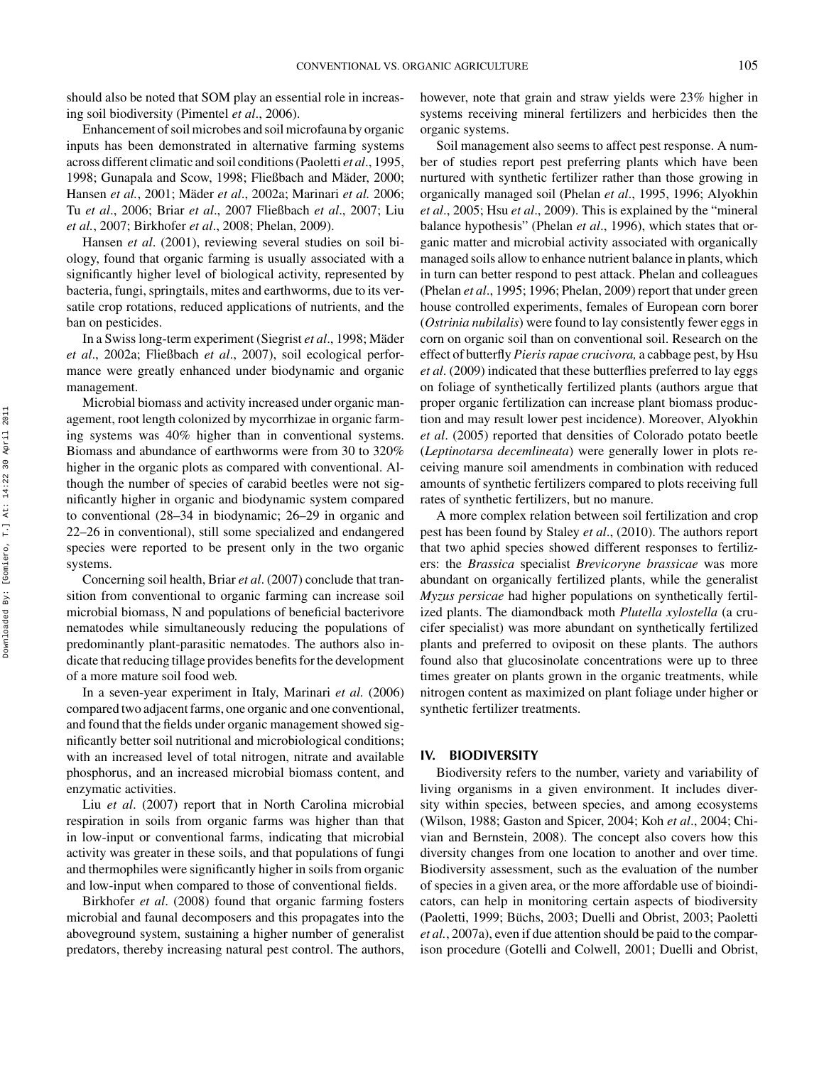should also be noted that SOM play an essential role in increasing soil biodiversity (Pimentel *et al*., 2006).

Enhancement of soil microbes and soil microfauna by organic inputs has been demonstrated in alternative farming systems across different climatic and soil conditions (Paoletti *et al*., 1995, 1998; Gunapala and Scow, 1998; Fließbach and Mäder, 2000; Hansen *et al.*, 2001; Mäder *et al*., 2002a; Marinari *et al.* 2006; Tu *et al*., 2006; Briar *et al*., 2007 Fließbach *et al*., 2007; Liu *et al.*, 2007; Birkhofer *et al*., 2008; Phelan, 2009).

Hansen *et al*. (2001), reviewing several studies on soil biology, found that organic farming is usually associated with a significantly higher level of biological activity, represented by bacteria, fungi, springtails, mites and earthworms, due to its versatile crop rotations, reduced applications of nutrients, and the ban on pesticides.

In a Swiss long-term experiment (Siegrist *et al*., 1998; Mäder *et al*., 2002a; Fließbach *et al*., 2007), soil ecological performance were greatly enhanced under biodynamic and organic management.

Microbial biomass and activity increased under organic management, root length colonized by mycorrhizae in organic farming systems was 40% higher than in conventional systems. Biomass and abundance of earthworms were from 30 to 320% higher in the organic plots as compared with conventional. Although the number of species of carabid beetles were not significantly higher in organic and biodynamic system compared to conventional (28–34 in biodynamic; 26–29 in organic and 22–26 in conventional), still some specialized and endangered species were reported to be present only in the two organic systems.

Concerning soil health, Briar *et al*. (2007) conclude that transition from conventional to organic farming can increase soil microbial biomass, N and populations of beneficial bacterivore nematodes while simultaneously reducing the populations of predominantly plant-parasitic nematodes. The authors also indicate that reducing tillage provides benefits for the development of a more mature soil food web.

In a seven-year experiment in Italy, Marinari *et al.* (2006) compared two adjacent farms, one organic and one conventional, and found that the fields under organic management showed significantly better soil nutritional and microbiological conditions; with an increased level of total nitrogen, nitrate and available phosphorus, and an increased microbial biomass content, and enzymatic activities.

Liu *et al*. (2007) report that in North Carolina microbial respiration in soils from organic farms was higher than that in low-input or conventional farms, indicating that microbial activity was greater in these soils, and that populations of fungi and thermophiles were significantly higher in soils from organic and low-input when compared to those of conventional fields.

Birkhofer *et al*. (2008) found that organic farming fosters microbial and faunal decomposers and this propagates into the aboveground system, sustaining a higher number of generalist predators, thereby increasing natural pest control. The authors, however, note that grain and straw yields were 23% higher in systems receiving mineral fertilizers and herbicides then the organic systems.

Soil management also seems to affect pest response. A number of studies report pest preferring plants which have been nurtured with synthetic fertilizer rather than those growing in organically managed soil (Phelan *et al*., 1995, 1996; Alyokhin *et al*., 2005; Hsu *et al*., 2009). This is explained by the "mineral balance hypothesis" (Phelan *et al*., 1996), which states that organic matter and microbial activity associated with organically managed soils allow to enhance nutrient balance in plants, which in turn can better respond to pest attack. Phelan and colleagues (Phelan *et al*., 1995; 1996; Phelan, 2009) report that under green house controlled experiments, females of European corn borer (*Ostrinia nubilalis*) were found to lay consistently fewer eggs in corn on organic soil than on conventional soil. Research on the effect of butterfly *Pieris rapae crucivora,* a cabbage pest, by Hsu *et al*. (2009) indicated that these butterflies preferred to lay eggs on foliage of synthetically fertilized plants (authors argue that proper organic fertilization can increase plant biomass production and may result lower pest incidence). Moreover, Alyokhin *et al*. (2005) reported that densities of Colorado potato beetle (*Leptinotarsa decemlineata*) were generally lower in plots receiving manure soil amendments in combination with reduced amounts of synthetic fertilizers compared to plots receiving full rates of synthetic fertilizers, but no manure.

A more complex relation between soil fertilization and crop pest has been found by Staley *et al*., (2010). The authors report that two aphid species showed different responses to fertilizers: the *Brassica* specialist *Brevicoryne brassicae* was more abundant on organically fertilized plants, while the generalist *Myzus persicae* had higher populations on synthetically fertilized plants. The diamondback moth *Plutella xylostella* (a crucifer specialist) was more abundant on synthetically fertilized plants and preferred to oviposit on these plants. The authors found also that glucosinolate concentrations were up to three times greater on plants grown in the organic treatments, while nitrogen content as maximized on plant foliage under higher or synthetic fertilizer treatments.

## IV. BIODIVERSITY

Biodiversity refers to the number, variety and variability of living organisms in a given environment. It includes diversity within species, between species, and among ecosystems (Wilson, 1988; Gaston and Spicer, 2004; Koh *et al*., 2004; Chivian and Bernstein, 2008). The concept also covers how this diversity changes from one location to another and over time. Biodiversity assessment, such as the evaluation of the number of species in a given area, or the more affordable use of bioindicators, can help in monitoring certain aspects of biodiversity (Paoletti, 1999; Büchs, 2003; Duelli and Obrist, 2003; Paoletti *et al.*, 2007a), even if due attention should be paid to the comparison procedure (Gotelli and Colwell, 2001; Duelli and Obrist,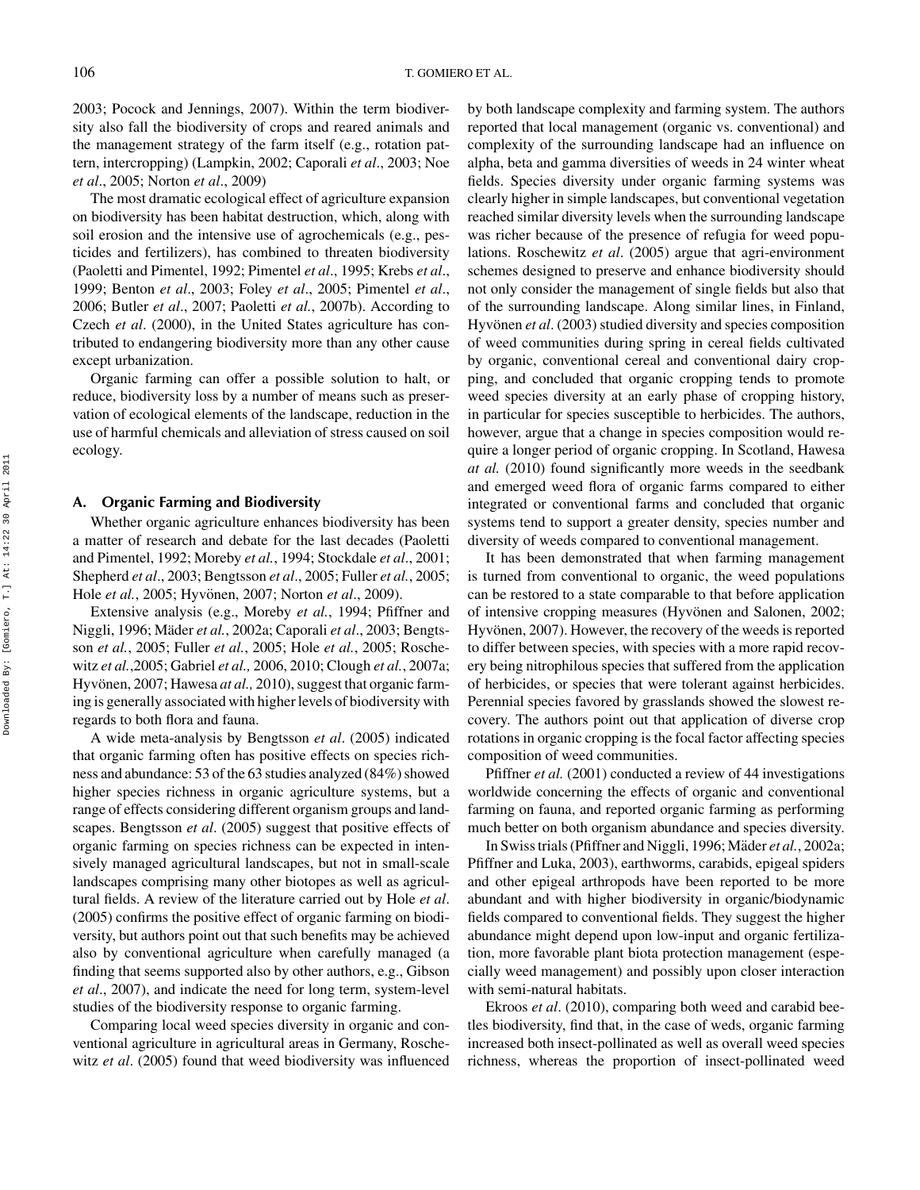2003; Pocock and Jennings, 2007). Within the term biodiversity also fall the biodiversity of crops and reared animals and the management strategy of the farm itself (e.g., rotation pattern, intercropping) (Lampkin, 2002; Caporali *et al*., 2003; Noe *et al*., 2005; Norton *et al*., 2009)

The most dramatic ecological effect of agriculture expansion on biodiversity has been habitat destruction, which, along with soil erosion and the intensive use of agrochemicals (e.g., pesticides and fertilizers), has combined to threaten biodiversity (Paoletti and Pimentel, 1992; Pimentel *et al*., 1995; Krebs *et al*., 1999; Benton *et al*., 2003; Foley *et al*., 2005; Pimentel *et al*., 2006; Butler *et al*., 2007; Paoletti *et al.*, 2007b). According to Czech *et al*. (2000), in the United States agriculture has contributed to endangering biodiversity more than any other cause except urbanization.

Organic farming can offer a possible solution to halt, or reduce, biodiversity loss by a number of means such as preservation of ecological elements of the landscape, reduction in the use of harmful chemicals and alleviation of stress caused on soil ecology.

## A. Organic Farming and Biodiversity

Whether organic agriculture enhances biodiversity has been a matter of research and debate for the last decades (Paoletti and Pimentel, 1992; Moreby *et al.*, 1994; Stockdale *et al*., 2001; Shepherd *et al*., 2003; Bengtsson *et al*., 2005; Fuller *et al.*, 2005; Hole *et al.*, 2005; Hyvönen, 2007; Norton *et al*., 2009).

Extensive analysis (e.g., Moreby *et al.*, 1994; Pfiffner and Niggli, 1996; Mäder *et al.*, 2002a; Caporali *et al*., 2003; Bengtsson *et al.*, 2005; Fuller *et al.*, 2005; Hole *et al.*, 2005; Roschewitz *et al.*,2005; Gabriel *et al.,* 2006, 2010; Clough *et al.*, 2007a; Hyvönen, 2007; Hawesa *at al.,* 2010), suggest that organic farming is generally associated with higher levels of biodiversity with regards to both flora and fauna.

A wide meta-analysis by Bengtsson *et al*. (2005) indicated that organic farming often has positive effects on species richness and abundance: 53 of the 63 studies analyzed (84%) showed higher species richness in organic agriculture systems, but a range of effects considering different organism groups and landscapes. Bengtsson *et al*. (2005) suggest that positive effects of organic farming on species richness can be expected in intensively managed agricultural landscapes, but not in small-scale landscapes comprising many other biotopes as well as agricultural fields. A review of the literature carried out by Hole *et al*. (2005) confirms the positive effect of organic farming on biodiversity, but authors point out that such benefits may be achieved also by conventional agriculture when carefully managed (a finding that seems supported also by other authors, e.g., Gibson *et al*., 2007), and indicate the need for long term, system-level studies of the biodiversity response to organic farming.

Comparing local weed species diversity in organic and conventional agriculture in agricultural areas in Germany, Roschewitz *et al*. (2005) found that weed biodiversity was influenced by both landscape complexity and farming system. The authors reported that local management (organic vs. conventional) and complexity of the surrounding landscape had an influence on alpha, beta and gamma diversities of weeds in 24 winter wheat fields. Species diversity under organic farming systems was clearly higher in simple landscapes, but conventional vegetation reached similar diversity levels when the surrounding landscape was richer because of the presence of refugia for weed populations. Roschewitz *et al*. (2005) argue that agri-environment schemes designed to preserve and enhance biodiversity should not only consider the management of single fields but also that of the surrounding landscape. Along similar lines, in Finland, Hyvönen *et al*. (2003) studied diversity and species composition of weed communities during spring in cereal fields cultivated by organic, conventional cereal and conventional dairy cropping, and concluded that organic cropping tends to promote weed species diversity at an early phase of cropping history, in particular for species susceptible to herbicides. The authors, however, argue that a change in species composition would require a longer period of organic cropping. In Scotland, Hawesa *at al.* (2010) found significantly more weeds in the seedbank and emerged weed flora of organic farms compared to either integrated or conventional farms and concluded that organic systems tend to support a greater density, species number and diversity of weeds compared to conventional management.

It has been demonstrated that when farming management is turned from conventional to organic, the weed populations can be restored to a state comparable to that before application of intensive cropping measures (Hyvönen and Salonen, 2002; Hyvönen, 2007). However, the recovery of the weeds is reported to differ between species, with species with a more rapid recovery being nitrophilous species that suffered from the application of herbicides, or species that were tolerant against herbicides. Perennial species favored by grasslands showed the slowest recovery. The authors point out that application of diverse crop rotations in organic cropping is the focal factor affecting species composition of weed communities.

Pfiffner *et al.* (2001) conducted a review of 44 investigations worldwide concerning the effects of organic and conventional farming on fauna, and reported organic farming as performing much better on both organism abundance and species diversity.

In Swiss trials (Pfiffner and Niggli, 1996; Mäder *et al.*, 2002a; Pfiffner and Luka, 2003), earthworms, carabids, epigeal spiders and other epigeal arthropods have been reported to be more abundant and with higher biodiversity in organic/biodynamic fields compared to conventional fields. They suggest the higher abundance might depend upon low-input and organic fertilization, more favorable plant biota protection management (especially weed management) and possibly upon closer interaction with semi-natural habitats.

Ekroos *et al*. (2010), comparing both weed and carabid beetles biodiversity, find that, in the case of weds, organic farming increased both insect-pollinated as well as overall weed species richness, whereas the proportion of insect-pollinated weed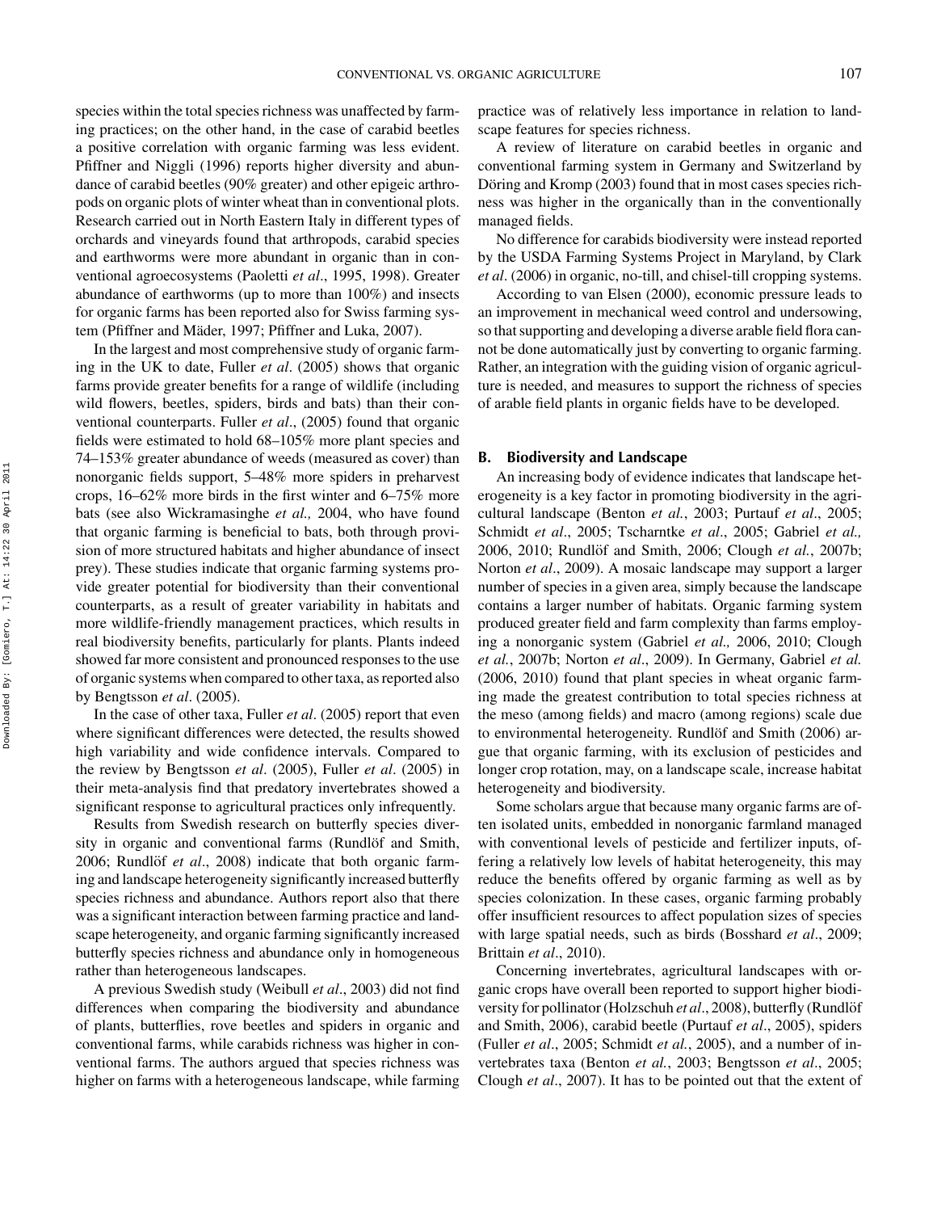species within the total species richness was unaffected by farming practices; on the other hand, in the case of carabid beetles a positive correlation with organic farming was less evident. Pfiffner and Niggli (1996) reports higher diversity and abundance of carabid beetles (90% greater) and other epigeic arthropods on organic plots of winter wheat than in conventional plots. Research carried out in North Eastern Italy in different types of orchards and vineyards found that arthropods, carabid species and earthworms were more abundant in organic than in conventional agroecosystems (Paoletti *et al*., 1995, 1998). Greater abundance of earthworms (up to more than 100%) and insects for organic farms has been reported also for Swiss farming system (Pfiffner and Mäder, 1997; Pfiffner and Luka, 2007).

In the largest and most comprehensive study of organic farming in the UK to date, Fuller *et al*. (2005) shows that organic farms provide greater benefits for a range of wildlife (including wild flowers, beetles, spiders, birds and bats) than their conventional counterparts. Fuller *et al*., (2005) found that organic fields were estimated to hold 68–105% more plant species and 74–153% greater abundance of weeds (measured as cover) than nonorganic fields support, 5–48% more spiders in preharvest crops, 16–62% more birds in the first winter and 6–75% more bats (see also Wickramasinghe *et al.,* 2004, who have found that organic farming is beneficial to bats, both through provision of more structured habitats and higher abundance of insect prey). These studies indicate that organic farming systems provide greater potential for biodiversity than their conventional counterparts, as a result of greater variability in habitats and more wildlife-friendly management practices, which results in real biodiversity benefits, particularly for plants. Plants indeed showed far more consistent and pronounced responses to the use of organic systems when compared to other taxa, as reported also by Bengtsson *et al*. (2005).

In the case of other taxa, Fuller *et al*. (2005) report that even where significant differences were detected, the results showed high variability and wide confidence intervals. Compared to the review by Bengtsson *et al*. (2005), Fuller *et al*. (2005) in their meta-analysis find that predatory invertebrates showed a significant response to agricultural practices only infrequently.

Results from Swedish research on butterfly species diversity in organic and conventional farms (Rundlöf and Smith, 2006; Rundlöf *et al*., 2008) indicate that both organic farming and landscape heterogeneity significantly increased butterfly species richness and abundance. Authors report also that there was a significant interaction between farming practice and landscape heterogeneity, and organic farming significantly increased butterfly species richness and abundance only in homogeneous rather than heterogeneous landscapes.

A previous Swedish study (Weibull *et al*., 2003) did not find differences when comparing the biodiversity and abundance of plants, butterflies, rove beetles and spiders in organic and conventional farms, while carabids richness was higher in conventional farms. The authors argued that species richness was higher on farms with a heterogeneous landscape, while farming practice was of relatively less importance in relation to landscape features for species richness.

A review of literature on carabid beetles in organic and conventional farming system in Germany and Switzerland by Döring and Kromp (2003) found that in most cases species richness was higher in the organically than in the conventionally managed fields.

No difference for carabids biodiversity were instead reported by the USDA Farming Systems Project in Maryland, by Clark *et al*. (2006) in organic, no-till, and chisel-till cropping systems.

According to van Elsen (2000), economic pressure leads to an improvement in mechanical weed control and undersowing, so that supporting and developing a diverse arable field flora cannot be done automatically just by converting to organic farming. Rather, an integration with the guiding vision of organic agriculture is needed, and measures to support the richness of species of arable field plants in organic fields have to be developed.

### B. Biodiversity and Landscape

An increasing body of evidence indicates that landscape heterogeneity is a key factor in promoting biodiversity in the agricultural landscape (Benton *et al.*, 2003; Purtauf *et al*., 2005; Schmidt *et al*., 2005; Tscharntke *et al*., 2005; Gabriel *et al.,* 2006, 2010; Rundlöf and Smith, 2006; Clough *et al.*, 2007b; Norton *et al*., 2009). A mosaic landscape may support a larger number of species in a given area, simply because the landscape contains a larger number of habitats. Organic farming system produced greater field and farm complexity than farms employing a nonorganic system (Gabriel *et al.,* 2006, 2010; Clough *et al.*, 2007b; Norton *et al*., 2009). In Germany, Gabriel *et al.* (2006, 2010) found that plant species in wheat organic farming made the greatest contribution to total species richness at the meso (among fields) and macro (among regions) scale due to environmental heterogeneity. Rundlöf and Smith (2006) argue that organic farming, with its exclusion of pesticides and longer crop rotation, may, on a landscape scale, increase habitat heterogeneity and biodiversity.

Some scholars argue that because many organic farms are often isolated units, embedded in nonorganic farmland managed with conventional levels of pesticide and fertilizer inputs, offering a relatively low levels of habitat heterogeneity, this may reduce the benefits offered by organic farming as well as by species colonization. In these cases, organic farming probably offer insufficient resources to affect population sizes of species with large spatial needs, such as birds (Bosshard *et al*., 2009; Brittain *et al*., 2010).

Concerning invertebrates, agricultural landscapes with organic crops have overall been reported to support higher biodiversity for pollinator (Holzschuh *et al*., 2008), butterfly (Rundlöf and Smith, 2006), carabid beetle (Purtauf *et al*., 2005), spiders (Fuller *et al*., 2005; Schmidt *et al.*, 2005), and a number of invertebrates taxa (Benton *et al.*, 2003; Bengtsson *et al*., 2005; Clough *et al*., 2007). It has to be pointed out that the extent of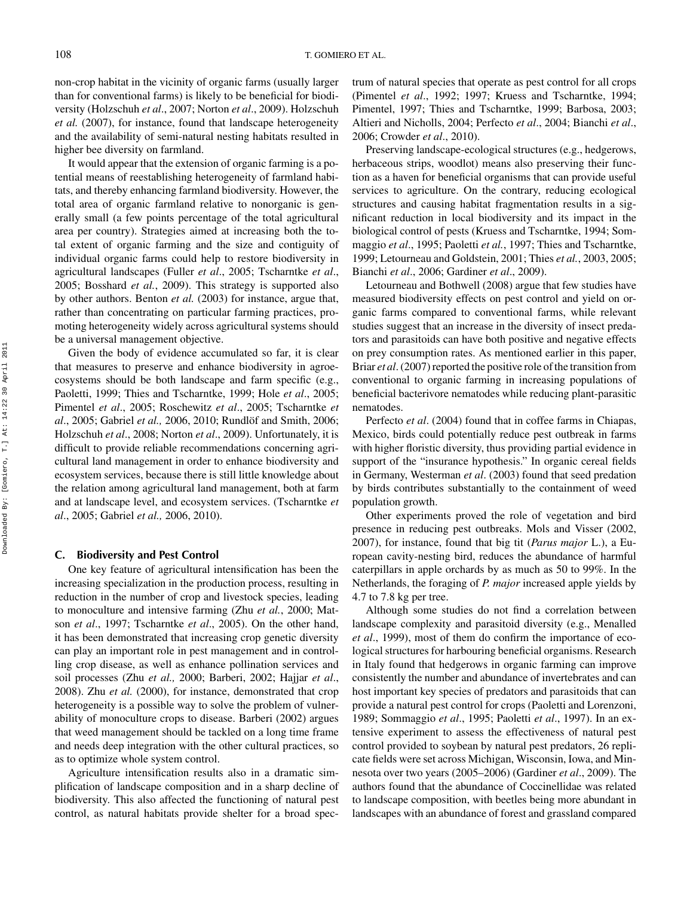non-crop habitat in the vicinity of organic farms (usually larger than for conventional farms) is likely to be beneficial for biodiversity (Holzschuh *et al*., 2007; Norton *et al*., 2009). Holzschuh *et al.* (2007), for instance, found that landscape heterogeneity and the availability of semi-natural nesting habitats resulted in higher bee diversity on farmland.

It would appear that the extension of organic farming is a potential means of reestablishing heterogeneity of farmland habitats, and thereby enhancing farmland biodiversity. However, the total area of organic farmland relative to nonorganic is generally small (a few points percentage of the total agricultural area per country). Strategies aimed at increasing both the total extent of organic farming and the size and contiguity of individual organic farms could help to restore biodiversity in agricultural landscapes (Fuller *et al*., 2005; Tscharntke *et al*., 2005; Bosshard *et al.*, 2009). This strategy is supported also by other authors. Benton *et al.* (2003) for instance, argue that, rather than concentrating on particular farming practices, promoting heterogeneity widely across agricultural systems should be a universal management objective.

Given the body of evidence accumulated so far, it is clear that measures to preserve and enhance biodiversity in agroecosystems should be both landscape and farm specific (e.g., Paoletti, 1999; Thies and Tscharntke, 1999; Hole *et al*., 2005; Pimentel *et al*., 2005; Roschewitz *et al*., 2005; Tscharntke *et al*., 2005; Gabriel *et al.,* 2006, 2010; Rundlöf and Smith, 2006; Holzschuh *et al*., 2008; Norton *et al*., 2009). Unfortunately, it is difficult to provide reliable recommendations concerning agricultural land management in order to enhance biodiversity and ecosystem services, because there is still little knowledge about the relation among agricultural land management, both at farm and at landscape level, and ecosystem services. (Tscharntke *et al*., 2005; Gabriel *et al.,* 2006, 2010).

### C. Biodiversity and Pest Control

One key feature of agricultural intensification has been the increasing specialization in the production process, resulting in reduction in the number of crop and livestock species, leading to monoculture and intensive farming (Zhu *et al.*, 2000; Matson *et al*., 1997; Tscharntke *et al*., 2005). On the other hand, it has been demonstrated that increasing crop genetic diversity can play an important role in pest management and in controlling crop disease, as well as enhance pollination services and soil processes (Zhu *et al.,* 2000; Barberi, 2002; Hajjar *et al*., 2008). Zhu *et al.* (2000), for instance, demonstrated that crop heterogeneity is a possible way to solve the problem of vulnerability of monoculture crops to disease. Barberi (2002) argues that weed management should be tackled on a long time frame and needs deep integration with the other cultural practices, so as to optimize whole system control.

Agriculture intensification results also in a dramatic simplification of landscape composition and in a sharp decline of biodiversity. This also affected the functioning of natural pest control, as natural habitats provide shelter for a broad spectrum of natural species that operate as pest control for all crops (Pimentel *et al*., 1992; 1997; Kruess and Tscharntke, 1994; Pimentel, 1997; Thies and Tscharntke, 1999; Barbosa, 2003; Altieri and Nicholls, 2004; Perfecto *et al*., 2004; Bianchi *et al*., 2006; Crowder *et al*., 2010).

Preserving landscape-ecological structures (e.g., hedgerows, herbaceous strips, woodlot) means also preserving their function as a haven for beneficial organisms that can provide useful services to agriculture. On the contrary, reducing ecological structures and causing habitat fragmentation results in a significant reduction in local biodiversity and its impact in the biological control of pests (Kruess and Tscharntke, 1994; Sommaggio *et al*., 1995; Paoletti *et al.*, 1997; Thies and Tscharntke, 1999; Letourneau and Goldstein, 2001; Thies *et al.*, 2003, 2005; Bianchi *et al*., 2006; Gardiner *et al*., 2009).

Letourneau and Bothwell (2008) argue that few studies have measured biodiversity effects on pest control and yield on organic farms compared to conventional farms, while relevant studies suggest that an increase in the diversity of insect predators and parasitoids can have both positive and negative effects on prey consumption rates. As mentioned earlier in this paper, Briar *et al*. (2007) reported the positive role of the transition from conventional to organic farming in increasing populations of beneficial bacterivore nematodes while reducing plant-parasitic nematodes.

Perfecto *et al*. (2004) found that in coffee farms in Chiapas, Mexico, birds could potentially reduce pest outbreak in farms with higher floristic diversity, thus providing partial evidence in support of the "insurance hypothesis." In organic cereal fields in Germany, Westerman *et al*. (2003) found that seed predation by birds contributes substantially to the containment of weed population growth.

Other experiments proved the role of vegetation and bird presence in reducing pest outbreaks. Mols and Visser (2002, 2007), for instance, found that big tit (*Parus major* L.), a European cavity-nesting bird, reduces the abundance of harmful caterpillars in apple orchards by as much as 50 to 99%. In the Netherlands, the foraging of *P. major* increased apple yields by 4.7 to 7.8 kg per tree.

Although some studies do not find a correlation between landscape complexity and parasitoid diversity (e.g., Menalled *et al*., 1999), most of them do confirm the importance of ecological structures for harbouring beneficial organisms. Research in Italy found that hedgerows in organic farming can improve consistently the number and abundance of invertebrates and can host important key species of predators and parasitoids that can provide a natural pest control for crops (Paoletti and Lorenzoni, 1989; Sommaggio *et al*., 1995; Paoletti *et al*., 1997). In an extensive experiment to assess the effectiveness of natural pest control provided to soybean by natural pest predators, 26 replicate fields were set across Michigan, Wisconsin, Iowa, and Minnesota over two years (2005–2006) (Gardiner *et al*., 2009). The authors found that the abundance of Coccinellidae was related to landscape composition, with beetles being more abundant in landscapes with an abundance of forest and grassland compared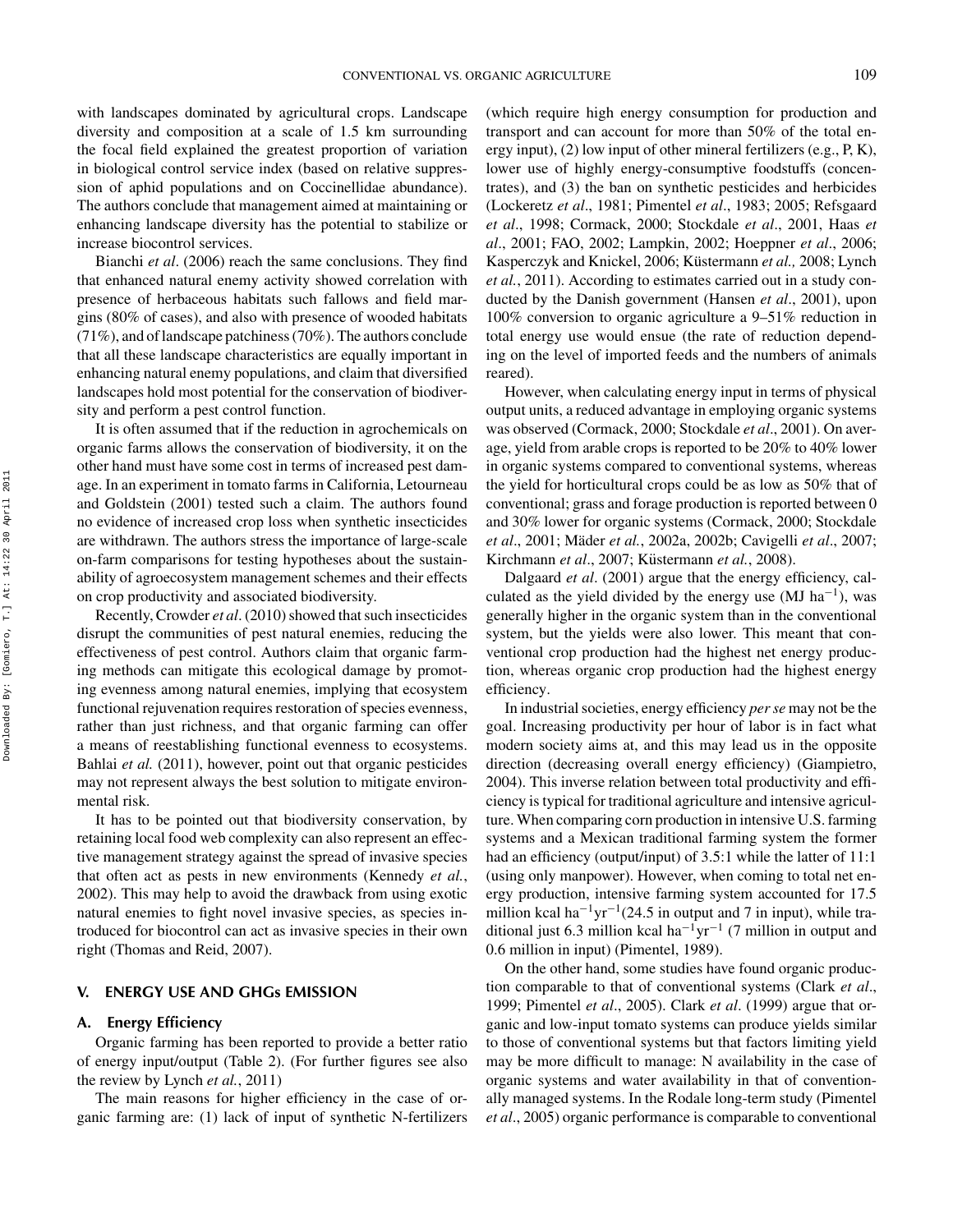with landscapes dominated by agricultural crops. Landscape diversity and composition at a scale of 1.5 km surrounding the focal field explained the greatest proportion of variation in biological control service index (based on relative suppression of aphid populations and on Coccinellidae abundance). The authors conclude that management aimed at maintaining or enhancing landscape diversity has the potential to stabilize or increase biocontrol services.

Bianchi *et al*. (2006) reach the same conclusions. They find that enhanced natural enemy activity showed correlation with presence of herbaceous habitats such fallows and field margins (80% of cases), and also with presence of wooded habitats (71%), and of landscape patchiness (70%). The authors conclude that all these landscape characteristics are equally important in enhancing natural enemy populations, and claim that diversified landscapes hold most potential for the conservation of biodiversity and perform a pest control function.

It is often assumed that if the reduction in agrochemicals on organic farms allows the conservation of biodiversity, it on the other hand must have some cost in terms of increased pest damage. In an experiment in tomato farms in California, Letourneau and Goldstein (2001) tested such a claim. The authors found no evidence of increased crop loss when synthetic insecticides are withdrawn. The authors stress the importance of large-scale on-farm comparisons for testing hypotheses about the sustainability of agroecosystem management schemes and their effects on crop productivity and associated biodiversity.

Recently, Crowder *et al*. (2010) showed that such insecticides disrupt the communities of pest natural enemies, reducing the effectiveness of pest control. Authors claim that organic farming methods can mitigate this ecological damage by promoting evenness among natural enemies, implying that ecosystem functional rejuvenation requires restoration of species evenness, rather than just richness, and that organic farming can offer a means of reestablishing functional evenness to ecosystems. Bahlai *et al.* (2011), however, point out that organic pesticides may not represent always the best solution to mitigate environmental risk.

It has to be pointed out that biodiversity conservation, by retaining local food web complexity can also represent an effective management strategy against the spread of invasive species that often act as pests in new environments (Kennedy *et al.*, 2002). This may help to avoid the drawback from using exotic natural enemies to fight novel invasive species, as species introduced for biocontrol can act as invasive species in their own right (Thomas and Reid, 2007).

## V. ENERGY USE AND GHGs EMISSION

### A. Energy Efficiency

Organic farming has been reported to provide a better ratio of energy input/output (Table 2). (For further figures see also the review by Lynch *et al.*, 2011)

The main reasons for higher efficiency in the case of organic farming are: (1) lack of input of synthetic N-fertilizers (which require high energy consumption for production and transport and can account for more than 50% of the total energy input), (2) low input of other mineral fertilizers (e.g., P, K), lower use of highly energy-consumptive foodstuffs (concentrates), and (3) the ban on synthetic pesticides and herbicides (Lockeretz *et al*., 1981; Pimentel *et al*., 1983; 2005; Refsgaard *et al*., 1998; Cormack, 2000; Stockdale *et al*., 2001, Haas *et al*., 2001; FAO, 2002; Lampkin, 2002; Hoeppner *et al*., 2006; Kasperczyk and Knickel, 2006; Küstermann *et al.,* 2008; Lynch *et al.*, 2011). According to estimates carried out in a study conducted by the Danish government (Hansen *et al*., 2001), upon 100% conversion to organic agriculture a 9–51% reduction in total energy use would ensue (the rate of reduction depending on the level of imported feeds and the numbers of animals reared).

However, when calculating energy input in terms of physical output units, a reduced advantage in employing organic systems was observed (Cormack, 2000; Stockdale *et al*., 2001). On average, yield from arable crops is reported to be 20% to 40% lower in organic systems compared to conventional systems, whereas the yield for horticultural crops could be as low as 50% that of conventional; grass and forage production is reported between 0 and 30% lower for organic systems (Cormack, 2000; Stockdale *et al*., 2001; Mäder *et al.*, 2002a, 2002b; Cavigelli *et al*., 2007; Kirchmann *et al*., 2007; Küstermann *et al.*, 2008).

Dalgaard *et al*. (2001) argue that the energy efficiency, calculated as the yield divided by the energy use (MJ $ha^{-1}$), was generally higher in the organic system than in the conventional system, but the yields were also lower. This meant that conventional crop production had the highest net energy production, whereas organic crop production had the highest energy efficiency.

In industrial societies, energy efficiency *per se* may not be the goal. Increasing productivity per hour of labor is in fact what modern society aims at, and this may lead us in the opposite direction (decreasing overall energy efficiency) (Giampietro, 2004). This inverse relation between total productivity and efficiency is typical for traditional agriculture and intensive agriculture. When comparing corn production in intensive U.S. farming systems and a Mexican traditional farming system the former had an efficiency (output/input) of 3.5:1 while the latter of 11:1 (using only manpower). However, when coming to total net energy production, intensive farming system accounted for 17.5 million kcal $ha^{-1}yr^{-1}$(24.5 in output and 7 in input), while traditional just 6.3 million kcal $ha^{-1}yr^{-1}$ (7 million in output and 0.6 million in input) (Pimentel, 1989).

On the other hand, some studies have found organic production comparable to that of conventional systems (Clark *et al*., 1999; Pimentel *et al*., 2005). Clark *et al*. (1999) argue that organic and low-input tomato systems can produce yields similar to those of conventional systems but that factors limiting yield may be more difficult to manage: N availability in the case of organic systems and water availability in that of conventionally managed systems. In the Rodale long-term study (Pimentel *et al*., 2005) organic performance is comparable to conventional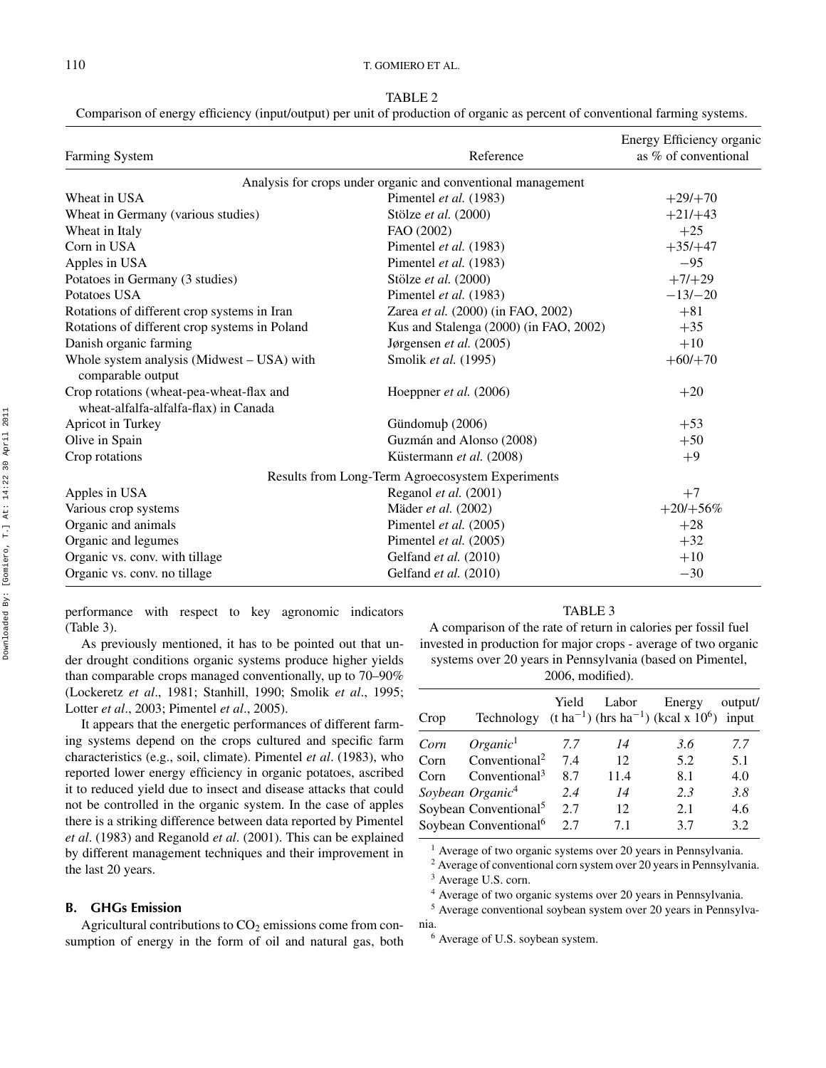TABLE 2

Comparison of energy efficiency (input/output) per unit of production of organic as percent of conventional farming systems.

| Farming System | Reference | Energy Efficiency organic as % of conventional |
|---|---|---|
| Analysis for crops under organic and conventional management | | |
| Wheat in USA | Pimentel *et al.* (1983) | +29/+70 |
| Wheat in Germany (various studies) | Stölze *et al.* (2000) | +21/+43 |
| Wheat in Italy | FAO (2002) | +25 |
| Corn in USA | Pimentel *et al.* (1983) | +35/+47 |
| Apples in USA | Pimentel *et al.* (1983) | −95 |
| Potatoes in Germany (3 studies) | Stölze *et al.* (2000) | +7/+29 |
| Potatoes USA | Pimentel *et al.* (1983) | −13/−20 |
| Rotations of different crop systems in Iran | Zarea *et al.* (2000) (in FAO, 2002) | +81 |
| Rotations of different crop systems in Poland | Kus and Stalenga (2000) (in FAO, 2002) | +35 |
| Danish organic farming | Jørgensen *et al.* (2005) | +10 |
| Whole system analysis (Midwest – USA) with comparable output | Smolik *et al.* (1995) | +60/+70 |
| Crop rotations (wheat-pea-wheat-flax and wheat-alfalfa-alfalfa-flax) in Canada | Hoeppner *et al.* (2006) | +20 |
| Apricot in Turkey | Gündomuþ (2006) | +53 |
| Olive in Spain | Guzmán and Alonso (2008) | +50 |
| Crop rotations | Küstermann *et al.* (2008) | +9 |
| Results from Long-Term Agroecosystem Experiments | | |
| Apples in USA | Reganol *et al.* (2001) | +7 |
| Various crop systems | Mäder *et al.* (2002) | +20/+56% |
| Organic and animals | Pimentel *et al.* (2005) | +28 |
| Organic and legumes | Pimentel *et al.* (2005) | +32 |
| Organic vs. conv. with tillage | Gelfand *et al.* (2010) | +10 |
| Organic vs. conv. no tillage | Gelfand *et al.* (2010) | −30 |

performance with respect to key agronomic indicators (Table 3).

As previously mentioned, it has to be pointed out that under drought conditions organic systems produce higher yields than comparable crops managed conventionally, up to 70–90% (Lockeretz *et al*., 1981; Stanhill, 1990; Smolik *et al*., 1995; Lotter *et al*., 2003; Pimentel *et al*., 2005).

It appears that the energetic performances of different farming systems depend on the crops cultured and specific farm characteristics (e.g., soil, climate). Pimentel *et al*. (1983), who reported lower energy efficiency in organic potatoes, ascribed it to reduced yield due to insect and disease attacks that could not be controlled in the organic system. In the case of apples there is a striking difference between data reported by Pimentel *et al*. (1983) and Reganold *et al*. (2001). This can be explained by different management techniques and their improvement in the last 20 years.

TABLE 3

A comparison of the rate of return in calories per fossil fuel invested in production for major crops - average of two organic systems over 20 years in Pennsylvania (based on Pimentel, 2006, modified).

| Crop | Technology | Yield ($t\ ha^{-1}$) | Labor ($hrs\ ha^{-1}$) | Energy ($kcal \times 10^6$) | output/input |
|---|---|---|---|---|---|
| *Corn* | *Organic*[1] | *7.7* | *14* | *3.6* | *7.7* |
| Corn | Conventional[2] | 7.4 | 12 | 5.2 | 5.1 |
| Corn | Conventional[3] | 8.7 | 11.4 | 8.1 | 4.0 |
| *Soybean* | *Organic*[4] | *2.4* | *14* | *2.3* | *3.8* |
| Soybean | Conventional[5] | 2.7 | 12 | 2.1 | 4.6 |
| Soybean | Conventional[6] | 2.7 | 7.1 | 3.7 | 3.2 |

[1] Average of two organic systems over 20 years in Pennsylvania.
[2] Average of conventional corn system over 20 years in Pennsylvania.
[3] Average U.S. corn.
[4] Average of two organic systems over 20 years in Pennsylvania.
[5] Average conventional soybean system over 20 years in Pennsylvania.
[6] Average of U.S. soybean system.

### B. GHGs Emission

Agricultural contributions to $CO_2$ emissions come from consumption of energy in the form of oil and natural gas, both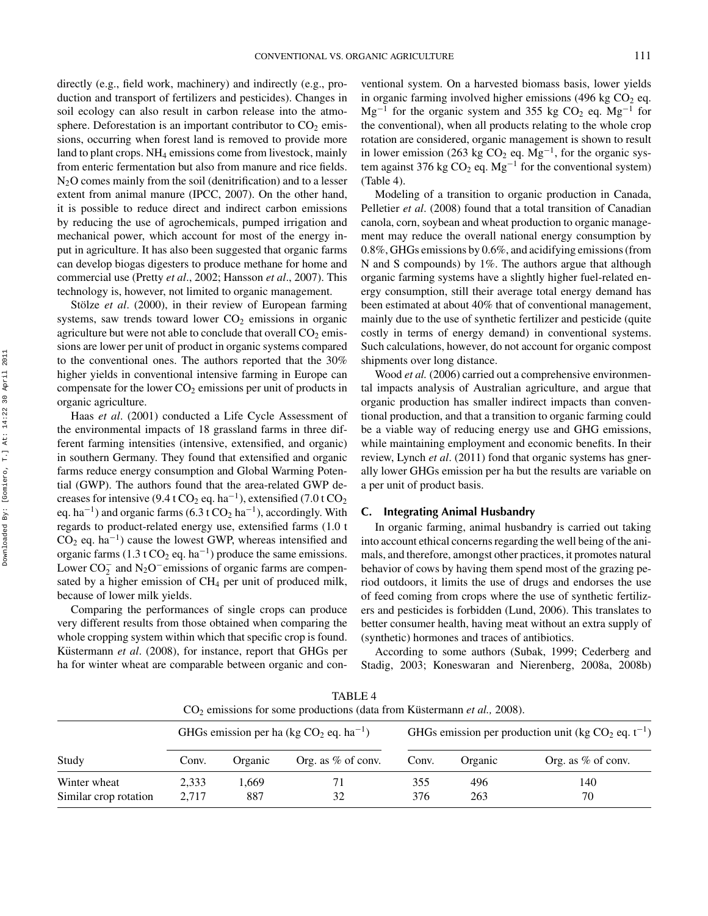directly (e.g., field work, machinery) and indirectly (e.g., production and transport of fertilizers and pesticides). Changes in soil ecology can also result in carbon release into the atmosphere. Deforestation is an important contributor to $CO_2$ emissions, occurring when forest land is removed to provide more land to plant crops. $NH_4$ emissions come from livestock, mainly from enteric fermentation but also from manure and rice fields. $N_2O$ comes mainly from the soil (denitrification) and to a lesser extent from animal manure (IPCC, 2007). On the other hand, it is possible to reduce direct and indirect carbon emissions by reducing the use of agrochemicals, pumped irrigation and mechanical power, which account for most of the energy input in agriculture. It has also been suggested that organic farms can develop biogas digesters to produce methane for home and commercial use (Pretty *et al*., 2002; Hansson *et al*., 2007). This technology is, however, not limited to organic management.

Stölze *et al*. (2000), in their review of European farming systems, saw trends toward lower $CO_2$ emissions in organic agriculture but were not able to conclude that overall $CO_2$ emissions are lower per unit of product in organic systems compared to the conventional ones. The authors reported that the 30% higher yields in conventional intensive farming in Europe can compensate for the lower $CO_2$ emissions per unit of products in organic agriculture.

Haas *et al*. (2001) conducted a Life Cycle Assessment of the environmental impacts of 18 grassland farms in three different farming intensities (intensive, extensified, and organic) in southern Germany. They found that extensified and organic farms reduce energy consumption and Global Warming Potential (GWP). The authors found that the area-related GWP decreases for intensive (9.4 t $CO_2$ eq. $ha^{-1}$), extensified (7.0 t $CO_2$ eq. $ha^{-1}$) and organic farms (6.3 t $CO_2$ $ha^{-1}$), accordingly. With regards to product-related energy use, extensified farms (1.0 t $CO_2$ eq. $ha^{-1}$) cause the lowest GWP, whereas intensified and organic farms (1.3 t $CO_2$ eq. $ha^{-1}$) produce the same emissions. Lower $CO_2^-$ and $N_2O^-$ emissions of organic farms are compensated by a higher emission of $CH_4$ per unit of produced milk, because of lower milk yields.

Comparing the performances of single crops can produce very different results from those obtained when comparing the whole cropping system within which that specific crop is found. Küstermann *et al*. (2008), for instance, report that GHGs per ha for winter wheat are comparable between organic and conventional system. On a harvested biomass basis, lower yields in organic farming involved higher emissions (496 kg $CO_2$ eq. $Mg^{-1}$ for the organic system and 355 kg $CO_2$ eq. $Mg^{-1}$ for the conventional), when all products relating to the whole crop rotation are considered, organic management is shown to result in lower emission (263 kg $CO_2$ eq. $Mg^{-1}$, for the organic system against 376 kg $CO_2$ eq. $Mg^{-1}$ for the conventional system) (Table 4).

Modeling of a transition to organic production in Canada, Pelletier *et al*. (2008) found that a total transition of Canadian canola, corn, soybean and wheat production to organic management may reduce the overall national energy consumption by 0.8%, GHGs emissions by 0.6%, and acidifying emissions (from N and S compounds) by 1%. The authors argue that although organic farming systems have a slightly higher fuel-related energy consumption, still their average total energy demand has been estimated at about 40% that of conventional management, mainly due to the use of synthetic fertilizer and pesticide (quite costly in terms of energy demand) in conventional systems. Such calculations, however, do not account for organic compost shipments over long distance.

Wood *et al.* (2006) carried out a comprehensive environmental impacts analysis of Australian agriculture, and argue that organic production has smaller indirect impacts than conventional production, and that a transition to organic farming could be a viable way of reducing energy use and GHG emissions, while maintaining employment and economic benefits. In their review, Lynch *et al*. (2011) fond that organic systems has gnerally lower GHGs emission per ha but the results are variable on a per unit of product basis.

### C. Integrating Animal Husbandry

In organic farming, animal husbandry is carried out taking into account ethical concerns regarding the well being of the animals, and therefore, amongst other practices, it promotes natural behavior of cows by having them spend most of the grazing period outdoors, it limits the use of drugs and endorses the use of feed coming from crops where the use of synthetic fertilizers and pesticides is forbidden (Lund, 2006). This translates to better consumer health, having meat without an extra supply of (synthetic) hormones and traces of antibiotics.

According to some authors (Subak, 1999; Cederberg and Stadig, 2003; Koneswaran and Nierenberg, 2008a, 2008b)

TABLE 4
$CO_2$ emissions for some productions (data from Küstermann *et al.,* 2008).

| Study | GHGs emission per ha (kg $CO_2$ eq. $ha^{-1}$) | | | GHGs emission per production unit (kg $CO_2$ eq. $t^{-1}$) | | |
|---|---|---|---|---|---|---|
| | Conv. | Organic | Org. as % of conv. | Conv. | Organic | Org. as % of conv. |
| Winter wheat | 2,333 | 1,669 | 71 | 355 | 496 | 140 |
| Similar crop rotation | 2,717 | 887 | 32 | 376 | 263 | 70 |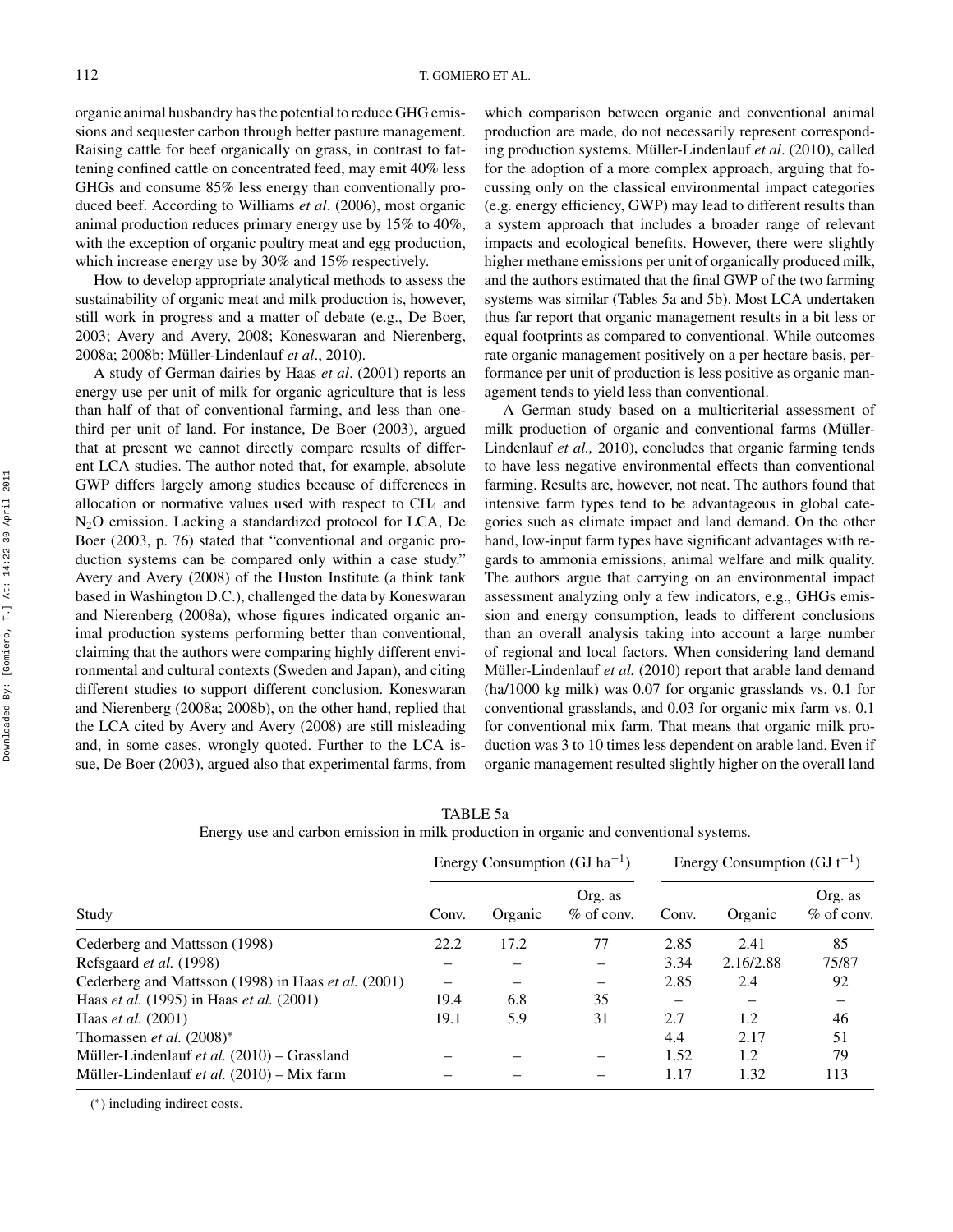organic animal husbandry has the potential to reduce GHG emissions and sequester carbon through better pasture management. Raising cattle for beef organically on grass, in contrast to fattening confined cattle on concentrated feed, may emit 40% less GHGs and consume 85% less energy than conventionally produced beef. According to Williams *et al*. (2006), most organic animal production reduces primary energy use by 15% to 40%, with the exception of organic poultry meat and egg production, which increase energy use by 30% and 15% respectively.

How to develop appropriate analytical methods to assess the sustainability of organic meat and milk production is, however, still work in progress and a matter of debate (e.g., De Boer, 2003; Avery and Avery, 2008; Koneswaran and Nierenberg, 2008a; 2008b; Müller-Lindenlauf *et al*., 2010).

A study of German dairies by Haas *et al*. (2001) reports an energy use per unit of milk for organic agriculture that is less than half of that of conventional farming, and less than one-third per unit of land. For instance, De Boer (2003), argued that at present we cannot directly compare results of different LCA studies. The author noted that, for example, absolute GWP differs largely among studies because of differences in allocation or normative values used with respect to $CH_4$ and $N_2O$ emission. Lacking a standardized protocol for LCA, De Boer (2003, p. 76) stated that "conventional and organic production systems can be compared only within a case study." Avery and Avery (2008) of the Huston Institute (a think tank based in Washington D.C.), challenged the data by Koneswaran and Nierenberg (2008a), whose figures indicated organic animal production systems performing better than conventional, claiming that the authors were comparing highly different environmental and cultural contexts (Sweden and Japan), and citing different studies to support different conclusion. Koneswaran and Nierenberg (2008a; 2008b), on the other hand, replied that the LCA cited by Avery and Avery (2008) are still misleading and, in some cases, wrongly quoted. Further to the LCA issue, De Boer (2003), argued also that experimental farms, from which comparison between organic and conventional animal production are made, do not necessarily represent corresponding production systems. Müller-Lindenlauf *et al*. (2010), called for the adoption of a more complex approach, arguing that focussing only on the classical environmental impact categories (e.g. energy efficiency, GWP) may lead to different results than a system approach that includes a broader range of relevant impacts and ecological benefits. However, there were slightly higher methane emissions per unit of organically produced milk, and the authors estimated that the final GWP of the two farming systems was similar (Tables 5a and 5b). Most LCA undertaken thus far report that organic management results in a bit less or equal footprints as compared to conventional. While outcomes rate organic management positively on a per hectare basis, performance per unit of production is less positive as organic management tends to yield less than conventional.

A German study based on a multicriterial assessment of milk production of organic and conventional farms (Müller-Lindenlauf *et al.,* 2010), concludes that organic farming tends to have less negative environmental effects than conventional farming. Results are, however, not neat. The authors found that intensive farm types tend to be advantageous in global categories such as climate impact and land demand. On the other hand, low-input farm types have significant advantages with regards to ammonia emissions, animal welfare and milk quality. The authors argue that carrying on an environmental impact assessment analyzing only a few indicators, e.g., GHGs emission and energy consumption, leads to different conclusions than an overall analysis taking into account a large number of regional and local factors. When considering land demand Müller-Lindenlauf *et al.* (2010) report that arable land demand (ha/1000 kg milk) was 0.07 for organic grasslands vs. 0.1 for conventional grasslands, and 0.03 for organic mix farm vs. 0.1 for conventional mix farm. That means that organic milk production was 3 to 10 times less dependent on arable land. Even if organic management resulted slightly higher on the overall land

TABLE 5a
Energy use and carbon emission in milk production in organic and conventional systems.

| | Energy Consumption (GJ $ha^{-1}$) | | | Energy Consumption (GJ $t^{-1}$) | | |
|---|---|---|---|---|---|---|
| Study | Conv. | Organic | Org. as % of conv. | Conv. | Organic | Org. as % of conv. |
| Cederberg and Mattsson (1998) | 22.2 | 17.2 | 77 | 2.85 | 2.41 | 85 |
| Refsgaard *et al.* (1998) | – | – | – | 3.34 | 2.16/2.88 | 75/87 |
| Cederberg and Mattsson (1998) in Haas *et al.* (2001) | – | – | – | 2.85 | 2.4 | 92 |
| Haas *et al.* (1995) in Haas *et al.* (2001) | 19.4 | 6.8 | 35 | – | – | – |
| Haas *et al.* (2001) | 19.1 | 5.9 | 31 | 2.7 | 1.2 | 46 |
| Thomassen *et al.* (2008)* | | | | 4.4 | 2.17 | 51 |
| Müller-Lindenlauf *et al.* (2010) – Grassland | – | – | – | 1.52 | 1.2 | 79 |
| Müller-Lindenlauf *et al.* (2010) – Mix farm | – | – | – | 1.17 | 1.32 | 113 |

(*) including indirect costs.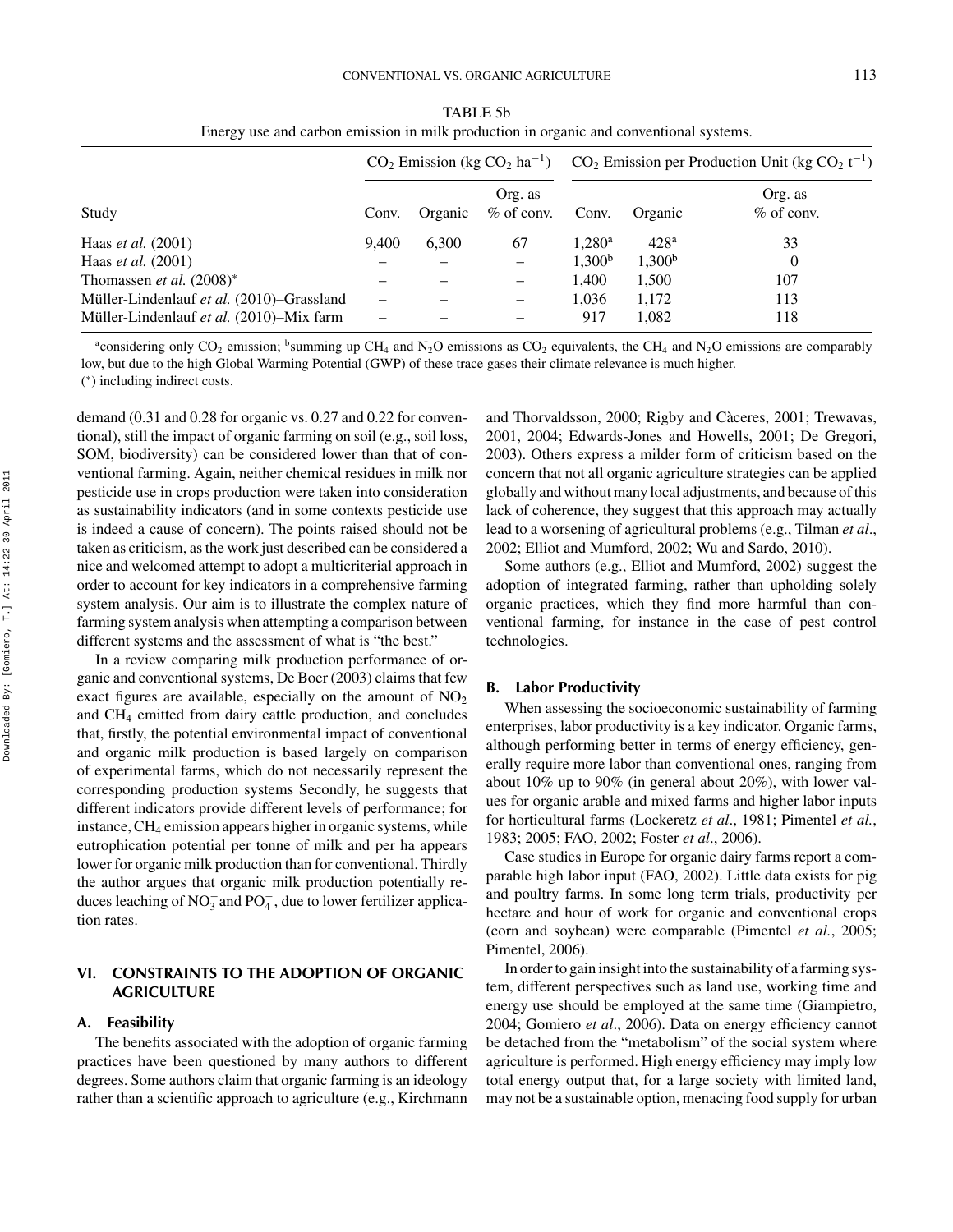TABLE 5b

Energy use and carbon emission in milk production in organic and conventional systems.

| Study | $CO_2$ Emission (kg $CO_2$ $ha^{-1}$) | | | $CO_2$ Emission per Production Unit (kg $CO_2$ $t^{-1}$) | | |
|---|---|---|---|---|---|---|
| | Conv. | Organic | Org. as % of conv. | Conv. | Organic | Org. as % of conv. |
| Haas *et al.* (2001) | 9,400 | 6,300 | 67 | 1,280[a] | 428[a] | 33 |
| Haas *et al.* (2001) | – | – | – | 1,300[b] | 1,300[b] | 0 |
| Thomassen *et al.* (2008)* | – | – | – | 1,400 | 1,500 | 107 |
| Müller-Lindenlauf *et al.* (2010)–Grassland | – | – | – | 1,036 | 1,172 | 113 |
| Müller-Lindenlauf *et al.* (2010)–Mix farm | – | – | – | 917 | 1,082 | 118 |

[a]considering only $CO_2$ emission; [b]summing up $CH_4$ and $N_2O$ emissions as $CO_2$ equivalents, the $CH_4$ and $N_2O$ emissions are comparably low, but due to the high Global Warming Potential (GWP) of these trace gases their climate relevance is much higher.
(*) including indirect costs.

demand (0.31 and 0.28 for organic vs. 0.27 and 0.22 for conventional), still the impact of organic farming on soil (e.g., soil loss, SOM, biodiversity) can be considered lower than that of conventional farming. Again, neither chemical residues in milk nor pesticide use in crops production were taken into consideration as sustainability indicators (and in some contexts pesticide use is indeed a cause of concern). The points raised should not be taken as criticism, as the work just described can be considered a nice and welcomed attempt to adopt a multicriterial approach in order to account for key indicators in a comprehensive farming system analysis. Our aim is to illustrate the complex nature of farming system analysis when attempting a comparison between different systems and the assessment of what is "the best."

In a review comparing milk production performance of organic and conventional systems, De Boer (2003) claims that few exact figures are available, especially on the amount of $NO_2$ and $CH_4$ emitted from dairy cattle production, and concludes that, firstly, the potential environmental impact of conventional and organic milk production is based largely on comparison of experimental farms, which do not necessarily represent the corresponding production systems Secondly, he suggests that different indicators provide different levels of performance; for instance, $CH_4$ emission appears higher in organic systems, while eutrophication potential per tonne of milk and per ha appears lower for organic milk production than for conventional. Thirdly the author argues that organic milk production potentially reduces leaching of $NO_3^-$ and $PO_4^-$, due to lower fertilizer application rates.

## VI. CONSTRAINTS TO THE ADOPTION OF ORGANIC AGRICULTURE

### A. Feasibility

The benefits associated with the adoption of organic farming practices have been questioned by many authors to different degrees. Some authors claim that organic farming is an ideology rather than a scientific approach to agriculture (e.g., Kirchmann and Thorvaldsson, 2000; Rigby and Càceres, 2001; Trewavas, 2001, 2004; Edwards-Jones and Howells, 2001; De Gregori, 2003). Others express a milder form of criticism based on the concern that not all organic agriculture strategies can be applied globally and without many local adjustments, and because of this lack of coherence, they suggest that this approach may actually lead to a worsening of agricultural problems (e.g., Tilman *et al*., 2002; Elliot and Mumford, 2002; Wu and Sardo, 2010).

Some authors (e.g., Elliot and Mumford, 2002) suggest the adoption of integrated farming, rather than upholding solely organic practices, which they find more harmful than conventional farming, for instance in the case of pest control technologies.

### B. Labor Productivity

When assessing the socioeconomic sustainability of farming enterprises, labor productivity is a key indicator. Organic farms, although performing better in terms of energy efficiency, generally require more labor than conventional ones, ranging from about 10% up to 90% (in general about 20%), with lower values for organic arable and mixed farms and higher labor inputs for horticultural farms (Lockeretz *et al*., 1981; Pimentel *et al.*, 1983; 2005; FAO, 2002; Foster *et al*., 2006).

Case studies in Europe for organic dairy farms report a comparable high labor input (FAO, 2002). Little data exists for pig and poultry farms. In some long term trials, productivity per hectare and hour of work for organic and conventional crops (corn and soybean) were comparable (Pimentel *et al.*, 2005; Pimentel, 2006).

In order to gain insight into the sustainability of a farming system, different perspectives such as land use, working time and energy use should be employed at the same time (Giampietro, 2004; Gomiero *et al*., 2006). Data on energy efficiency cannot be detached from the "metabolism" of the social system where agriculture is performed. High energy efficiency may imply low total energy output that, for a large society with limited land, may not be a sustainable option, menacing food supply for urban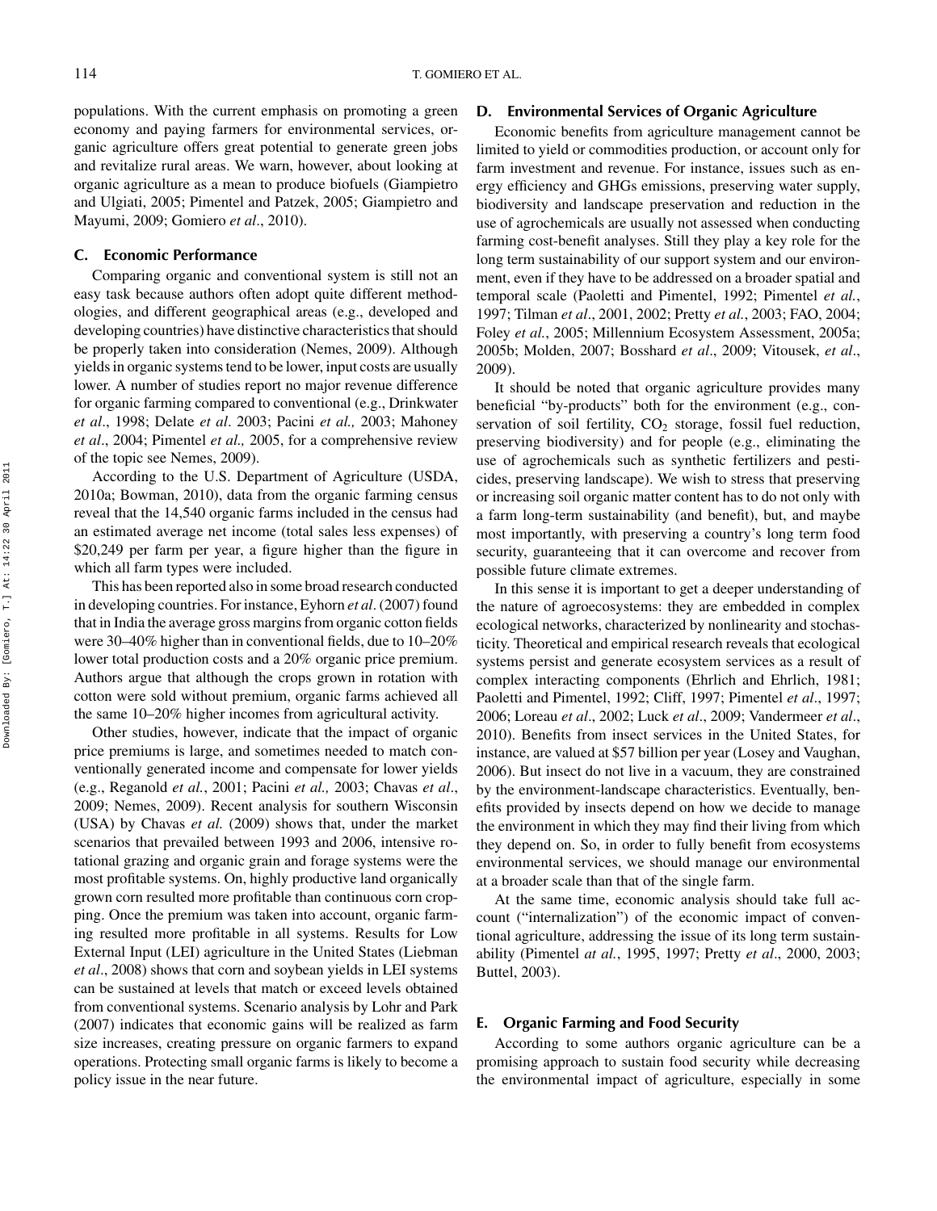populations. With the current emphasis on promoting a green economy and paying farmers for environmental services, organic agriculture offers great potential to generate green jobs and revitalize rural areas. We warn, however, about looking at organic agriculture as a mean to produce biofuels (Giampietro and Ulgiati, 2005; Pimentel and Patzek, 2005; Giampietro and Mayumi, 2009; Gomiero *et al*., 2010).

## C. Economic Performance

Comparing organic and conventional system is still not an easy task because authors often adopt quite different methodologies, and different geographical areas (e.g., developed and developing countries) have distinctive characteristics that should be properly taken into consideration (Nemes, 2009). Although yields in organic systems tend to be lower, input costs are usually lower. A number of studies report no major revenue difference for organic farming compared to conventional (e.g., Drinkwater *et al*., 1998; Delate *et al*. 2003; Pacini *et al.,* 2003; Mahoney *et al*., 2004; Pimentel *et al.,* 2005, for a comprehensive review of the topic see Nemes, 2009).

According to the U.S. Department of Agriculture (USDA, 2010a; Bowman, 2010), data from the organic farming census reveal that the 14,540 organic farms included in the census had an estimated average net income (total sales less expenses) of \$20,249 per farm per year, a figure higher than the figure in which all farm types were included.

This has been reported also in some broad research conducted in developing countries. For instance, Eyhorn *et al*. (2007) found that in India the average gross margins from organic cotton fields were 30–40% higher than in conventional fields, due to 10–20% lower total production costs and a 20% organic price premium. Authors argue that although the crops grown in rotation with cotton were sold without premium, organic farms achieved all the same 10–20% higher incomes from agricultural activity.

Other studies, however, indicate that the impact of organic price premiums is large, and sometimes needed to match conventionally generated income and compensate for lower yields (e.g., Reganold *et al.*, 2001; Pacini *et al.,* 2003; Chavas *et al*., 2009; Nemes, 2009). Recent analysis for southern Wisconsin (USA) by Chavas *et al.* (2009) shows that, under the market scenarios that prevailed between 1993 and 2006, intensive rotational grazing and organic grain and forage systems were the most profitable systems. On, highly productive land organically grown corn resulted more profitable than continuous corn cropping. Once the premium was taken into account, organic farming resulted more profitable in all systems. Results for Low External Input (LEI) agriculture in the United States (Liebman *et al*., 2008) shows that corn and soybean yields in LEI systems can be sustained at levels that match or exceed levels obtained from conventional systems. Scenario analysis by Lohr and Park (2007) indicates that economic gains will be realized as farm size increases, creating pressure on organic farmers to expand operations. Protecting small organic farms is likely to become a policy issue in the near future.

## D. Environmental Services of Organic Agriculture

Economic benefits from agriculture management cannot be limited to yield or commodities production, or account only for farm investment and revenue. For instance, issues such as energy efficiency and GHGs emissions, preserving water supply, biodiversity and landscape preservation and reduction in the use of agrochemicals are usually not assessed when conducting farming cost-benefit analyses. Still they play a key role for the long term sustainability of our support system and our environment, even if they have to be addressed on a broader spatial and temporal scale (Paoletti and Pimentel, 1992; Pimentel *et al.*, 1997; Tilman *et al*., 2001, 2002; Pretty *et al.*, 2003; FAO, 2004; Foley *et al.*, 2005; Millennium Ecosystem Assessment, 2005a; 2005b; Molden, 2007; Bosshard *et al*., 2009; Vitousek, *et al*., 2009).

It should be noted that organic agriculture provides many beneficial "by-products" both for the environment (e.g., conservation of soil fertility, $CO_2$ storage, fossil fuel reduction, preserving biodiversity) and for people (e.g., eliminating the use of agrochemicals such as synthetic fertilizers and pesticides, preserving landscape). We wish to stress that preserving or increasing soil organic matter content has to do not only with a farm long-term sustainability (and benefit), but, and maybe most importantly, with preserving a country's long term food security, guaranteeing that it can overcome and recover from possible future climate extremes.

In this sense it is important to get a deeper understanding of the nature of agroecosystems: they are embedded in complex ecological networks, characterized by nonlinearity and stochasticity. Theoretical and empirical research reveals that ecological systems persist and generate ecosystem services as a result of complex interacting components (Ehrlich and Ehrlich, 1981; Paoletti and Pimentel, 1992; Cliff, 1997; Pimentel *et al*., 1997; 2006; Loreau *et al*., 2002; Luck *et al*., 2009; Vandermeer *et al*., 2010). Benefits from insect services in the United States, for instance, are valued at \$57 billion per year (Losey and Vaughan, 2006). But insect do not live in a vacuum, they are constrained by the environment-landscape characteristics. Eventually, benefits provided by insects depend on how we decide to manage the environment in which they may find their living from which they depend on. So, in order to fully benefit from ecosystems environmental services, we should manage our environmental at a broader scale than that of the single farm.

At the same time, economic analysis should take full account ("internalization") of the economic impact of conventional agriculture, addressing the issue of its long term sustainability (Pimentel *at al.*, 1995, 1997; Pretty *et al*., 2000, 2003; Buttel, 2003).

## E. Organic Farming and Food Security

According to some authors organic agriculture can be a promising approach to sustain food security while decreasing the environmental impact of agriculture, especially in some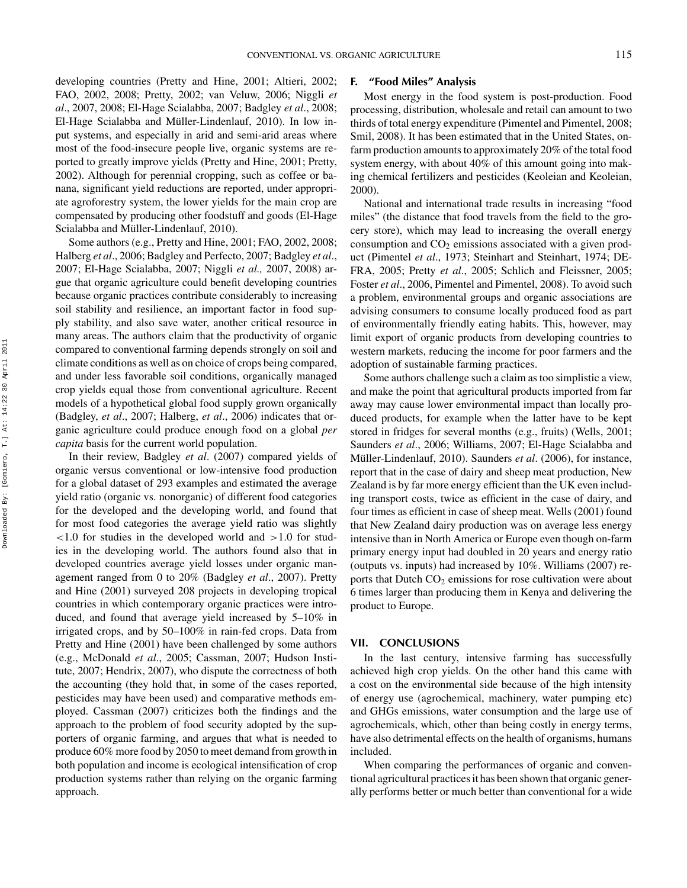developing countries (Pretty and Hine, 2001; Altieri, 2002; FAO, 2002, 2008; Pretty, 2002; van Veluw, 2006; Niggli *et al*., 2007, 2008; El-Hage Scialabba, 2007; Badgley *et al*., 2008; El-Hage Scialabba and Müller-Lindenlauf, 2010). In low input systems, and especially in arid and semi-arid areas where most of the food-insecure people live, organic systems are reported to greatly improve yields (Pretty and Hine, 2001; Pretty, 2002). Although for perennial cropping, such as coffee or banana, significant yield reductions are reported, under appropriate agroforestry system, the lower yields for the main crop are compensated by producing other foodstuff and goods (El-Hage Scialabba and Müller-Lindenlauf, 2010).

Some authors (e.g., Pretty and Hine, 2001; FAO, 2002, 2008; Halberg *et al*., 2006; Badgley and Perfecto, 2007; Badgley *et al*., 2007; El-Hage Scialabba, 2007; Niggli *et al.,* 2007, 2008) argue that organic agriculture could benefit developing countries because organic practices contribute considerably to increasing soil stability and resilience, an important factor in food supply stability, and also save water, another critical resource in many areas. The authors claim that the productivity of organic compared to conventional farming depends strongly on soil and climate conditions as well as on choice of crops being compared, and under less favorable soil conditions, organically managed crop yields equal those from conventional agriculture. Recent models of a hypothetical global food supply grown organically (Badgley, *et al*., 2007; Halberg, *et al*., 2006) indicates that organic agriculture could produce enough food on a global *per capita* basis for the current world population.

In their review, Badgley *et al*. (2007) compared yields of organic versus conventional or low-intensive food production for a global dataset of 293 examples and estimated the average yield ratio (organic vs. nonorganic) of different food categories for the developed and the developing world, and found that for most food categories the average yield ratio was slightly $<1.0$ for studies in the developed world and $>1.0$ for studies in the developing world. The authors found also that in developed countries average yield losses under organic management ranged from 0 to 20% (Badgley *et al*., 2007). Pretty and Hine (2001) surveyed 208 projects in developing tropical countries in which contemporary organic practices were introduced, and found that average yield increased by 5–10% in irrigated crops, and by 50–100% in rain-fed crops. Data from Pretty and Hine (2001) have been challenged by some authors (e.g., McDonald *et al*., 2005; Cassman, 2007; Hudson Institute, 2007; Hendrix, 2007), who dispute the correctness of both the accounting (they hold that, in some of the cases reported, pesticides may have been used) and comparative methods employed. Cassman (2007) criticizes both the findings and the approach to the problem of food security adopted by the supporters of organic farming, and argues that what is needed to produce 60% more food by 2050 to meet demand from growth in both population and income is ecological intensification of crop production systems rather than relying on the organic farming approach.

### F. "Food Miles" Analysis

Most energy in the food system is post-production. Food processing, distribution, wholesale and retail can amount to two thirds of total energy expenditure (Pimentel and Pimentel, 2008; Smil, 2008). It has been estimated that in the United States, on-farm production amounts to approximately 20% of the total food system energy, with about 40% of this amount going into making chemical fertilizers and pesticides (Keoleian and Keoleian, 2000).

National and international trade results in increasing "food miles" (the distance that food travels from the field to the grocery store), which may lead to increasing the overall energy consumption and $CO_2$ emissions associated with a given product (Pimentel *et al*., 1973; Steinhart and Steinhart, 1974; DEFRA, 2005; Pretty *et al*., 2005; Schlich and Fleissner, 2005; Foster *et al*., 2006, Pimentel and Pimentel, 2008). To avoid such a problem, environmental groups and organic associations are advising consumers to consume locally produced food as part of environmentally friendly eating habits. This, however, may limit export of organic products from developing countries to western markets, reducing the income for poor farmers and the adoption of sustainable farming practices.

Some authors challenge such a claim as too simplistic a view, and make the point that agricultural products imported from far away may cause lower environmental impact than locally produced products, for example when the latter have to be kept stored in fridges for several months (e.g., fruits) (Wells, 2001; Saunders *et al*., 2006; Williams, 2007; El-Hage Scialabba and Müller-Lindenlauf, 2010). Saunders *et al*. (2006), for instance, report that in the case of dairy and sheep meat production, New Zealand is by far more energy efficient than the UK even including transport costs, twice as efficient in the case of dairy, and four times as efficient in case of sheep meat. Wells (2001) found that New Zealand dairy production was on average less energy intensive than in North America or Europe even though on-farm primary energy input had doubled in 20 years and energy ratio (outputs vs. inputs) had increased by 10%. Williams (2007) reports that Dutch $CO_2$ emissions for rose cultivation were about 6 times larger than producing them in Kenya and delivering the product to Europe.

## VII. CONCLUSIONS

In the last century, intensive farming has successfully achieved high crop yields. On the other hand this came with a cost on the environmental side because of the high intensity of energy use (agrochemical, machinery, water pumping etc) and GHGs emissions, water consumption and the large use of agrochemicals, which, other than being costly in energy terms, have also detrimental effects on the health of organisms, humans included.

When comparing the performances of organic and conventional agricultural practices it has been shown that organic generally performs better or much better than conventional for a wide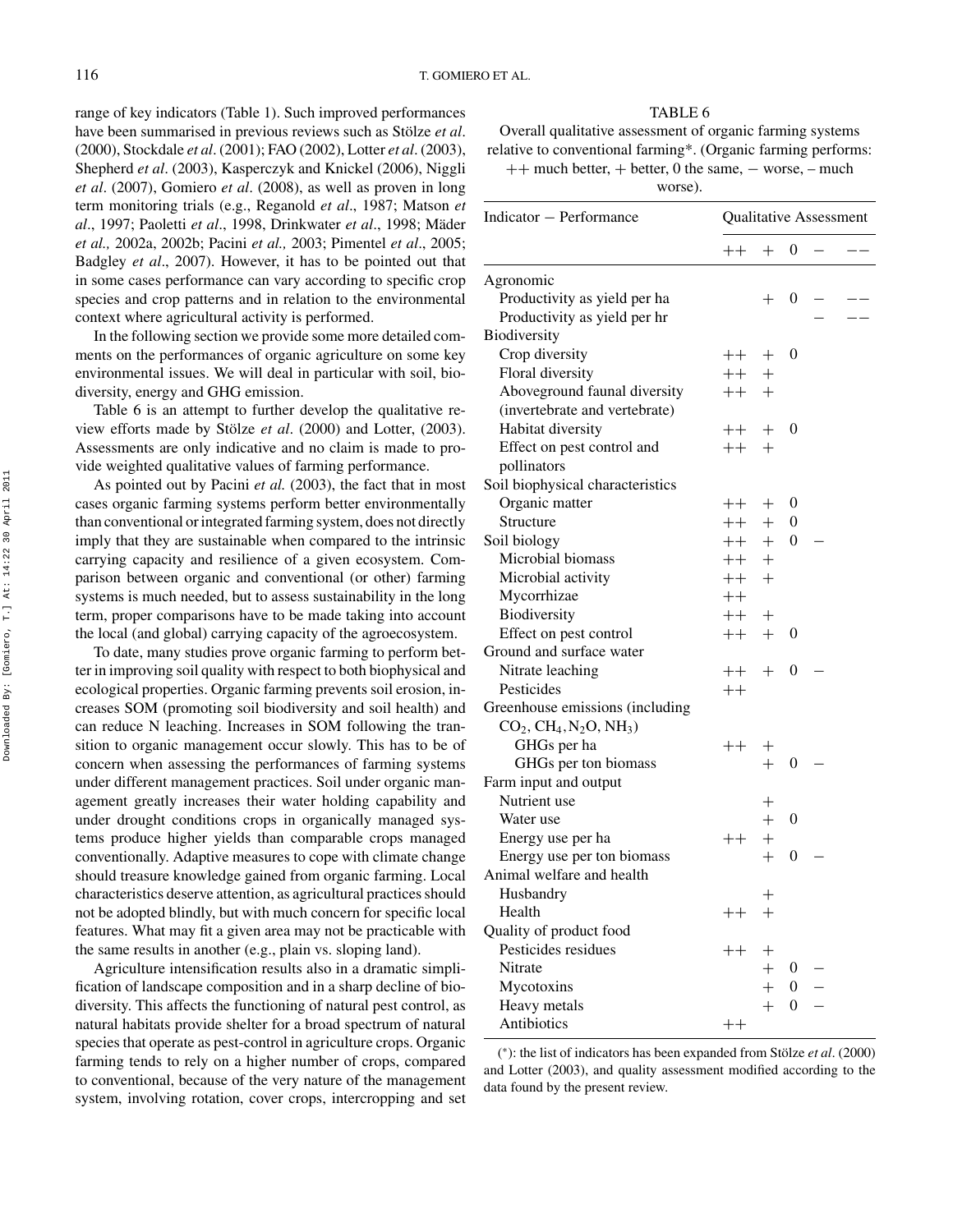range of key indicators (Table 1). Such improved performances have been summarised in previous reviews such as Stölze *et al*. (2000), Stockdale *et al*. (2001); FAO (2002), Lotter *et al*. (2003), Shepherd *et al*. (2003), Kasperczyk and Knickel (2006), Niggli *et al*. (2007), Gomiero *et al*. (2008), as well as proven in long term monitoring trials (e.g., Reganold *et al*., 1987; Matson *et al*., 1997; Paoletti *et al*., 1998, Drinkwater *et al*., 1998; Mäder *et al.,* 2002a, 2002b; Pacini *et al.,* 2003; Pimentel *et al*., 2005; Badgley *et al*., 2007). However, it has to be pointed out that in some cases performance can vary according to specific crop species and crop patterns and in relation to the environmental context where agricultural activity is performed.

In the following section we provide some more detailed comments on the performances of organic agriculture on some key environmental issues. We will deal in particular with soil, biodiversity, energy and GHG emission.

Table 6 is an attempt to further develop the qualitative review efforts made by Stölze *et al*. (2000) and Lotter, (2003). Assessments are only indicative and no claim is made to provide weighted qualitative values of farming performance.

As pointed out by Pacini *et al.* (2003), the fact that in most cases organic farming systems perform better environmentally than conventional or integrated farming system, does not directly imply that they are sustainable when compared to the intrinsic carrying capacity and resilience of a given ecosystem. Comparison between organic and conventional (or other) farming systems is much needed, but to assess sustainability in the long term, proper comparisons have to be made taking into account the local (and global) carrying capacity of the agroecosystem.

To date, many studies prove organic farming to perform better in improving soil quality with respect to both biophysical and ecological properties. Organic farming prevents soil erosion, increases SOM (promoting soil biodiversity and soil health) and can reduce N leaching. Increases in SOM following the transition to organic management occur slowly. This has to be of concern when assessing the performances of farming systems under different management practices. Soil under organic management greatly increases their water holding capability and under drought conditions crops in organically managed systems produce higher yields than comparable crops managed conventionally. Adaptive measures to cope with climate change should treasure knowledge gained from organic farming. Local characteristics deserve attention, as agricultural practices should not be adopted blindly, but with much concern for specific local features. What may fit a given area may not be practicable with the same results in another (e.g., plain vs. sloping land).

Agriculture intensification results also in a dramatic simplification of landscape composition and in a sharp decline of biodiversity. This affects the functioning of natural pest control, as natural habitats provide shelter for a broad spectrum of natural species that operate as pest-control in agriculture crops. Organic farming tends to rely on a higher number of crops, compared to conventional, because of the very nature of the management system, involving rotation, cover crops, intercropping and set

TABLE 6

Overall qualitative assessment of organic farming systems relative to conventional farming*. (Organic farming performs: ++ much better, + better, 0 the same, − worse, – much worse).

| Indicator − Performance | Qualitative Assessment | | | | |
|---|---|---|---|---|---|
| | ++ | + | 0 | − | −− |
| **Agronomic** | | | | | |
| Productivity as yield per ha | | + | 0 | − | −− |
| Productivity as yield per hr | | | | − | −− |
| **Biodiversity** | | | | | |
| Crop diversity | ++ | + | 0 | | |
| Floral diversity | ++ | + | | | |
| Aboveground faunal diversity (invertebrate and vertebrate) | ++ | + | | | |
| Habitat diversity | ++ | + | 0 | | |
| Effect on pest control and pollinators | ++ | + | | | |
| **Soil biophysical characteristics** | | | | | |
| Organic matter | ++ | + | 0 | | |
| Structure | ++ | + | 0 | | |
| **Soil biology** | ++ | + | 0 | − | |
| Microbial biomass | ++ | + | | | |
| Microbial activity | ++ | + | | | |
| Mycorrhizae | ++ | | | | |
| Biodiversity | ++ | + | | | |
| Effect on pest control | ++ | + | 0 | | |
| **Ground and surface water** | | | | | |
| Nitrate leaching | ++ | + | 0 | − | |
| Pesticides | ++ | | | | |
| **Greenhouse emissions (including $CO_2$, $CH_4$, $N_2O$, $NH_3$)** | | | | | |
| GHGs per ha | ++ | + | | | |
| GHGs per ton biomass | | + | 0 | − | |
| **Farm input and output** | | | | | |
| Nutrient use | | + | | | |
| Water use | | + | 0 | | |
| Energy use per ha | ++ | + | | | |
| Energy use per ton biomass | | + | 0 | − | |
| **Animal welfare and health** | | | | | |
| Husbandry | | + | | | |
| Health | ++ | + | | | |
| **Quality of product food** | | | | | |
| Pesticides residues | ++ | + | | | |
| Nitrate | | + | 0 | − | |
| Mycotoxins | | + | 0 | − | |
| Heavy metals | | + | 0 | − | |
| Antibiotics | ++ | | | | |

(*): the list of indicators has been expanded from Stölze *et al*. (2000) and Lotter (2003), and quality assessment modified according to the data found by the present review.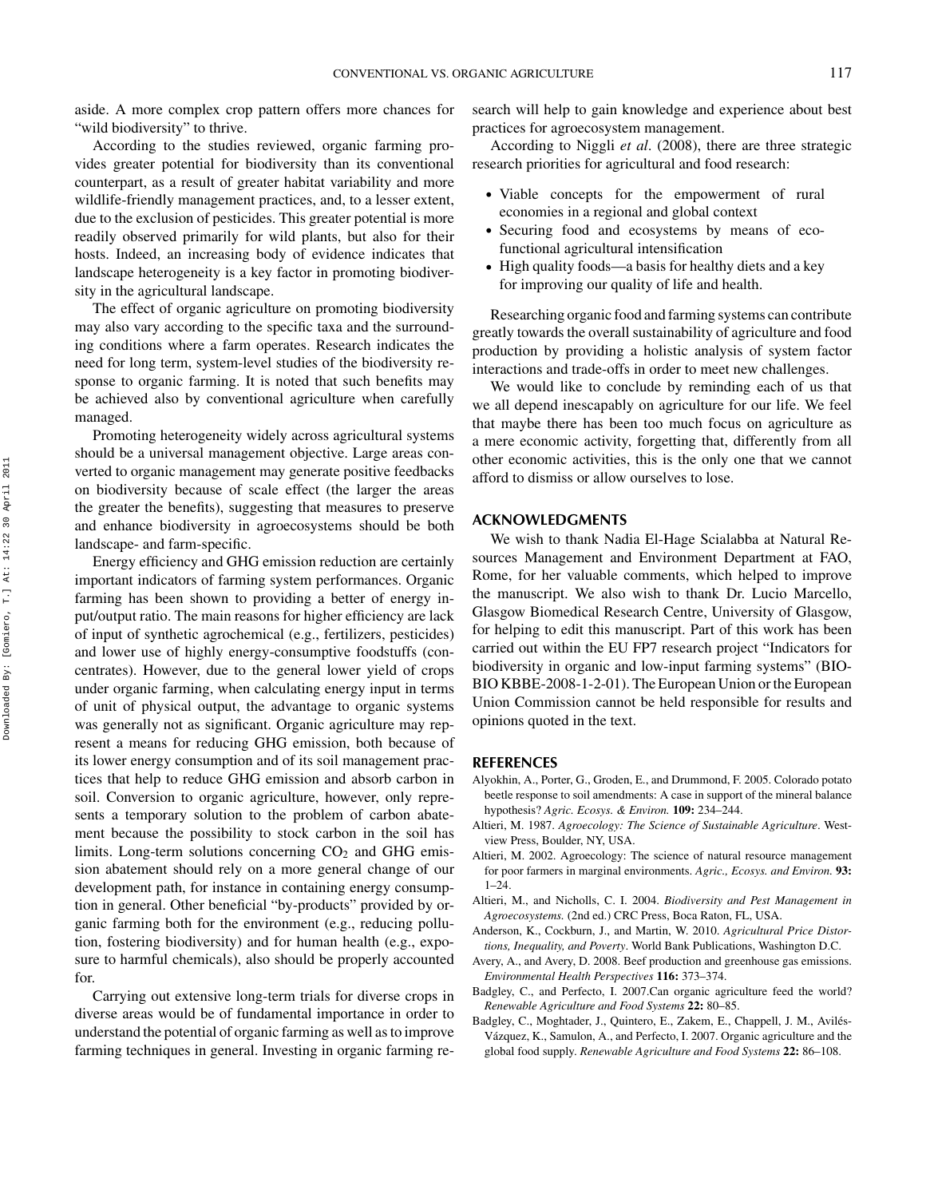aside. A more complex crop pattern offers more chances for "wild biodiversity" to thrive.

According to the studies reviewed, organic farming provides greater potential for biodiversity than its conventional counterpart, as a result of greater habitat variability and more wildlife-friendly management practices, and, to a lesser extent, due to the exclusion of pesticides. This greater potential is more readily observed primarily for wild plants, but also for their hosts. Indeed, an increasing body of evidence indicates that landscape heterogeneity is a key factor in promoting biodiversity in the agricultural landscape.

The effect of organic agriculture on promoting biodiversity may also vary according to the specific taxa and the surrounding conditions where a farm operates. Research indicates the need for long term, system-level studies of the biodiversity response to organic farming. It is noted that such benefits may be achieved also by conventional agriculture when carefully managed.

Promoting heterogeneity widely across agricultural systems should be a universal management objective. Large areas converted to organic management may generate positive feedbacks on biodiversity because of scale effect (the larger the areas the greater the benefits), suggesting that measures to preserve and enhance biodiversity in agroecosystems should be both landscape- and farm-specific.

Energy efficiency and GHG emission reduction are certainly important indicators of farming system performances. Organic farming has been shown to providing a better of energy input/output ratio. The main reasons for higher efficiency are lack of input of synthetic agrochemical (e.g., fertilizers, pesticides) and lower use of highly energy-consumptive foodstuffs (concentrates). However, due to the general lower yield of crops under organic farming, when calculating energy input in terms of unit of physical output, the advantage to organic systems was generally not as significant. Organic agriculture may represent a means for reducing GHG emission, both because of its lower energy consumption and of its soil management practices that help to reduce GHG emission and absorb carbon in soil. Conversion to organic agriculture, however, only represents a temporary solution to the problem of carbon abatement because the possibility to stock carbon in the soil has limits. Long-term solutions concerning $CO_2$ and GHG emission abatement should rely on a more general change of our development path, for instance in containing energy consumption in general. Other beneficial "by-products" provided by organic farming both for the environment (e.g., reducing pollution, fostering biodiversity) and for human health (e.g., exposure to harmful chemicals), also should be properly accounted for.

Carrying out extensive long-term trials for diverse crops in diverse areas would be of fundamental importance in order to understand the potential of organic farming as well as to improve farming techniques in general. Investing in organic farming research will help to gain knowledge and experience about best practices for agroecosystem management.

According to Niggli *et al*. (2008), there are three strategic research priorities for agricultural and food research:

- Viable concepts for the empowerment of rural economies in a regional and global context
- Securing food and ecosystems by means of eco-functional agricultural intensification
- High quality foods—a basis for healthy diets and a key for improving our quality of life and health.

Researching organic food and farming systems can contribute greatly towards the overall sustainability of agriculture and food production by providing a holistic analysis of system factor interactions and trade-offs in order to meet new challenges.

We would like to conclude by reminding each of us that we all depend inescapably on agriculture for our life. We feel that maybe there has been too much focus on agriculture as a mere economic activity, forgetting that, differently from all other economic activities, this is the only one that we cannot afford to dismiss or allow ourselves to lose.

## ACKNOWLEDGMENTS

We wish to thank Nadia El-Hage Scialabba at Natural Resources Management and Environment Department at FAO, Rome, for her valuable comments, which helped to improve the manuscript. We also wish to thank Dr. Lucio Marcello, Glasgow Biomedical Research Centre, University of Glasgow, for helping to edit this manuscript. Part of this work has been carried out within the EU FP7 research project "Indicators for biodiversity in organic and low-input farming systems" (BIOBIO KBBE-2008-1-2-01). The European Union or the European Union Commission cannot be held responsible for results and opinions quoted in the text.

## REFERENCES

Alyokhin, A., Porter, G., Groden, E., and Drummond, F. 2005. Colorado potato beetle response to soil amendments: A case in support of the mineral balance hypothesis? *Agric. Ecosys. & Environ.* **109:** 234–244.

Altieri, M. 1987. *Agroecology: The Science of Sustainable Agriculture*. Westview Press, Boulder, NY, USA.

Altieri, M. 2002. Agroecology: The science of natural resource management for poor farmers in marginal environments. *Agric., Ecosys. and Environ.* **93:** 1–24.

Altieri, M., and Nicholls, C. I. 2004. *Biodiversity and Pest Management in Agroecosystems.* (2nd ed.) CRC Press, Boca Raton, FL, USA.

Anderson, K., Cockburn, J., and Martin, W. 2010. *Agricultural Price Distortions, Inequality, and Poverty*. World Bank Publications, Washington D.C.

Avery, A., and Avery, D. 2008. Beef production and greenhouse gas emissions. *Environmental Health Perspectives* **116:** 373–374.

Badgley, C., and Perfecto, I. 2007.Can organic agriculture feed the world? *Renewable Agriculture and Food Systems* **22:** 80–85.

Badgley, C., Moghtader, J., Quintero, E., Zakem, E., Chappell, J. M., Avilés-Vázquez, K., Samulon, A., and Perfecto, I. 2007. Organic agriculture and the global food supply. *Renewable Agriculture and Food Systems* **22:** 86–108.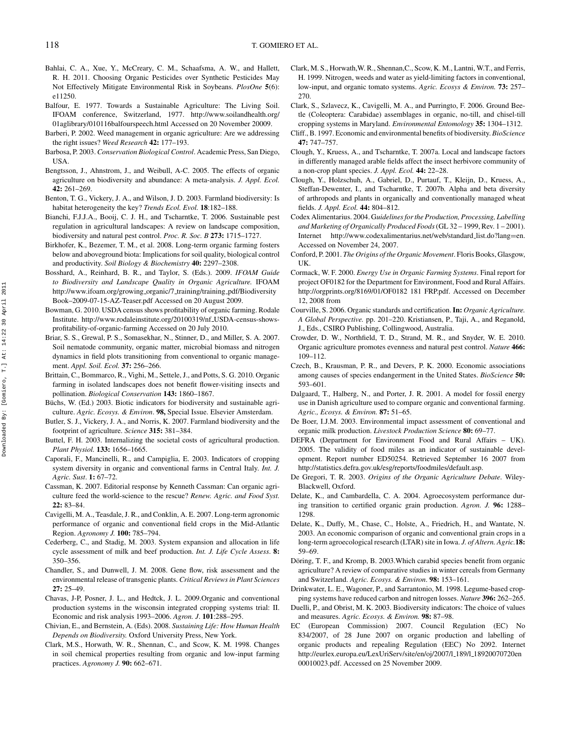Bahlai, C. A., Xue, Y., McCreary, C. M., Schaafsma, A. W., and Hallett, R. H. 2011. Choosing Organic Pesticides over Synthetic Pesticides May Not Effectively Mitigate Environmental Risk in Soybeans. *PlosOne* **5**(6): e11250.

Balfour, E. 1977. Towards a Sustainable Agriculture: The Living Soil. IFOAM conference, Switzerland, 1977. http://www.soilandhealth.org/01aglibrary/010116balfourspeech.html Accessed on 20 November 20009.

Barberi, P. 2002. Weed management in organic agriculture: Are we addressing the right issues? *Weed Research* **42:** 177–193.

Barbosa, P. 2003. *Conservation Biological Control*. Academic Press, San Diego, USA.

Bengtsson, J., Ahnstrom, J., and Weibull, A-C. 2005. The effects of organic agriculture on biodiversity and abundance: A meta-analysis. *J. Appl. Ecol.* **42:** 261–269.

Benton, T. G., Vickery, J. A., and Wilson, J. D. 2003. Farmland biodiversity: Is habitat heterogeneity the key? *Trends Ecol. Evol.* **18**:182–188.

Bianchi, F.J.J.A., Booij, C. J. H., and Tscharntke, T. 2006. Sustainable pest regulation in agricultural landscapes: A review on landscape composition, biodiversity and natural pest control. *Proc. R. Soc. B* **273:** 1715–1727.

Birkhofer, K., Bezemer, T. M., et al. 2008. Long-term organic farming fosters below and aboveground biota: Implications for soil quality, biological control and productivity. *Soil Biology & Biochemistry* **40:** 2297–2308.

Bosshard, A., Reinhard, B. R., and Taylor, S. (Eds.). 2009. *IFOAM Guide to Biodiversity and Landscape Quality in Organic Agriculture.* IFOAM http://www.ifoam.org/growing_organic/7_training/training_pdf/Biodiversity Book–2009-07-15-AZ-Teaser.pdf Accessed on 20 August 2009.

Bowman, G. 2010. USDA census shows profitability of organic farming. Rodale Institute. http://www.rodaleinstitute.org/20100319/nf_USDA-census-shows-profitability-of-organic-farming Accessed on 20 July 2010.

Briar, S. S., Grewal, P. S., Somasekhar, N., Stinner, D., and Miller, S. A. 2007. Soil nematode community, organic matter, microbial biomass and nitrogen dynamics in field plots transitioning from conventional to organic management. *Appl. Soil. Ecol.* **37:** 256–266.

Brittain, C., Bommarco, R., Vighi, M., Settele, J., and Potts, S. G. 2010. Organic farming in isolated landscapes does not benefit flower-visiting insects and pollination. *Biological Conservation* **143:** 1860–1867.

Büchs, W. (Ed.) 2003. Biotic indicators for biodiversity and sustainable agriculture. *Agric. Ecosys. & Environ*. **98,** Special Issue. Elsevier Amsterdam.

Butler, S. J., Vickery, J. A., and Norris, K. 2007. Farmland biodiversity and the footprint of agriculture. *Science* **315:** 381–384.

Buttel, F. H. 2003. Internalizing the societal costs of agricultural production. *Plant Physiol.* **133:** 1656–1665.

Caporali, F., Mancinelli, R., and Campiglia, E. 2003. Indicators of cropping system diversity in organic and conventional farms in Central Italy. *Int. J. Agric. Sust*. **1:** 67–72.

Cassman, K. 2007. Editorial response by Kenneth Cassman: Can organic agriculture feed the world-science to the rescue? *Renew. Agric. and Food Syst.* **22:** 83–84.

Cavigelli, M. A., Teasdale, J. R., and Conklin, A. E. 2007. Long-term agronomic performance of organic and conventional field crops in the Mid-Atlantic Region. *Agronomy J.* **100:** 785–794.

Cederberg, C., and Stadig, M. 2003. System expansion and allocation in life cycle assessment of milk and beef production. *Int. J. Life Cycle Assess*. **8:** 350–356.

Chandler, S., and Dunwell, J. M. 2008. Gene flow, risk assessment and the environmental release of transgenic plants. *Critical Reviews in Plant Sciences* **27:** 25–49.

Chavas, J-P, Posner, J. L., and Hedtck, J. L. 2009.Organic and conventional production systems in the wisconsin integrated cropping systems trial: II. Economic and risk analysis 1993–2006. *Agron. J*. **101**:288–295.

Chivian, E., and Bernstein, A. (Eds). 2008. *Sustaining Life: How Human Health Depends on Biodiversity.* Oxford University Press, New York.

Clark, M.S., Horwath, W. R., Shennan, C., and Scow, K. M. 1998. Changes in soil chemical properties resulting from organic and low-input farming practices. *Agronomy J.* **90:** 662–671.

Clark, M. S., Horwath,W. R., Shennan,C., Scow, K. M., Lantni, W.T., and Ferris, H. 1999. Nitrogen, weeds and water as yield-limiting factors in conventional, low-input, and organic tomato systems. *Agric. Ecosys & Environ.* **73:** 257–270.

Clark, S., Szlavecz, K., Cavigelli, M. A., and Purringto, F. 2006. Ground Beetle (Coleoptera: Carabidae) assemblages in organic, no-till, and chisel-till cropping systems in Maryland. *Environmental Entomology* **35:** 1304–1312.

Cliff., B. 1997. Economic and environmental benefits of biodiversity. *BioScience* **47:** 747–757.

Clough, Y., Kruess, A., and Tscharntke, T. 2007a. Local and landscape factors in differently managed arable fields affect the insect herbivore community of a non-crop plant species. *J. Appl. Ecol.* **44:** 22–28.

Clough, Y., Holzschuh, A., Gabriel, D., Purtauf, T., Kleijn, D., Kruess, A., Steffan-Dewenter, I., and Tscharntke, T. 2007b. Alpha and beta diversity of arthropods and plants in organically and conventionally managed wheat fields. *J. Appl. Ecol.* **44:** 804–812.

Codex Alimentarius. 2004. *Guidelines for the Production, Processing, Labelling and Marketing of Organically Produced Foods* (GL 32 – 1999, Rev. 1 – 2001). Internet http://www.codexalimentarius.net/web/standard_list.do?lang=en. Accessed on November 24, 2007.

Conford, P. 2001. *The Origins of the Organic Movement*. Floris Books, Glasgow, UK.

Cormack, W. F. 2000. *Energy Use in Organic Farming Systems*. Final report for project OF0182 for the Department for Environment, Food and Rural Affairs. http://orgprints.org/8169/01/OF0182 181 FRP.pdf. Accessed on December 12, 2008 from

Courville, S. 2006. Organic standards and certification. **In:** *Organic Agriculture. A Global Perspective.* pp. 201–220. Kristiansen, P., Taji, A., and Reganold, J., Eds., CSIRO Publishing, Collingwood, Australia.

Crowder, D. W., Northfield, T. D., Strand, M. R., and Snyder, W. E. 2010. Organic agriculture promotes evenness and natural pest control. *Nature* **466:** 109–112.

Czech, B., Krausman, P. R., and Devers, P. K. 2000. Economic associations among causes of species endangerment in the United States. *BioScience* **50:** 593–601.

Dalgaard, T., Halberg, N., and Porter, J. R. 2001. A model for fossil energy use in Danish agriculture used to compare organic and conventional farming. *Agric., Ecosys. & Environ.* **87:** 51–65.

De Boer, I.J.M. 2003. Environmental impact assessment of conventional and organic milk production. *Livestock Production Science* **80:** 69–77.

DEFRA (Department for Environment Food and Rural Affairs – UK). 2005. The validity of food miles as an indicator of sustainable development. Report number ED50254. Retrieved September 16 2007 from http://statistics.defra.gov.uk/esg/reports/foodmiles/default.asp.

De Gregori, T. R. 2003. *Origins of the Organic Agriculture Debate*. Wiley-Blackwell, Oxford.

Delate, K., and Cambardella, C. A. 2004. Agroecosystem performance during transition to certified organic grain production. *Agron. J.* **96:** 1288–1298.

Delate, K., Duffy, M., Chase, C., Holste, A., Friedrich, H., and Wantate, N. 2003. An economic comparison of organic and conventional grain crops in a long-term agroecological research (LTAR) site in Iowa. *J. of Altern. Agric.* **18:** 59–69.

Döring, T. F., and Kromp, B. 2003.Which carabid species benefit from organic agriculture? A review of comparative studies in winter cereals from Germany and Switzerland. *Agric. Ecosys. & Environ*. **98:** 153–161.

Drinkwater, L. E., Wagoner, P., and Sarrantonio, M. 1998. Legume-based cropping systems have reduced carbon and nitrogen losses. *Nature* **396:** 262–265.

Duelli, P., and Obrist, M. K. 2003. Biodiversity indicators: The choice of values and measures. *Agric. Ecosys. & Environ.* **98:** 87–98.

EC (European Commission) 2007. Council Regulation (EC) No 834/2007, of 28 June 2007 on organic production and labelling of organic products and repealing Regulation (EEC) No 2092. Internet http://eurlex.europa.eu/LexUriServ/site/en/oj/2007/l_189/l_18920070720en 00010023.pdf. Accessed on 25 November 2009.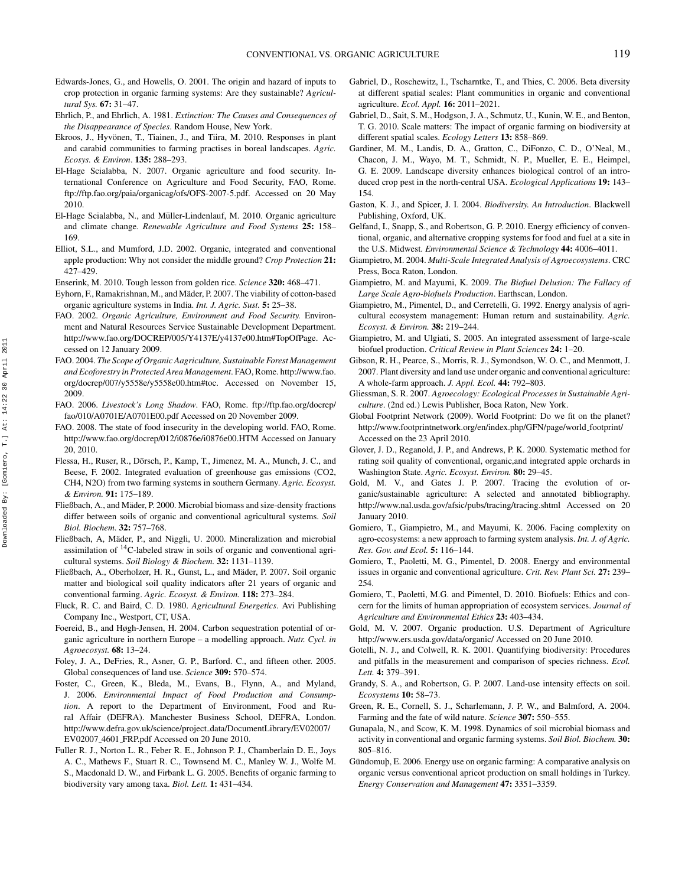Edwards-Jones, G., and Howells, O. 2001. The origin and hazard of inputs to crop protection in organic farming systems: Are they sustainable? *Agricultural Sys.* **67:** 31–47.

Ehrlich, P., and Ehrlich, A. 1981. *Extinction: The Causes and Consequences of the Disappearance of Species*. Random House, New York.

Ekroos, J., Hyvönen, T., Tiainen, J., and Tiira, M. 2010. Responses in plant and carabid communities to farming practises in boreal landscapes. *Agric. Ecosys. & Environ*. **135:** 288–293.

El-Hage Scialabba, N. 2007. Organic agriculture and food security. International Conference on Agriculture and Food Security, FAO, Rome. ftp://ftp.fao.org/paia/organicag/ofs/OFS-2007-5.pdf. Accessed on 20 May 2010.

El-Hage Scialabba, N., and Müller-Lindenlauf, M. 2010. Organic agriculture and climate change. *Renewable Agriculture and Food Systems* **25:** 158–169.

Elliot, S.L., and Mumford, J.D. 2002. Organic, integrated and conventional apple production: Why not consider the middle ground? *Crop Protection* **21:** 427–429.

Enserink, M. 2010. Tough lesson from golden rice. *Science* **320:** 468–471.

Eyhorn, F., Ramakrishnan, M., and Mäder, P. 2007. The viability of cotton-based organic agriculture systems in India. *Int. J. Agric. Sust.* **5:** 25–38.

FAO. 2002. *Organic Agriculture, Environment and Food Security.* Environment and Natural Resources Service Sustainable Development Department. http://www.fao.org/DOCREP/005/Y4137E/y4137e00.htm#TopOfPage. Accessed on 12 January 2009.

FAO. 2004. *The Scope of Organic Aagriculture, Sustainable Forest Management and Ecoforestry in Protected Area Management*. FAO, Rome. http://www.fao.org/docrep/007/y5558e/y5558e00.htm#toc. Accessed on November 15, 2009.

FAO. 2006. *Livestock's Long Shadow*. FAO, Rome. ftp://ftp.fao.org/docrep/fao/010/A0701E/A0701E00.pdf Accessed on 20 November 2009.

FAO. 2008. The state of food insecurity in the developing world. FAO, Rome. http://www.fao.org/docrep/012/i0876e/i0876e00.HTM Accessed on January 20, 2010.

Flessa, H., Ruser, R., Dörsch, P., Kamp, T., Jimenez, M. A., Munch, J. C., and Beese, F. 2002. Integrated evaluation of greenhouse gas emissions (CO2, CH4, N2O) from two farming systems in southern Germany. *Agric. Ecosyst. & Environ.* **91:** 175–189.

Fließbach, A., and Mäder, P. 2000. Microbial biomass and size-density fractions differ between soils of organic and conventional agricultural systems. *Soil Biol. Biochem.* **32:** 757–768.

Fließbach, A, Mäder, P., and Niggli, U. 2000. Mineralization and microbial assimilation of $^{14}$C-labeled straw in soils of organic and conventional agricultural systems. *Soil Biology & Biochem.* **32:** 1131–1139.

Fließbach, A., Oberholzer, H. R., Gunst, L., and Mäder, P. 2007. Soil organic matter and biological soil quality indicators after 21 years of organic and conventional farming. *Agric. Ecosyst. & Environ.* **118:** 273–284.

Fluck, R. C. and Baird, C. D. 1980. *Agricultural Energetics*. Avi Publishing Company Inc., Westport, CT, USA.

Foereid, B., and Høgh-Jensen, H. 2004. Carbon sequestration potential of organic agriculture in northern Europe – a modelling approach. *Nutr. Cycl. in Agroecosyst.* **68:** 13–24.

Foley, J. A., DeFries, R., Asner, G. P., Barford. C., and fifteen other. 2005. Global consequences of land use. *Science* **309:** 570–574.

Foster, C., Green, K., Bleda, M., Evans, B., Flynn, A., and Myland, J. 2006. *Environmental Impact of Food Production and Consumption*. A report to the Department of Environment, Food and Rural Affair (DEFRA). Manchester Business School, DEFRA, London. http://www.defra.gov.uk/science/project_data/DocumentLibrary/EV02007/EV02007_4601_FRP.pdf Accessed on 20 June 2010.

Fuller R. J., Norton L. R., Feber R. E., Johnson P. J., Chamberlain D. E., Joys A. C., Mathews F., Stuart R. C., Townsend M. C., Manley W. J., Wolfe M. S., Macdonald D. W., and Firbank L. G. 2005. Benefits of organic farming to biodiversity vary among taxa. *Biol. Lett.* **1:** 431–434.

Gabriel, D., Roschewitz, I., Tscharntke, T., and Thies, C. 2006. Beta diversity at different spatial scales: Plant communities in organic and conventional agriculture. *Ecol. Appl.* **16:** 2011–2021.

Gabriel, D., Sait, S. M., Hodgson, J. A., Schmutz, U., Kunin, W. E., and Benton, T. G. 2010. Scale matters: The impact of organic farming on biodiversity at different spatial scales. *Ecology Letters* **13:** 858–869.

Gardiner, M. M., Landis, D. A., Gratton, C., DiFonzo, C. D., O'Neal, M., Chacon, J. M., Wayo, M. T., Schmidt, N. P., Mueller, E. E., Heimpel, G. E. 2009. Landscape diversity enhances biological control of an introduced crop pest in the north-central USA. *Ecological Applications* **19:** 143–154.

Gaston, K. J., and Spicer, J. I. 2004. *Biodiversity. An Introduction*. Blackwell Publishing, Oxford, UK.

Gelfand, I., Snapp, S., and Robertson, G. P. 2010. Energy efficiency of conventional, organic, and alternative cropping systems for food and fuel at a site in the U.S. Midwest. *Environmental Science & Technology* **44:** 4006–4011.

Giampietro, M. 2004. *Multi-Scale Integrated Analysis of Agroecosystems*. CRC Press, Boca Raton, London.

Giampietro, M. and Mayumi, K. 2009. *The Biofuel Delusion: The Fallacy of Large Scale Agro-biofuels Production*. Earthscan, London.

Giampietro, M., Pimentel, D., and Cerretelli, G. 1992. Energy analysis of agricultural ecosystem management: Human return and sustainability. *Agric. Ecosyst. & Environ.* **38:** 219–244.

Giampietro, M. and Ulgiati, S. 2005. An integrated assessment of large-scale biofuel production. *Critical Review in Plant Sciences* **24:** 1–20.

Gibson, R. H., Pearce, S., Morris, R. J., Symondson, W. O. C., and Menmott, J. 2007. Plant diversity and land use under organic and conventional agriculture: A whole-farm approach. *J. Appl. Ecol.* **44:** 792–803.

Gliessman, S. R. 2007. *Agroecology: Ecological Processes in Sustainable Agriculture*. (2nd ed.) Lewis Publisher, Boca Raton, New York.

Global Footprint Network (2009). World Footprint: Do we fit on the planet? http://www.footprintnetwork.org/en/index.php/GFN/page/world_footprint/ Accessed on the 23 April 2010.

Glover, J. D., Reganold, J. P., and Andrews, P. K. 2000. Systematic method for rating soil quality of conventional, organic,and integrated apple orchards in Washington State. *Agric. Ecosyst. Environ.* **80:** 29–45.

Gold, M. V., and Gates J. P. 2007. Tracing the evolution of organic/sustainable agriculture: A selected and annotated bibliography. http://www.nal.usda.gov/afsic/pubs/tracing/tracing.shtml Accessed on 20 January 2010.

Gomiero, T., Giampietro, M., and Mayumi, K. 2006. Facing complexity on agro-ecosystems: a new approach to farming system analysis. *Int. J. of Agric. Res. Gov. and Ecol.* **5:** 116–144.

Gomiero, T., Paoletti, M. G., Pimentel, D. 2008. Energy and environmental issues in organic and conventional agriculture. *Crit. Rev. Plant Sci.* **27:** 239–254.

Gomiero, T., Paoletti, M.G. and Pimentel, D. 2010. Biofuels: Ethics and concern for the limits of human appropriation of ecosystem services. *Journal of Agriculture and Environmental Ethics* **23:** 403–434.

Gold, M. V. 2007. Organic production. U.S. Department of Agriculture http://www.ers.usda.gov/data/organic/ Accessed on 20 June 2010.

Gotelli, N. J., and Colwell, R. K. 2001. Quantifying biodiversity: Procedures and pitfalls in the measurement and comparison of species richness. *Ecol. Lett.* **4:** 379–391.

Grandy, S. A., and Robertson, G. P. 2007. Land-use intensity effects on soil. *Ecosystems* **10:** 58–73.

Green, R. E., Cornell, S. J., Scharlemann, J. P. W., and Balmford, A. 2004. Farming and the fate of wild nature. *Science* **307:** 550–555.

Gunapala, N., and Scow, K. M. 1998. Dynamics of soil microbial biomass and activity in conventional and organic farming systems. *Soil Biol. Biochem.* **30:** 805–816.

Gündomuþ, E. 2006. Energy use on organic farming: A comparative analysis on organic versus conventional apricot production on small holdings in Turkey. *Energy Conservation and Management* **47:** 3351–3359.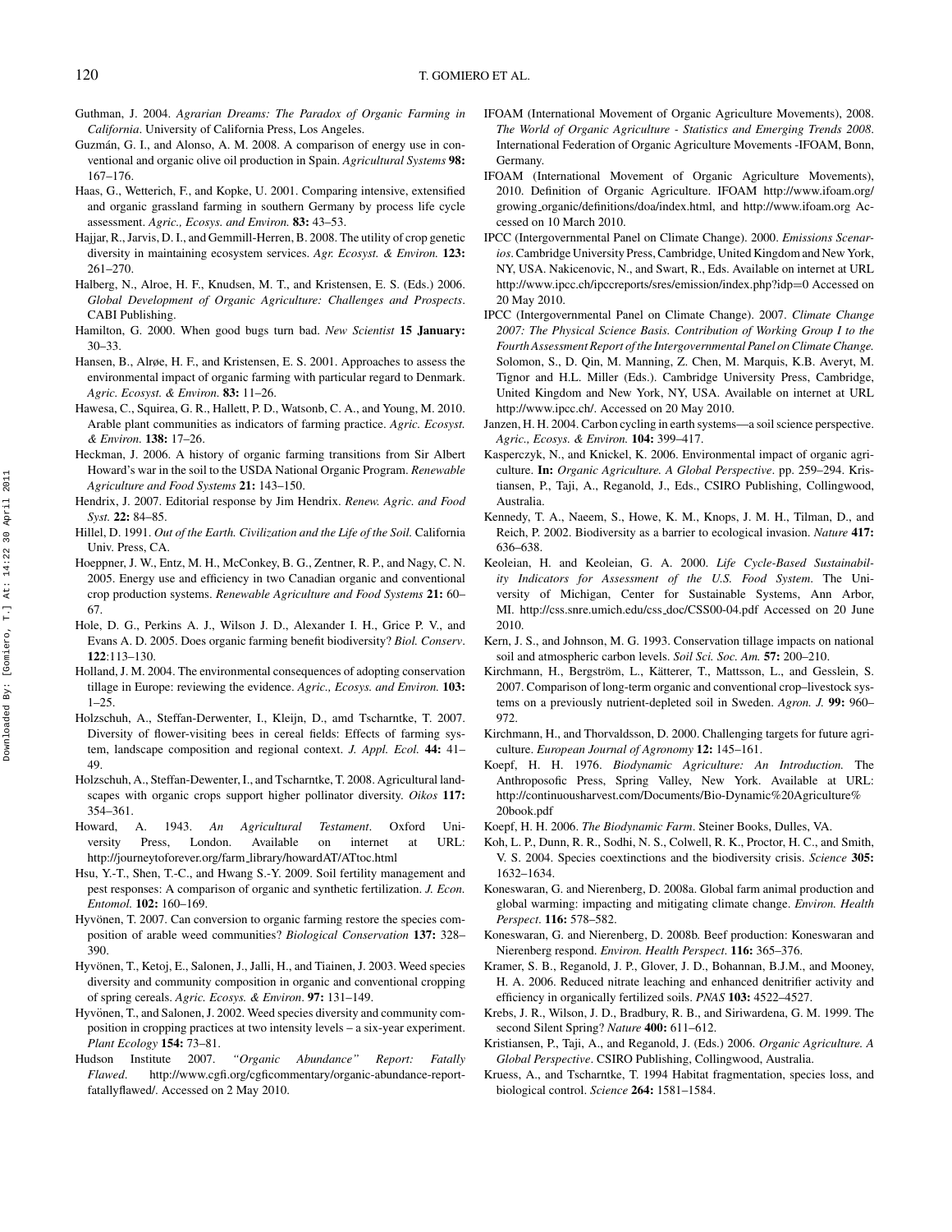Guthman, J. 2004. *Agrarian Dreams: The Paradox of Organic Farming in California*. University of California Press, Los Angeles.

Guzmán, G. I., and Alonso, A. M. 2008. A comparison of energy use in conventional and organic olive oil production in Spain. *Agricultural Systems* **98:** 167–176.

Haas, G., Wetterich, F., and Kopke, U. 2001. Comparing intensive, extensified and organic grassland farming in southern Germany by process life cycle assessment. *Agric., Ecosys. and Environ.* **83:** 43–53.

Hajjar, R., Jarvis, D. I., and Gemmill-Herren, B. 2008. The utility of crop genetic diversity in maintaining ecosystem services. *Agr. Ecosyst. & Environ.* **123:** 261–270.

Halberg, N., Alroe, H. F., Knudsen, M. T., and Kristensen, E. S. (Eds.) 2006. *Global Development of Organic Agriculture: Challenges and Prospects*. CABI Publishing.

Hamilton, G. 2000. When good bugs turn bad. *New Scientist* **15 January:** 30–33.

Hansen, B., Alrøe, H. F., and Kristensen, E. S. 2001. Approaches to assess the environmental impact of organic farming with particular regard to Denmark. *Agric. Ecosyst. & Environ.* **83:** 11–26.

Hawesa, C., Squirea, G. R., Hallett, P. D., Watsonb, C. A., and Young, M. 2010. Arable plant communities as indicators of farming practice. *Agric. Ecosyst. & Environ.* **138:** 17–26.

Heckman, J. 2006. A history of organic farming transitions from Sir Albert Howard's war in the soil to the USDA National Organic Program. *Renewable Agriculture and Food Systems* **21:** 143–150.

Hendrix, J. 2007. Editorial response by Jim Hendrix. *Renew. Agric. and Food Syst.* **22:** 84–85.

Hillel, D. 1991. *Out of the Earth. Civilization and the Life of the Soil.* California Univ. Press, CA.

Hoeppner, J. W., Entz, M. H., McConkey, B. G., Zentner, R. P., and Nagy, C. N. 2005. Energy use and efficiency in two Canadian organic and conventional crop production systems. *Renewable Agriculture and Food Systems* **21:** 60–67.

Hole, D. G., Perkins A. J., Wilson J. D., Alexander I. H., Grice P. V., and Evans A. D. 2005. Does organic farming benefit biodiversity? *Biol. Conserv*. **122**:113–130.

Holland, J. M. 2004. The environmental consequences of adopting conservation tillage in Europe: reviewing the evidence. *Agric., Ecosys. and Environ.* **103:** 1–25.

Holzschuh, A., Steffan-Derwenter, I., Kleijn, D., amd Tscharntke, T. 2007. Diversity of flower-visiting bees in cereal fields: Effects of farming system, landscape composition and regional context. *J. Appl. Ecol.* **44:** 41–49.

Holzschuh, A., Steffan-Dewenter, I., and Tscharntke, T. 2008. Agricultural landscapes with organic crops support higher pollinator diversity. *Oikos* **117:** 354–361.

Howard, A. 1943. *An Agricultural Testament*. Oxford University Press, London. Available on internet at URL: http://journeytoforever.org/farm_library/howardAT/ATtoc.html

Hsu, Y.-T., Shen, T.-C., and Hwang S.-Y. 2009. Soil fertility management and pest responses: A comparison of organic and synthetic fertilization. *J. Econ. Entomol.* **102:** 160–169.

Hyvönen, T. 2007. Can conversion to organic farming restore the species composition of arable weed communities? *Biological Conservation* **137:** 328–390.

Hyvönen, T., Ketoj, E., Salonen, J., Jalli, H., and Tiainen, J. 2003. Weed species diversity and community composition in organic and conventional cropping of spring cereals. *Agric. Ecosys. & Environ*. **97:** 131–149.

Hyvönen, T., and Salonen, J. 2002. Weed species diversity and community composition in cropping practices at two intensity levels – a six-year experiment. *Plant Ecology* **154:** 73–81.

Hudson Institute 2007. *"Organic Abundance" Report: Fatally Flawed*. http://www.cgfi.org/cgficommentary/organic-abundance-report-fatallyflawed/. Accessed on 2 May 2010.

IFOAM (International Movement of Organic Agriculture Movements), 2008. *The World of Organic Agriculture - Statistics and Emerging Trends 2008*. International Federation of Organic Agriculture Movements -IFOAM, Bonn, Germany.

IFOAM (International Movement of Organic Agriculture Movements), 2010. Definition of Organic Agriculture. IFOAM http://www.ifoam.org/growing_organic/definitions/doa/index.html, and http://www.ifoam.org Accessed on 10 March 2010.

IPCC (Intergovernmental Panel on Climate Change). 2000. *Emissions Scenarios*. Cambridge University Press, Cambridge, United Kingdom and New York, NY, USA. Nakicenovic, N., and Swart, R., Eds. Available on internet at URL http://www.ipcc.ch/ipccreports/sres/emission/index.php?idp=0 Accessed on 20 May 2010.

IPCC (Intergovernmental Panel on Climate Change). 2007. *Climate Change 2007: The Physical Science Basis. Contribution of Working Group I to the Fourth Assessment Report of the Intergovernmental Panel on Climate Change.* Solomon, S., D. Qin, M. Manning, Z. Chen, M. Marquis, K.B. Averyt, M. Tignor and H.L. Miller (Eds.). Cambridge University Press, Cambridge, United Kingdom and New York, NY, USA. Available on internet at URL http://www.ipcc.ch/. Accessed on 20 May 2010.

Janzen, H. H. 2004. Carbon cycling in earth systems—a soil science perspective. *Agric., Ecosys. & Environ.* **104:** 399–417.

Kasperczyk, N., and Knickel, K. 2006. Environmental impact of organic agriculture. **In:** *Organic Agriculture. A Global Perspective*. pp. 259–294. Kristiansen, P., Taji, A., Reganold, J., Eds., CSIRO Publishing, Collingwood, Australia.

Kennedy, T. A., Naeem, S., Howe, K. M., Knops, J. M. H., Tilman, D., and Reich, P. 2002. Biodiversity as a barrier to ecological invasion. *Nature* **417:** 636–638.

Keoleian, H. and Keoleian, G. A. 2000. *Life Cycle-Based Sustainability Indicators for Assessment of the U.S. Food System*. The University of Michigan, Center for Sustainable Systems, Ann Arbor, MI. http://css.snre.umich.edu/css_doc/CSS00-04.pdf Accessed on 20 June 2010.

Kern, J. S., and Johnson, M. G. 1993. Conservation tillage impacts on national soil and atmospheric carbon levels. *Soil Sci. Soc. Am.* **57:** 200–210.

Kirchmann, H., Bergström, L., Kätterer, T., Mattsson, L., and Gesslein, S. 2007. Comparison of long-term organic and conventional crop–livestock systems on a previously nutrient-depleted soil in Sweden. *Agron. J.* **99:** 960–972.

Kirchmann, H., and Thorvaldsson, D. 2000. Challenging targets for future agriculture. *European Journal of Agronomy* **12:** 145–161.

Koepf, H. H. 1976. *Biodynamic Agriculture: An Introduction.* The Anthroposofic Press, Spring Valley, New York. Available at URL: http://continuousharvest.com/Documents/Bio-Dynamic%20Agriculture%20book.pdf

Koepf, H. H. 2006. *The Biodynamic Farm*. Steiner Books, Dulles, VA.

Koh, L. P., Dunn, R. R., Sodhi, N. S., Colwell, R. K., Proctor, H. C., and Smith, V. S. 2004. Species coextinctions and the biodiversity crisis. *Science* **305:** 1632–1634.

Koneswaran, G. and Nierenberg, D. 2008a. Global farm animal production and global warming: impacting and mitigating climate change. *Environ. Health Perspect*. **116:** 578–582.

Koneswaran, G. and Nierenberg, D. 2008b. Beef production: Koneswaran and Nierenberg respond. *Environ. Health Perspect*. **116:** 365–376.

Kramer, S. B., Reganold, J. P., Glover, J. D., Bohannan, B.J.M., and Mooney, H. A. 2006. Reduced nitrate leaching and enhanced denitrifier activity and efficiency in organically fertilized soils. *PNAS* **103:** 4522–4527.

Krebs, J. R., Wilson, J. D., Bradbury, R. B., and Siriwardena, G. M. 1999. The second Silent Spring? *Nature* **400:** 611–612.

Kristiansen, P., Taji, A., and Reganold, J. (Eds.) 2006. *Organic Agriculture. A Global Perspective*. CSIRO Publishing, Collingwood, Australia.

Kruess, A., and Tscharntke, T. 1994 Habitat fragmentation, species loss, and biological control. *Science* **264:** 1581–1584.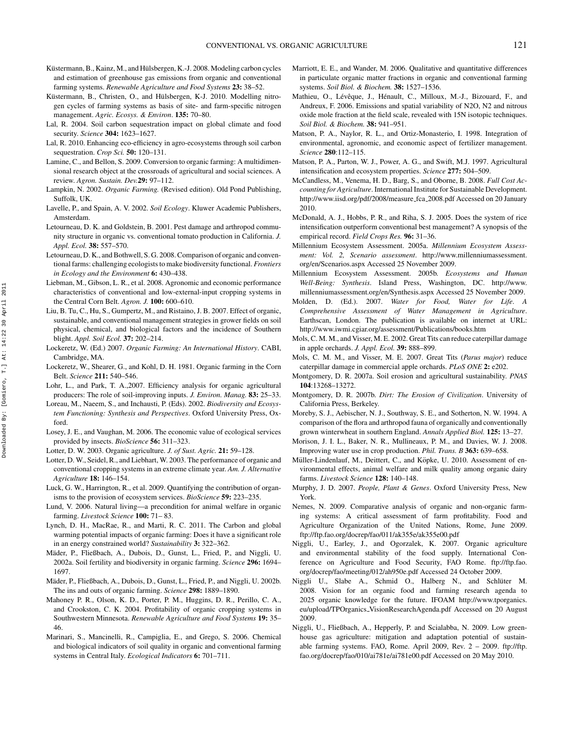Küstermann, B., Kainz, M., and Hülsbergen, K.-J. 2008. Modeling carbon cycles and estimation of greenhouse gas emissions from organic and conventional farming systems. *Renewable Agriculture and Food Systems* **23:** 38–52.

Küstermann, B., Christen, O., and Hülsbergen, K-J. 2010. Modelling nitrogen cycles of farming systems as basis of site- and farm-specific nitrogen management. *Agric. Ecosys. & Environ*. **135:** 70–80.

Lal, R. 2004. Soil carbon sequestration impact on global climate and food security. *Science* **304:** 1623–1627.

Lal, R. 2010. Enhancing eco-efficiency in agro-ecosystems through soil carbon sequestration. *Crop Sci.* **50:** 120–131.

Lamine, C., and Bellon, S. 2009. Conversion to organic farming: A multidimensional research object at the crossroads of agricultural and social sciences. A review. *Agron. Sustain. Dev.***29:** 97–112.

Lampkin, N. 2002. *Organic Farming.* (Revised edition). Old Pond Publishing, Suffolk, UK.

Lavelle, P., and Spain, A. V. 2002. *Soil Ecology*. Kluwer Academic Publishers, Amsterdam.

Letourneau, D. K. and Goldstein, B. 2001. Pest damage and arthropod community structure in organic vs. conventional tomato production in California. *J. Appl. Ecol.* **38:** 557–570.

Letourneau, D. K., and Bothwell, S. G. 2008. Comparison of organic and conventional farms: challenging ecologists to make biodiversity functional. *Frontiers in Ecology and the Environment* **6:** 430–438.

Liebman, M., Gibson, L. R., et al. 2008. Agronomic and economic performance characteristics of conventional and low-external-input cropping systems in the Central Corn Belt. *Agron. J.* **100:** 600–610.

Liu, B. Tu, C., Hu, S., Gumpertz, M., and Ristaino, J. B. 2007. Effect of organic, sustainable, and conventional management strategies in grower fields on soil physical, chemical, and biological factors and the incidence of Southern blight. *Appl. Soil Ecol.* **37:** 202–214.

Lockeretz, W. (Ed.) 2007. *Organic Farming: An International History*. CABI, Cambridge, MA.

Lockeretz, W., Shearer, G., and Kohl, D. H. 1981. Organic farming in the Corn Belt. *Science* **211:** 540–546.

Lohr, L., and Park, T. A.,2007. Efficiency analysis for organic agricultural producers: The role of soil-improving inputs. *J. Environ. Manag.* **83:** 25–33.

Loreau, M., Naeem, S., and Inchausti, P. (Eds). 2002. *Biodiversity and Ecosystem Functioning: Synthesis and Perspectives*. Oxford University Press, Oxford.

Losey, J. E., and Vaughan, M. 2006. The economic value of ecological services provided by insects. *BioScience* **56:** 311–323.

Lotter, D. W. 2003. Organic agriculture. *J. of Sust. Agric.* **21:** 59–128.

Lotter, D. W., Seidel, R., and Liebhart, W. 2003. The performance of organic and conventional cropping systems in an extreme climate year. *Am. J. Alternative Agriculture* **18:** 146–154.

Luck, G. W., Harrington, R., et al. 2009. Quantifying the contribution of organisms to the provision of ecosystem services. *BioScience* **59:** 223–235.

Lund, V. 2006. Natural living—a precondition for animal welfare in organic farming. *Livestock Science* **100:** 71– 83.

Lynch, D. H., MacRae, R., and Marti, R. C. 2011. The Carbon and global warming potential impacts of organic farming: Does it have a significant role in an energy constrained world? *Sustainability* **3:** 322–362.

Mäder, P., Fließbach, A., Dubois, D., Gunst, L., Fried, P., and Niggli, U. 2002a. Soil fertility and biodiversity in organic farming. *Science* **296:** 1694–1697.

Mäder, P., Fließbach, A., Dubois, D., Gunst, L., Fried, P., and Niggli, U. 2002b. The ins and outs of organic farming. *Science* **298:** 1889–1890.

Mahoney P. R., Olson, K. D., Porter, P. M., Huggins, D. R., Perillo, C. A., and Crookston, C. K. 2004. Profitability of organic cropping systems in Southwestern Minnesota. *Renewable Agriculture and Food Systems* **19:** 35–46.

Marinari, S., Mancinelli, R., Campiglia, E., and Grego, S. 2006. Chemical and biological indicators of soil quality in organic and conventional farming systems in Central Italy. *Ecological Indicators* **6:** 701–711.

Marriott, E. E., and Wander, M. 2006. Qualitative and quantitative differences in particulate organic matter fractions in organic and conventional farming systems. *Soil Biol. & Biochem.* **38:** 1527–1536.

Mathieu, O., Lévêque, J., Hénault, C., Milloux, M.-J., Bizouard, F., and Andreux, F. 2006. Emissions and spatial variability of N2O, N2 and nitrous oxide mole fraction at the field scale, revealed with 15N isotopic techniques. *Soil Biol. & Biochem.* **38:** 941–951.

Matson, P. A., Naylor, R. L., and Ortiz-Monasterio, I. 1998. Integration of environmental, agronomic, and economic aspect of fertilizer management. *Science* **280**:112–115.

Matson, P. A., Parton, W. J., Power, A. G., and Swift, M.J. 1997. Agricultural intensification and ecosystem properties. *Science* **277:** 504–509.

McCandless, M., Venema, H. D., Barg, S., and Oborne, B. 2008. *Full Cost Accounting for Agriculture*. International Institute for Sustainable Development. http://www.iisd.org/pdf/2008/measure_fca_2008.pdf Accessed on 20 January 2010.

McDonald, A. J., Hobbs, P. R., and Riha, S. J. 2005. Does the system of rice intensification outperform conventional best management? A synopsis of the empirical record. *Field Crops Res.* **96:** 31–36.

Millennium Ecosystem Assessment. 2005a. *Millennium Ecosystem Assessment: Vol. 2, Scenario assessment*. http://www.millenniumassessment.org/en/Scenarios.aspx Accessed 25 November 2009.

Millennium Ecosystem Assessment. 2005b. *Ecosystems and Human Well-Being: Synthesis*. Island Press, Washington, DC. http://www.millenniumassessment.org/en/Synthesis.aspx Accessed 25 November 2009.

Molden, D. (Ed.). 2007. *Water for Food, Water for Life. A Comprehensive Assessment of Water Management in Agriculture*. Earthscan, London. The publication is available on internet at URL: http://www.iwmi.cgiar.org/assessment/Publications/books.htm

Mols, C. M. M., and Visser, M. E. 2002. Great Tits can reduce caterpillar damage in apple orchards. *J. Appl. Ecol.* **39:** 888–899.

Mols, C. M. M., and Visser, M. E. 2007. Great Tits (*Parus major*) reduce caterpillar damage in commercial apple orchards. *PLoS ONE* **2:** e202.

Montgomery, D. R. 2007a. Soil erosion and agricultural sustainability. *PNAS* **104**:13268–13272.

Montgomery, D. R. 2007b. *Dirt: The Erosion of Civilization*. University of California Press, Berkeley.

Moreby, S. J., Aebischer, N. J., Southway, S. E., and Sotherton, N. W. 1994. A comparison of the flora and arthropod fauna of organically and conventionally grown winterwheat in southern England. *Annals Applied Biol.* **125:** 13–27.

Morison, J. I. L., Baker, N. R., Mullineaux, P. M., and Davies, W. J. 2008. Improving water use in crop production. *Phil. Trans. B* **363:** 639–658.

Müller-Lindenlauf, M., Deittert, C., and Köpke, U. 2010. Assessment of environmental effects, animal welfare and milk quality among organic dairy farms. *Livestock Science* **128:** 140–148.

Murphy, J. D. 2007. *People, Plant & Genes*. Oxford University Press, New York.

Nemes, N. 2009. Comparative analysis of organic and non-organic farming systems: A critical assessment of farm profitability. Food and Agriculture Organization of the United Nations, Rome, June 2009. ftp://ftp.fao.org/docrep/fao/011/ak355e/ak355e00.pdf

Niggli, U., Earley, J., and Ogorzalek, K. 2007. Organic agriculture and environmental stability of the food supply. International Conference on Agriculture and Food Security, FAO Rome. ftp://ftp.fao.org/docrep/fao/meeting/012/ah950e.pdf Accessed 24 October 2009.

Niggli U., Slabe A., Schmid O., Halberg N., and Schlüter M. 2008. Vision for an organic food and farming research agenda to 2025 organic knowledge for the future. IFOAM http://www.tporganics.eu/upload/TPOrganics_VisionResearchAgenda.pdf Accessed on 20 August 2009.

Niggli, U., Fließbach, A., Hepperly, P. and Scialabba, N. 2009. Low greenhouse gas agriculture: mitigation and adaptation potential of sustainable farming systems. FAO, Rome. April 2009, Rev. 2 – 2009. ftp://ftp.fao.org/docrep/fao/010/ai781e/ai781e00.pdf Accessed on 20 May 2010.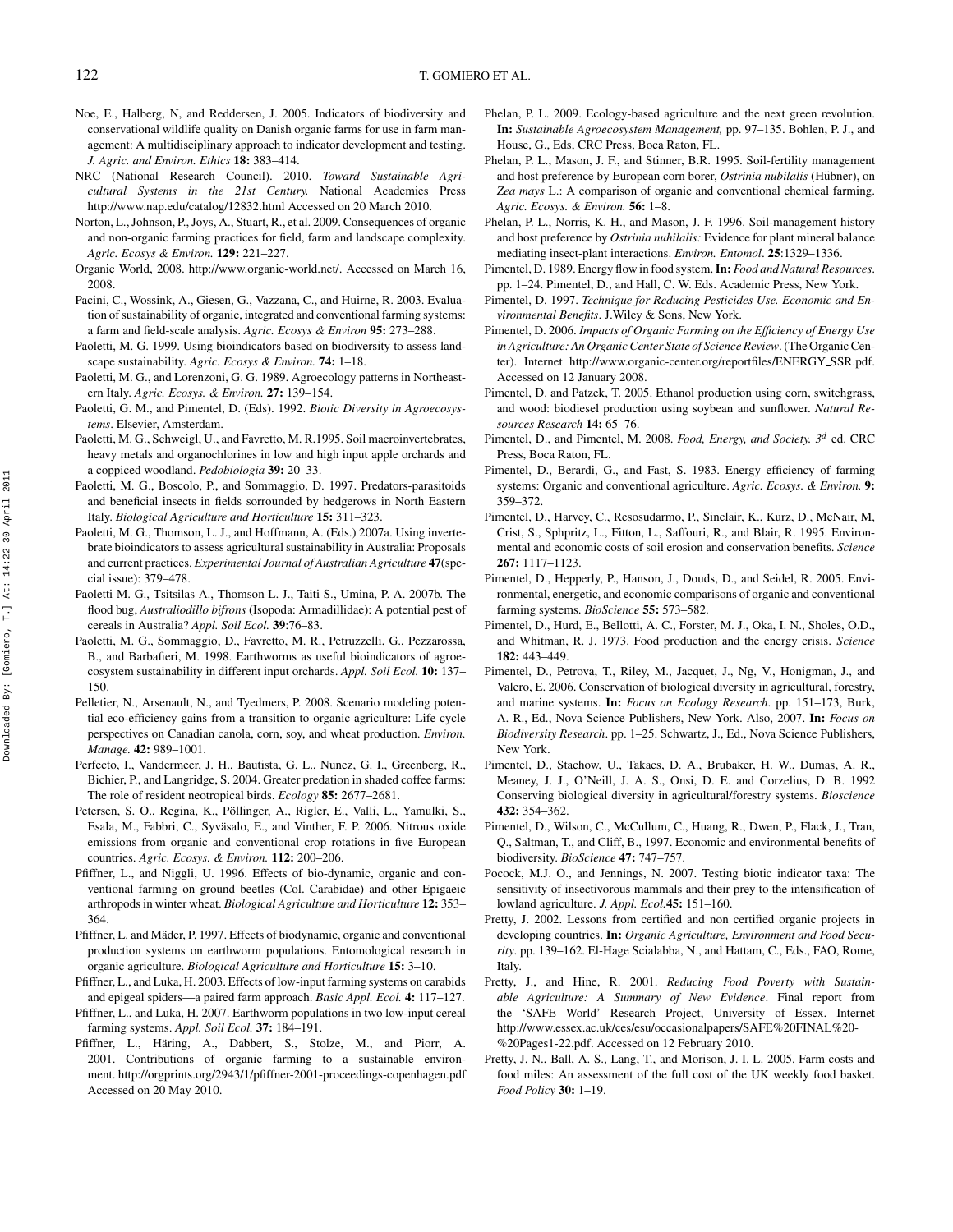Noe, E., Halberg, N, and Reddersen, J. 2005. Indicators of biodiversity and conservational wildlife quality on Danish organic farms for use in farm management: A multidisciplinary approach to indicator development and testing. *J. Agric. and Environ. Ethics* **18:** 383–414.

NRC (National Research Council). 2010. *Toward Sustainable Agricultural Systems in the 21st Century.* National Academies Press http://www.nap.edu/catalog/12832.html Accessed on 20 March 2010.

Norton, L., Johnson, P., Joys, A., Stuart, R., et al. 2009. Consequences of organic and non-organic farming practices for field, farm and landscape complexity. *Agric. Ecosys & Environ.* **129:** 221–227.

Organic World, 2008. http://www.organic-world.net/. Accessed on March 16, 2008.

Pacini, C., Wossink, A., Giesen, G., Vazzana, C., and Huirne, R. 2003. Evaluation of sustainability of organic, integrated and conventional farming systems: a farm and field-scale analysis. *Agric. Ecosys & Environ* **95:** 273–288.

Paoletti, M. G. 1999. Using bioindicators based on biodiversity to assess landscape sustainability. *Agric. Ecosys & Environ.* **74:** 1–18.

Paoletti, M. G., and Lorenzoni, G. G. 1989. Agroecology patterns in Northeastern Italy. *Agric. Ecosys. & Environ.* **27:** 139–154.

Paoletti, G. M., and Pimentel, D. (Eds). 1992. *Biotic Diversity in Agroecosystems*. Elsevier, Amsterdam.

Paoletti, M. G., Schweigl, U., and Favretto, M. R.1995. Soil macroinvertebrates, heavy metals and organochlorines in low and high input apple orchards and a coppiced woodland. *Pedobiologia* **39:** 20–33.

Paoletti, M. G., Boscolo, P., and Sommaggio, D. 1997. Predators-parasitoids and beneficial insects in fields sorrounded by hedgerows in North Eastern Italy. *Biological Agriculture and Horticulture* **15:** 311–323.

Paoletti, M. G., Thomson, L. J., and Hoffmann, A. (Eds.) 2007a. Using invertebrate bioindicators to assess agricultural sustainability in Australia: Proposals and current practices. *Experimental Journal of Australian Agriculture* **47**(special issue): 379–478.

Paoletti M. G., Tsitsilas A., Thomson L. J., Taiti S., Umina, P. A. 2007b. The flood bug, *Australiodillo bifrons* (Isopoda: Armadillidae): A potential pest of cereals in Australia? *Appl. Soil Ecol.* **39**:76–83.

Paoletti, M. G., Sommaggio, D., Favretto, M. R., Petruzzelli, G., Pezzarossa, B., and Barbafieri, M. 1998. Earthworms as useful bioindicators of agroecosystem sustainability in different input orchards. *Appl. Soil Ecol.* **10:** 137–150.

Pelletier, N., Arsenault, N., and Tyedmers, P. 2008. Scenario modeling potential eco-efficiency gains from a transition to organic agriculture: Life cycle perspectives on Canadian canola, corn, soy, and wheat production. *Environ. Manage.* **42:** 989–1001.

Perfecto, I., Vandermeer, J. H., Bautista, G. L., Nunez, G. I., Greenberg, R., Bichier, P., and Langridge, S. 2004. Greater predation in shaded coffee farms: The role of resident neotropical birds. *Ecology* **85:** 2677–2681.

Petersen, S. O., Regina, K., Pöllinger, A., Rigler, E., Valli, L., Yamulki, S., Esala, M., Fabbri, C., Syväsalo, E., and Vinther, F. P. 2006. Nitrous oxide emissions from organic and conventional crop rotations in five European countries. *Agric. Ecosys. & Environ.* **112:** 200–206.

Pfiffner, L., and Niggli, U. 1996. Effects of bio-dynamic, organic and conventional farming on ground beetles (Col. Carabidae) and other Epigaeic arthropods in winter wheat. *Biological Agriculture and Horticulture* **12:** 353–364.

Pfiffner, L. and Mäder, P. 1997. Effects of biodynamic, organic and conventional production systems on earthworm populations. Entomological research in organic agriculture. *Biological Agriculture and Horticulture* **15:** 3–10.

Pfiffner, L., and Luka, H. 2003. Effects of low-input farming systems on carabids and epigeal spiders—a paired farm approach. *Basic Appl. Ecol.* **4:** 117–127.

Pfiffner, L., and Luka, H. 2007. Earthworm populations in two low-input cereal farming systems. *Appl. Soil Ecol.* **37:** 184–191.

Pfiffner, L., Häring, A., Dabbert, S., Stolze, M., and Piorr, A. 2001. Contributions of organic farming to a sustainable environment. http://orgprints.org/2943/1/pfiffner-2001-proceedings-copenhagen.pdf Accessed on 20 May 2010.

Phelan, P. L. 2009. Ecology-based agriculture and the next green revolution. **In:** *Sustainable Agroecosystem Management,* pp. 97–135. Bohlen, P. J., and House, G., Eds, CRC Press, Boca Raton, FL.

Phelan, P. L., Mason, J. F., and Stinner, B.R. 1995. Soil-fertility management and host preference by European corn borer, *Ostrinia nubilalis* (Hübner), on *Zea mays* L.: A comparison of organic and conventional chemical farming. *Agric. Ecosys. & Environ.* **56:** 1–8.

Phelan, P. L., Norris, K. H., and Mason, J. F. 1996. Soil-management history and host preference by *Ostrinia nuhilalis:* Evidence for plant mineral balance mediating insect-plant interactions. *Environ. Entomol*. **25**:1329–1336.

Pimentel, D. 1989. Energy flow in food system. **In:** *Food and Natural Resources*. pp. 1–24. Pimentel, D., and Hall, C. W. Eds. Academic Press, New York.

Pimentel, D. 1997. *Technique for Reducing Pesticides Use. Economic and Environmental Benefits*. J.Wiley & Sons, New York.

Pimentel, D. 2006. *Impacts of Organic Farming on the Efficiency of Energy Use in Agriculture: An Organic Center State of Science Review*. (The Organic Center). Internet http://www.organic-center.org/reportfiles/ENERGY_SSR.pdf. Accessed on 12 January 2008.

Pimentel, D. and Patzek, T. 2005. Ethanol production using corn, switchgrass, and wood: biodiesel production using soybean and sunflower. *Natural Resources Research* **14:** 65–76.

Pimentel, D., and Pimentel, M. 2008. *Food, Energy, and Society. 3$^{d}$* ed. CRC Press, Boca Raton, FL.

Pimentel, D., Berardi, G., and Fast, S. 1983. Energy efficiency of farming systems: Organic and conventional agriculture. *Agric. Ecosys. & Environ.* **9:** 359–372.

Pimentel, D., Harvey, C., Resosudarmo, P., Sinclair, K., Kurz, D., McNair, M, Crist, S., Sphpritz, L., Fitton, L., Saffouri, R., and Blair, R. 1995. Environmental and economic costs of soil erosion and conservation benefits. *Science* **267:** 1117–1123.

Pimentel, D., Hepperly, P., Hanson, J., Douds, D., and Seidel, R. 2005. Environmental, energetic, and economic comparisons of organic and conventional farming systems. *BioScience* **55:** 573–582.

Pimentel, D., Hurd, E., Bellotti, A. C., Forster, M. J., Oka, I. N., Sholes, O.D., and Whitman, R. J. 1973. Food production and the energy crisis. *Science* **182:** 443–449.

Pimentel, D., Petrova, T., Riley, M., Jacquet, J., Ng, V., Honigman, J., and Valero, E. 2006. Conservation of biological diversity in agricultural, forestry, and marine systems. **In:** *Focus on Ecology Research*. pp. 151–173, Burk, A. R., Ed., Nova Science Publishers, New York. Also, 2007. **In:** *Focus on Biodiversity Research*. pp. 1–25. Schwartz, J., Ed., Nova Science Publishers, New York.

Pimentel, D., Stachow, U., Takacs, D. A., Brubaker, H. W., Dumas, A. R., Meaney, J. J., O'Neill, J. A. S., Onsi, D. E. and Corzelius, D. B. 1992 Conserving biological diversity in agricultural/forestry systems. *Bioscience* **432:** 354–362.

Pimentel, D., Wilson, C., McCullum, C., Huang, R., Dwen, P., Flack, J., Tran, Q., Saltman, T., and Cliff, B., 1997. Economic and environmental benefits of biodiversity. *BioScience* **47:** 747–757.

Pocock, M.J. O., and Jennings, N. 2007. Testing biotic indicator taxa: The sensitivity of insectivorous mammals and their prey to the intensification of lowland agriculture. *J. Appl. Ecol.***45:** 151–160.

Pretty, J. 2002. Lessons from certified and non certified organic projects in developing countries. **In:** *Organic Agriculture, Environment and Food Security*. pp. 139–162. El-Hage Scialabba, N., and Hattam, C., Eds., FAO, Rome, Italy.

Pretty, J., and Hine, R. 2001. *Reducing Food Poverty with Sustainable Agriculture: A Summary of New Evidence*. Final report from the 'SAFE World' Research Project, University of Essex. Internet http://www.essex.ac.uk/ces/esu/occasionalpapers/SAFE%20FINAL%20-%20Pages1-22.pdf. Accessed on 12 February 2010.

Pretty, J. N., Ball, A. S., Lang, T., and Morison, J. I. L. 2005. Farm costs and food miles: An assessment of the full cost of the UK weekly food basket. *Food Policy* **30:** 1–19.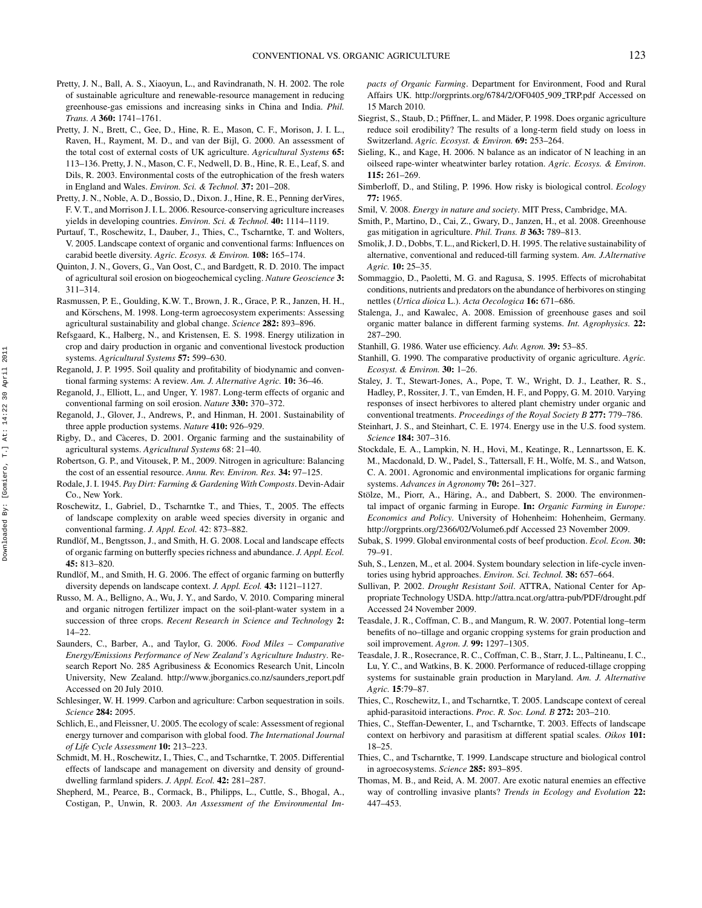Pretty, J. N., Ball, A. S., Xiaoyun, L., and Ravindranath, N. H. 2002. The role of sustainable agriculture and renewable-resource management in reducing greenhouse-gas emissions and increasing sinks in China and India. *Phil. Trans. A* **360:** 1741–1761.

Pretty, J. N., Brett, C., Gee, D., Hine, R. E., Mason, C. F., Morison, J. I. L., Raven, H., Rayment, M. D., and van der Bijl, G. 2000. An assessment of the total cost of external costs of UK agriculture. *Agricultural Systems* **65:** 113–136. Pretty, J. N., Mason, C. F., Nedwell, D. B., Hine, R. E., Leaf, S. and Dils, R. 2003. Environmental costs of the eutrophication of the fresh waters in England and Wales. *Environ. Sci. & Technol.* **37:** 201–208.

Pretty, J. N., Noble, A. D., Bossio, D., Dixon. J., Hine, R. E., Penning derVires, F. V. T., and Morrison J. I. L. 2006. Resource-conserving agriculture increases yields in developing countries. *Environ. Sci. & Technol.* **40:** 1114–1119.

Purtauf, T., Roschewitz, I., Dauber, J., Thies, C., Tscharntke, T. and Wolters, V. 2005. Landscape context of organic and conventional farms: Influences on carabid beetle diversity. *Agric. Ecosys. & Environ.* **108:** 165–174.

Quinton, J. N., Govers, G., Van Oost, C., and Bardgett, R. D. 2010. The impact of agricultural soil erosion on biogeochemical cycling. *Nature Geoscience* **3:** 311–314.

Rasmussen, P. E., Goulding, K.W. T., Brown, J. R., Grace, P. R., Janzen, H. H., and Körschens, M. 1998. Long-term agroecosystem experiments: Assessing agricultural sustainability and global change. *Science* **282:** 893–896.

Refsgaard, K., Halberg, N., and Kristensen, E. S. 1998. Energy utilization in crop and dairy production in organic and conventional livestock production systems. *Agricultural Systems* **57:** 599–630.

Reganold, J. P. 1995. Soil quality and profitability of biodynamic and conventional farming systems: A review. *Am. J. Alternative Agric.* **10:** 36–46.

Reganold, J., Elliott, L., and Unger, Y. 1987. Long-term effects of organic and conventional farming on soil erosion. *Nature* **330:** 370–372.

Reganold, J., Glover, J., Andrews, P., and Hinman, H. 2001. Sustainability of three apple production systems. *Nature* **410:** 926–929.

Rigby, D., and Càceres, D. 2001. Organic farming and the sustainability of agricultural systems. *Agricultural Systems* 68: 21–40.

Robertson, G. P., and Vitousek, P. M., 2009. Nitrogen in agriculture: Balancing the cost of an essential resource. *Annu. Rev. Environ. Res.* **34:** 97–125.

Rodale, J. I. 1945. *Pay Dirt: Farming & Gardening With Composts*. Devin-Adair Co., New York.

Roschewitz, I., Gabriel, D., Tscharntke T., and Thies, T., 2005. The effects of landscape complexity on arable weed species diversity in organic and conventional farming. *J. Appl. Ecol.* 42: 873–882.

Rundlöf, M., Bengtsson, J., and Smith, H. G. 2008. Local and landscape effects of organic farming on butterfly species richness and abundance. *J. Appl. Ecol.* **45:** 813–820.

Rundlöf, M., and Smith, H. G. 2006. The effect of organic farming on butterfly diversity depends on landscape context. *J. Appl. Ecol.* **43:** 1121–1127.

Russo, M. A., Belligno, A., Wu, J. Y., and Sardo, V. 2010. Comparing mineral and organic nitrogen fertilizer impact on the soil-plant-water system in a succession of three crops. *Recent Research in Science and Technology* **2:** 14–22.

Saunders, C., Barber, A., and Taylor, G. 2006. *Food Miles – Comparative Energy/Emissions Performance of New Zealand's Agriculture Industry*. Research Report No. 285 Agribusiness & Economics Research Unit, Lincoln University, New Zealand. http://www.jborganics.co.nz/saunders_report.pdf Accessed on 20 July 2010.

Schlesinger, W. H. 1999. Carbon and agriculture: Carbon sequestration in soils. *Science* **284:** 2095.

Schlich, E., and Fleissner, U. 2005. The ecology of scale: Assessment of regional energy turnover and comparison with global food. *The International Journal of Life Cycle Assessment* **10:** 213–223.

Schmidt, M. H., Roschewitz, I., Thies, C., and Tscharntke, T. 2005. Differential effects of landscape and management on diversity and density of ground-dwelling farmland spiders. *J. Appl. Ecol.* **42:** 281–287.

Shepherd, M., Pearce, B., Cormack, B., Philipps, L., Cuttle, S., Bhogal, A., Costigan, P., Unwin, R. 2003. *An Assessment of the Environmental Impacts of Organic Farming*. Department for Environment, Food and Rural Affairs UK. http://orgprints.org/6784/2/OF0405_909_TRP.pdf Accessed on 15 March 2010.

Siegrist, S., Staub, D.; Pfiffner, L. and Mäder, P. 1998. Does organic agriculture reduce soil erodibility? The results of a long-term field study on loess in Switzerland. *Agric. Ecosyst. & Environ.* **69:** 253–264.

Sieling, K., and Kage, H. 2006. N balance as an indicator of N leaching in an oilseed rape-winter wheatwinter barley rotation. *Agric. Ecosys. & Environ.* **115:** 261–269.

Simberloff, D., and Stiling, P. 1996. How risky is biological control. *Ecology* **77:** 1965.

Smil, V. 2008. *Energy in nature and society*. MIT Press, Cambridge, MA.

Smith, P., Martino, D., Cai, Z., Gwary, D., Janzen, H., et al. 2008. Greenhouse gas mitigation in agriculture. *Phil. Trans. B* **363:** 789–813.

Smolik, J. D., Dobbs, T. L., and Rickerl, D. H. 1995. The relative sustainability of alternative, conventional and reduced-till farming system. *Am. J.Alternative Agric.* **10:** 25–35.

Sommaggio, D., Paoletti, M. G. and Ragusa, S. 1995. Effects of microhabitat conditions, nutrients and predators on the abundance of herbivores on stinging nettles (*Urtica dioica* L.). *Acta Oecologica* **16:** 671–686.

Stalenga, J., and Kawalec, A. 2008. Emission of greenhouse gases and soil organic matter balance in different farming systems. *Int. Agrophysics.* **22:** 287–290.

Stanhill, G. 1986. Water use efficiency. *Adv. Agron.* **39:** 53–85.

Stanhill, G. 1990. The comparative productivity of organic agriculture. *Agric. Ecosyst. & Environ.* **30:** 1–26.

Staley, J. T., Stewart-Jones, A., Pope, T. W., Wright, D. J., Leather, R. S., Hadley, P., Rossiter, J. T., van Emden, H. F., and Poppy, G. M. 2010. Varying responses of insect herbivores to altered plant chemistry under organic and conventional treatments. *Proceedings of the Royal Society B* **277:** 779–786.

Steinhart, J. S., and Steinhart, C. E. 1974. Energy use in the U.S. food system. *Science* **184:** 307–316.

Stockdale, E. A., Lampkin, N. H., Hovi, M., Keatinge, R., Lennartsson, E. K. M., Macdonald, D. W., Padel, S., Tattersall, F. H., Wolfe, M. S., and Watson, C. A. 2001. Agronomic and environmental implications for organic farming systems. *Advances in Agronomy* **70:** 261–327.

Stölze, M., Piorr, A., Häring, A., and Dabbert, S. 2000. The environmental impact of organic farming in Europe. **In:** *Organic Farming in Europe: Economics and Policy*. University of Hohenheim: Hohenheim, Germany. http://orgprints.org/2366/02/Volume6.pdf Accessed 23 November 2009.

Subak, S. 1999. Global environmental costs of beef production. *Ecol. Econ.* **30:** 79–91.

Suh, S., Lenzen, M., et al. 2004. System boundary selection in life-cycle inventories using hybrid approaches. *Environ. Sci. Technol.* **38:** 657–664.

Sullivan, P. 2002. *Drought Resistant Soil*. ATTRA, National Center for Appropriate Technology USDA. http://attra.ncat.org/attra-pub/PDF/drought.pdf Accessed 24 November 2009.

Teasdale, J. R., Coffman, C. B., and Mangum, R. W. 2007. Potential long–term benefits of no–tillage and organic cropping systems for grain production and soil improvement. *Agron. J.* **99:** 1297–1305.

Teasdale, J. R., Rosecrance, R. C., Coffman, C. B., Starr, J. L., Paltineanu, I. C., Lu, Y. C., and Watkins, B. K. 2000. Performance of reduced-tillage cropping systems for sustainable grain production in Maryland. *Am. J. Alternative Agric.* **15**:79–87.

Thies, C., Roschewitz, I., and Tscharntke, T. 2005. Landscape context of cereal aphid-parasitoid interactions. *Proc. R. Soc. Lond. B* **272:** 203–210.

Thies, C., Steffan-Dewenter, I., and Tscharntke, T. 2003. Effects of landscape context on herbivory and parasitism at different spatial scales. *Oikos* **101:** 18–25.

Thies, C., and Tscharntke, T. 1999. Landscape structure and biological control in agroecosystems. *Science* **285:** 893–895.

Thomas, M. B., and Reid, A. M. 2007. Are exotic natural enemies an effective way of controlling invasive plants? *Trends in Ecology and Evolution* **22:** 447–453.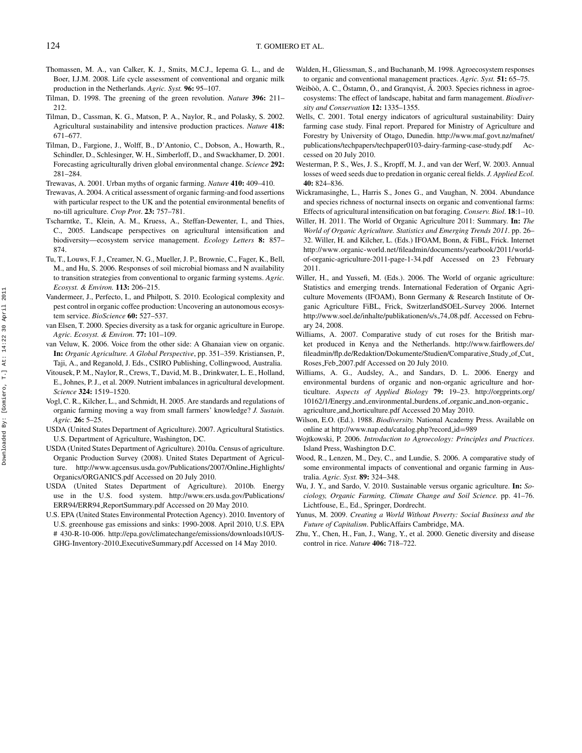Thomassen, M. A., van Calker, K. J., Smits, M.C.J., Iepema G. L., and de Boer, I.J.M. 2008. Life cycle assessment of conventional and organic milk production in the Netherlands. *Agric. Syst.* **96:** 95–107.

Tilman, D. 1998. The greening of the green revolution. *Nature* **396:** 211–212.

Tilman, D., Cassman, K. G., Matson, P. A., Naylor, R., and Polasky, S. 2002. Agricultural sustainability and intensive production practices. *Nature* **418:** 671–677.

Tilman, D., Fargione, J., Wolff, B., D'Antonio, C., Dobson, A., Howarth, R., Schindler, D., Schlesinger, W. H., Simberloff, D., and Swackhamer, D. 2001. Forecasting agriculturally driven global environmental change. *Science* **292:** 281–284.

Trewavas, A. 2001. Urban myths of organic farming. *Nature* **410:** 409–410.

Trewavas, A. 2004. A critical assessment of organic farming-and food assertions with particular respect to the UK and the potential environmental benefits of no-till agriculture. *Crop Prot*. **23:** 757–781.

Tscharntke, T., Klein, A. M., Kruess, A., Steffan-Dewenter, I., and Thies, C., 2005. Landscape perspectives on agricultural intensification and biodiversity—ecosystem service management. *Ecology Letters* **8:** 857–874.

Tu, T., Louws, F. J., Creamer, N. G., Mueller, J. P., Brownie, C., Fager, K., Bell, M., and Hu, S. 2006. Responses of soil microbial biomass and N availability to transition strategies from conventional to organic farming systems. *Agric. Ecosyst. & Environ.* **113:** 206–215.

Vandermeer, J., Perfecto, I., and Philpott, S. 2010. Ecological complexity and pest control in organic coffee production: Uncovering an autonomous ecosystem service. *BioScience* **60:** 527–537.

van Elsen, T. 2000. Species diversity as a task for organic agriculture in Europe. *Agric. Ecosyst. & Environ.* **77:** 101–109.

van Veluw, K. 2006. Voice from the other side: A Ghanaian view on organic. **In:** *Organic Agriculture. A Global Perspective*, pp. 351–359. Kristiansen, P., Taji, A., and Reganold, J. Eds., CSIRO Publishing, Collingwood, Australia.

Vitousek, P. M., Naylor, R., Crews, T., David, M. B., Drinkwater, L. E., Holland, E., Johnes, P. J., et al. 2009. Nutrient imbalances in agricultural development. *Science* **324:** 1519–1520.

Vogl, C. R., Kilcher, L., and Schmidt, H. 2005. Are standards and regulations of organic farming moving a way from small farmers' knowledge? *J. Sustain. Agric.* **26:** 5–25.

USDA (United States Department of Agriculture). 2007. Agricultural Statistics. U.S. Department of Agriculture, Washington, DC.

USDA (United States Department of Agriculture). 2010a. Census of agriculture. Organic Production Survey (2008). United States Department of Agriculture. http://www.agcensus.usda.gov/Publications/2007/Online_Highlights/Organics/ORGANICS.pdf Accessed on 20 July 2010.

USDA (United States Department of Agriculture). 2010b. Energy use in the U.S. food system. http://www.ers.usda.gov/Publications/ERR94/ERR94_ReportSummary.pdf Accessed on 20 May 2010.

U.S. EPA (United States Environmental Protection Agency). 2010. Inventory of U.S. greenhouse gas emissions and sinks: 1990-2008. April 2010, U.S. EPA # 430-R-10-006. http://epa.gov/climatechange/emissions/downloads10/US-GHG-Inventory-2010_ExecutiveSummary.pdf Accessed on 14 May 2010.

Walden, H., Gliessman, S., and Buchananb, M. 1998. Agroecosystem responses to organic and conventional management practices. *Agric. Syst.* **51:** 65–75.

Weibòò, A. C., Östamn, Ö., and Granqvist, Å. 2003. Species richness in agroecosystems: The effect of landscape, habitat and farm management. *Biodiversity and Conservation* **12:** 1335–1355.

Wells, C. 2001. Total energy indicators of agricultural sustainability: Dairy farming case study. Final report. Prepared for Ministry of Agriculture and Forestry by University of Otago, Dunedin. http://www.maf.govt.nz/mafnet/publications/techpapers/techpaper0103-dairy-farming-case-study.pdf Accessed on 20 July 2010.

Westerman, P. S., Wes, J. S., Kropff, M. J., and van der Werf, W. 2003. Annual losses of weed seeds due to predation in organic cereal fields. *J. Applied Ecol.* **40:** 824–836.

Wickramasinghe, L., Harris S., Jones G., and Vaughan, N. 2004. Abundance and species richness of nocturnal insects on organic and conventional farms: Effects of agricultural intensification on bat foraging. *Conserv. Biol*. **18**:1–10.

Willer, H. 2011. The World of Organic Agriculture 2011: Summary. **In:** *The World of Organic Agriculture. Statistics and Emerging Trends 2011*. pp. 26–32. Willer, H. and Kilcher, L. (Eds.) IFOAM, Bonn, & FiBL, Frick. Internet http://www.organic-world.net/fileadmin/documents/yearbook/2011/world-of-organic-agriculture-2011-page-1-34.pdf Accessed on 23 February 2011.

Willer, H., and Yussefi, M. (Eds.). 2006. The World of organic agriculture: Statistics and emerging trends. International Federation of Organic Agriculture Movements (IFOAM), Bonn Germany & Research Institute of Organic Agriculture FiBL, Frick, SwitzerlandSOEL-Survey 2006. Internet http://www.soel.de/inhalte/publikationen/s/s_74_08.pdf. Accessed on February 24, 2008.

Williams, A. 2007. Comparative study of cut roses for the British market produced in Kenya and the Netherlands. http://www.fairflowers.de/fileadmin/flp.de/Redaktion/Dokumente/Studien/Comparative_Study_of_Cut_Roses_Feb_2007.pdf Accessed on 20 July 2010.

Williams, A. G., Audsley, A., and Sandars, D. L. 2006. Energy and environmental burdens of organic and non-organic agriculture and horticulture. *Aspects of Applied Biology* **79:** 19–23. http://orgprints.org/10162/1/Energy_and_environmental_burdens_of_organic_and_non-organic_agriculture_and_horticulture.pdf Accessed 20 May 2010.

Wilson, E.O. (Ed.). 1988. *Biodiversity.* National Academy Press. Available on online at http://www.nap.edu/catalog.php?record_id=989

Wojtkowski, P. 2006. *Introduction to Agroecology: Principles and Practices*. Island Press, Washington D.C.

Wood, R., Lenzen, M., Dey, C., and Lundie, S. 2006. A comparative study of some environmental impacts of conventional and organic farming in Australia. *Agric. Syst.* **89:** 324–348.

Wu, J. Y., and Sardo, V. 2010. Sustainable versus organic agriculture. **In:** *Sociology, Organic Farming, Climate Change and Soil Science.* pp. 41–76. Lichtfouse, E., Ed., Springer, Dordrecht.

Yunus, M. 2009. *Creating a World Without Poverty: Social Business and the Future of Capitalism*. PublicAffairs Cambridge, MA.

Zhu, Y., Chen, H., Fan, J., Wang, Y., et al. 2000. Genetic diversity and disease control in rice. *Nature* **406:** 718–722.